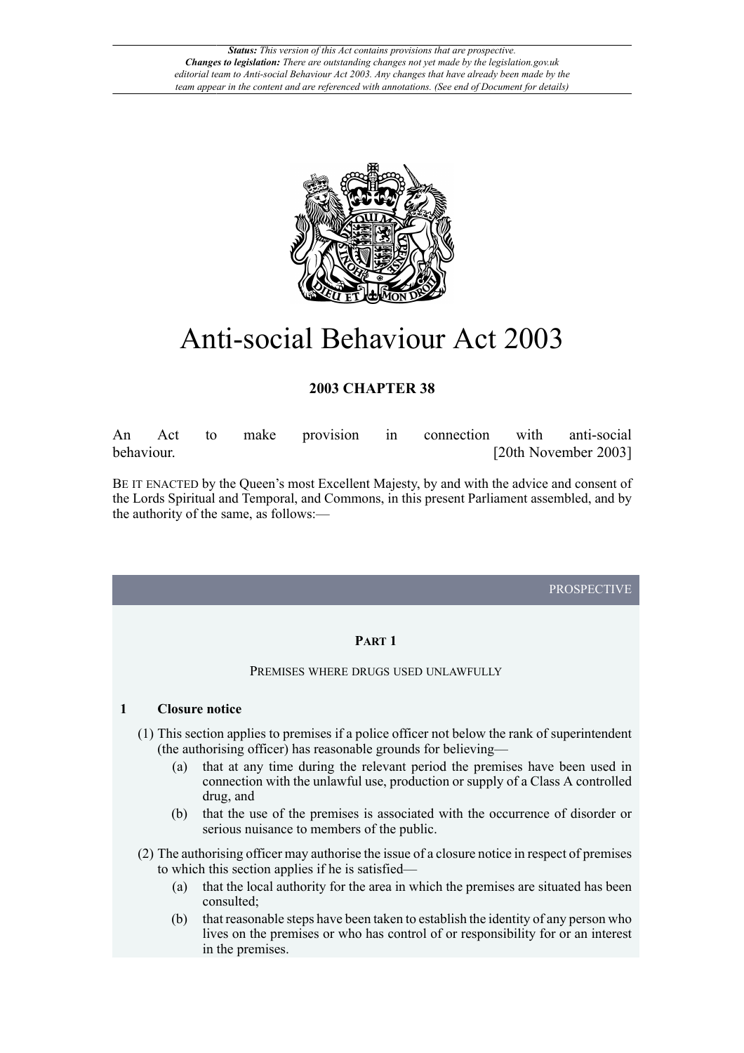*Status: This version of this Act contains provisions that are prospective.*
*Changes to legislation: There are outstanding changes not yet made by the legislation.gov.uk editorial team to Anti-social Behaviour Act 2003. Any changes that have already been made by the team appear in the content and are referenced with annotations. (See end of Document for details)*

# Anti-social Behaviour Act 2003

**2003 CHAPTER 38**

An Act to make provision in connection with anti-social behaviour. [20th November 2003]

BE IT ENACTED by the Queen's most Excellent Majesty, by and with the advice and consent of the Lords Spiritual and Temporal, and Commons, in this present Parliament assembled, and by the authority of the same, as follows:—

PROSPECTIVE

## PART 1

### PREMISES WHERE DRUGS USED UNLAWFULLY

**1 Closure notice**

(1) This section applies to premises if a police officer not below the rank of superintendent (the authorising officer) has reasonable grounds for believing—

(a) that at any time during the relevant period the premises have been used in connection with the unlawful use, production or supply of a Class A controlled drug, and

(b) that the use of the premises is associated with the occurrence of disorder or serious nuisance to members of the public.

(2) The authorising officer may authorise the issue of a closure notice in respect of premises to which this section applies if he is satisfied—

(a) that the local authority for the area in which the premises are situated has been consulted;

(b) that reasonable steps have been taken to establish the identity of any person who lives on the premises or who has control of or responsibility for or an interest in the premises.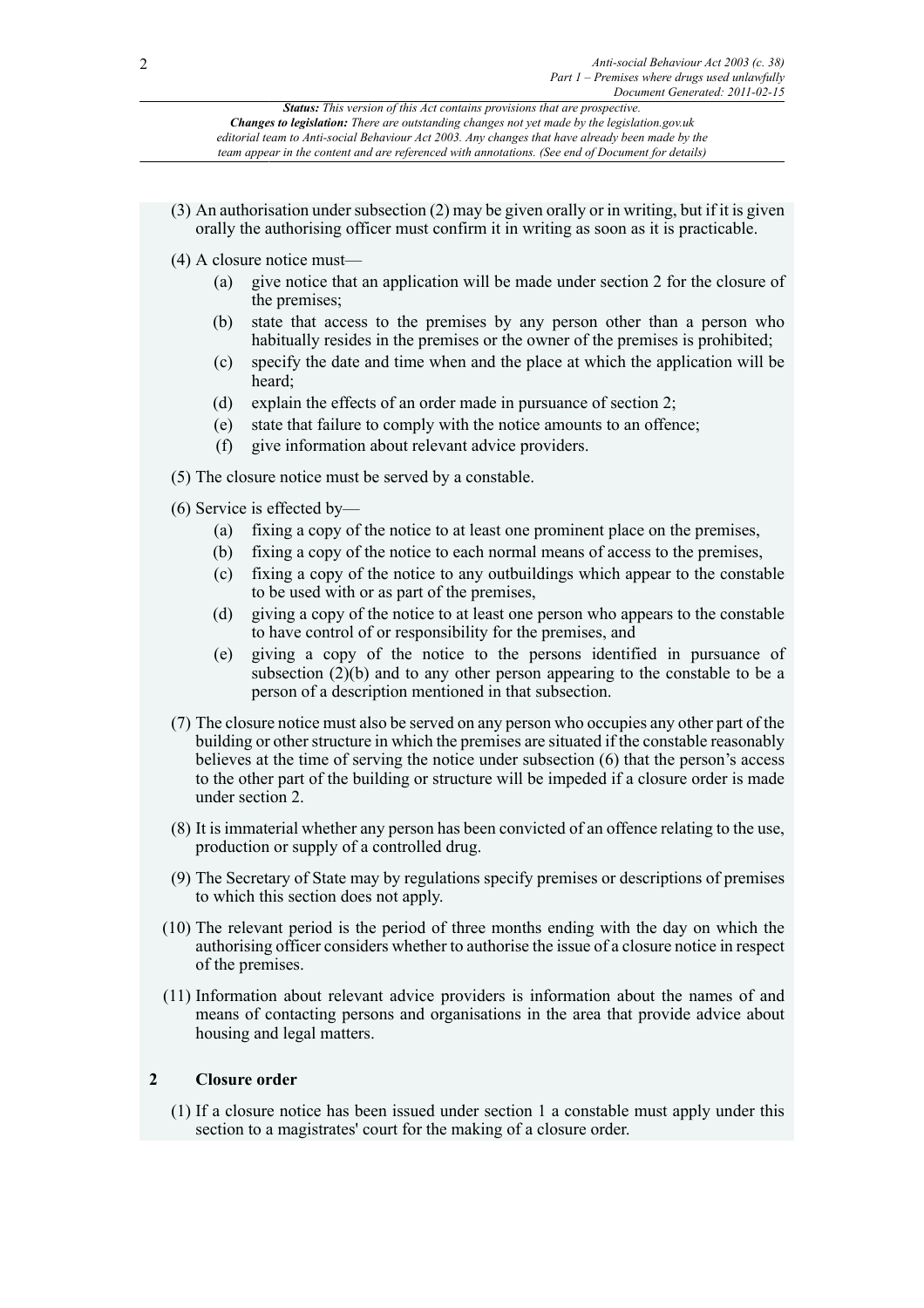(3) An authorisation under subsection (2) may be given orally or in writing, but if it is given orally the authorising officer must confirm it in writing as soon as it is practicable.

(4) A closure notice must—

- (a) give notice that an application will be made under section 2 for the closure of the premises;
- (b) state that access to the premises by any person other than a person who habitually resides in the premises or the owner of the premises is prohibited;
- (c) specify the date and time when and the place at which the application will be heard;
- (d) explain the effects of an order made in pursuance of section 2;
- (e) state that failure to comply with the notice amounts to an offence;
- (f) give information about relevant advice providers.

(5) The closure notice must be served by a constable.

(6) Service is effected by—

- (a) fixing a copy of the notice to at least one prominent place on the premises,
- (b) fixing a copy of the notice to each normal means of access to the premises,
- (c) fixing a copy of the notice to any outbuildings which appear to the constable to be used with or as part of the premises,
- (d) giving a copy of the notice to at least one person who appears to the constable to have control of or responsibility for the premises, and
- (e) giving a copy of the notice to the persons identified in pursuance of subsection (2)(b) and to any other person appearing to the constable to be a person of a description mentioned in that subsection.

(7) The closure notice must also be served on any person who occupies any other part of the building or other structure in which the premises are situated if the constable reasonably believes at the time of serving the notice under subsection (6) that the person's access to the other part of the building or structure will be impeded if a closure order is made under section 2.

(8) It is immaterial whether any person has been convicted of an offence relating to the use, production or supply of a controlled drug.

(9) The Secretary of State may by regulations specify premises or descriptions of premises to which this section does not apply.

(10) The relevant period is the period of three months ending with the day on which the authorising officer considers whether to authorise the issue of a closure notice in respect of the premises.

(11) Information about relevant advice providers is information about the names of and means of contacting persons and organisations in the area that provide advice about housing and legal matters.

## 2 Closure order

(1) If a closure notice has been issued under section 1 a constable must apply under this section to a magistrates' court for the making of a closure order.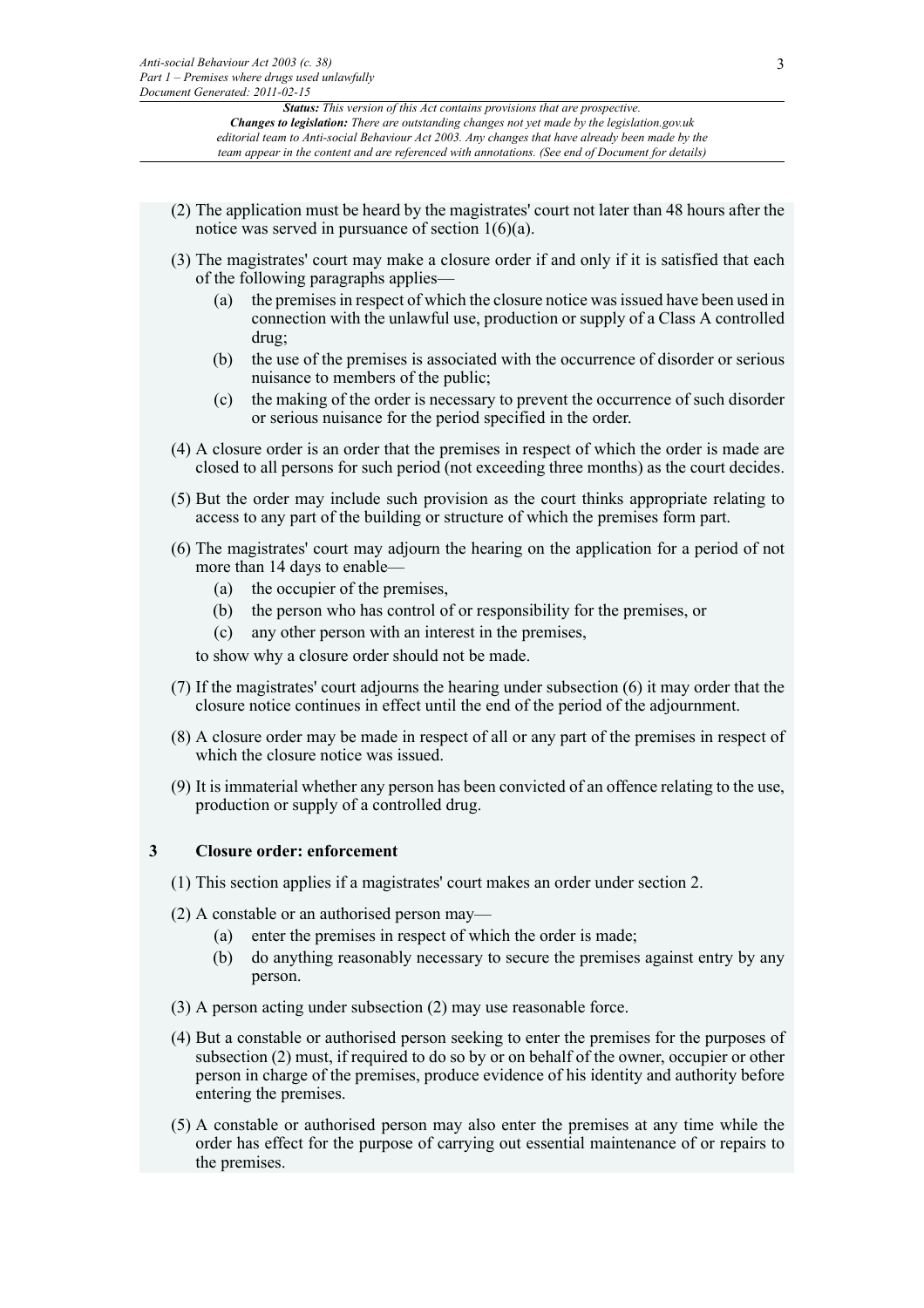(2) The application must be heard by the magistrates' court not later than 48 hours after the notice was served in pursuance of section 1(6)(a).

(3) The magistrates' court may make a closure order if and only if it is satisfied that each of the following paragraphs applies—

- (a) the premises in respect of which the closure notice was issued have been used in connection with the unlawful use, production or supply of a Class A controlled drug;
- (b) the use of the premises is associated with the occurrence of disorder or serious nuisance to members of the public;
- (c) the making of the order is necessary to prevent the occurrence of such disorder or serious nuisance for the period specified in the order.

(4) A closure order is an order that the premises in respect of which the order is made are closed to all persons for such period (not exceeding three months) as the court decides.

(5) But the order may include such provision as the court thinks appropriate relating to access to any part of the building or structure of which the premises form part.

(6) The magistrates' court may adjourn the hearing on the application for a period of not more than 14 days to enable—

- (a) the occupier of the premises,
- (b) the person who has control of or responsibility for the premises, or
- (c) any other person with an interest in the premises,

to show why a closure order should not be made.

(7) If the magistrates' court adjourns the hearing under subsection (6) it may order that the closure notice continues in effect until the end of the period of the adjournment.

(8) A closure order may be made in respect of all or any part of the premises in respect of which the closure notice was issued.

(9) It is immaterial whether any person has been convicted of an offence relating to the use, production or supply of a controlled drug.

### 3 Closure order: enforcement

(1) This section applies if a magistrates' court makes an order under section 2.

(2) A constable or an authorised person may—

- (a) enter the premises in respect of which the order is made;
- (b) do anything reasonably necessary to secure the premises against entry by any person.

(3) A person acting under subsection (2) may use reasonable force.

(4) But a constable or authorised person seeking to enter the premises for the purposes of subsection (2) must, if required to do so by or on behalf of the owner, occupier or other person in charge of the premises, produce evidence of his identity and authority before entering the premises.

(5) A constable or authorised person may also enter the premises at any time while the order has effect for the purpose of carrying out essential maintenance of or repairs to the premises.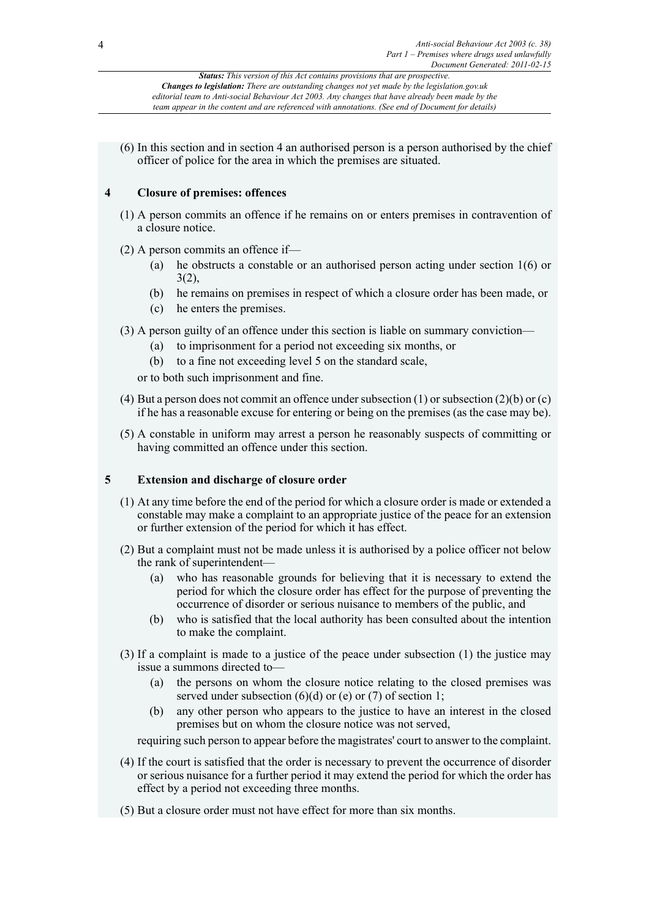(6) In this section and in section 4 an authorised person is a person authorised by the chief officer of police for the area in which the premises are situated.

## 4 Closure of premises: offences

(1) A person commits an offence if he remains on or enters premises in contravention of a closure notice.

(2) A person commits an offence if—

- (a) he obstructs a constable or an authorised person acting under section 1(6) or 3(2),
- (b) he remains on premises in respect of which a closure order has been made, or
- (c) he enters the premises.

(3) A person guilty of an offence under this section is liable on summary conviction—

- (a) to imprisonment for a period not exceeding six months, or
- (b) to a fine not exceeding level 5 on the standard scale,

or to both such imprisonment and fine.

(4) But a person does not commit an offence under subsection (1) or subsection (2)(b) or (c) if he has a reasonable excuse for entering or being on the premises (as the case may be).

(5) A constable in uniform may arrest a person he reasonably suspects of committing or having committed an offence under this section.

## 5 Extension and discharge of closure order

(1) At any time before the end of the period for which a closure order is made or extended a constable may make a complaint to an appropriate justice of the peace for an extension or further extension of the period for which it has effect.

(2) But a complaint must not be made unless it is authorised by a police officer not below the rank of superintendent—

- (a) who has reasonable grounds for believing that it is necessary to extend the period for which the closure order has effect for the purpose of preventing the occurrence of disorder or serious nuisance to members of the public, and
- (b) who is satisfied that the local authority has been consulted about the intention to make the complaint.

(3) If a complaint is made to a justice of the peace under subsection (1) the justice may issue a summons directed to—

- (a) the persons on whom the closure notice relating to the closed premises was served under subsection (6)(d) or (e) or (7) of section 1;
- (b) any other person who appears to the justice to have an interest in the closed premises but on whom the closure notice was not served,

requiring such person to appear before the magistrates' court to answer to the complaint.

(4) If the court is satisfied that the order is necessary to prevent the occurrence of disorder or serious nuisance for a further period it may extend the period for which the order has effect by a period not exceeding three months.

(5) But a closure order must not have effect for more than six months.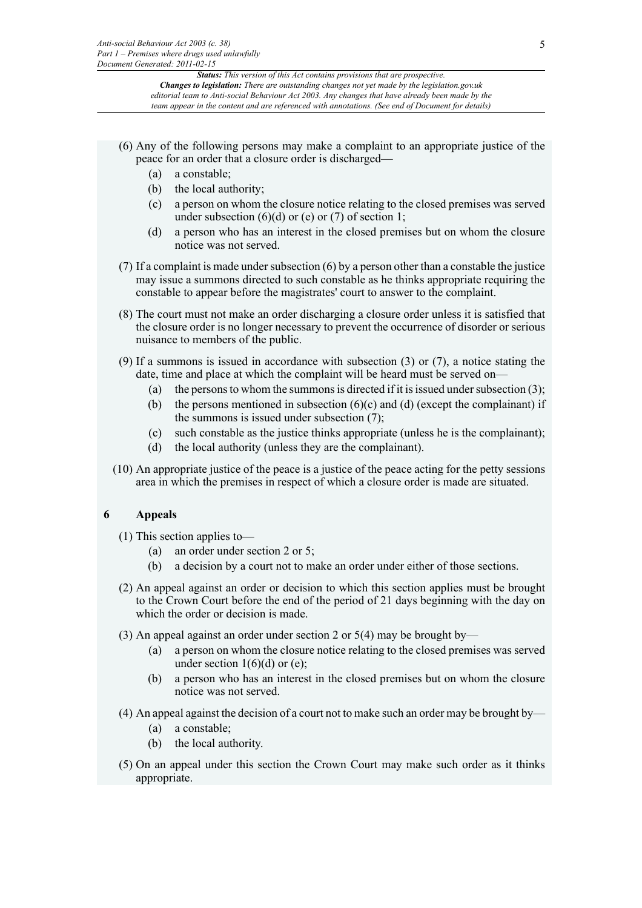(6) Any of the following persons may make a complaint to an appropriate justice of the peace for an order that a closure order is discharged—

  (a) a constable;

  (b) the local authority;

  (c) a person on whom the closure notice relating to the closed premises was served under subsection (6)(d) or (e) or (7) of section 1;

  (d) a person who has an interest in the closed premises but on whom the closure notice was not served.

(7) If a complaint is made under subsection (6) by a person other than a constable the justice may issue a summons directed to such constable as he thinks appropriate requiring the constable to appear before the magistrates' court to answer to the complaint.

(8) The court must not make an order discharging a closure order unless it is satisfied that the closure order is no longer necessary to prevent the occurrence of disorder or serious nuisance to members of the public.

(9) If a summons is issued in accordance with subsection (3) or (7), a notice stating the date, time and place at which the complaint will be heard must be served on—

  (a) the persons to whom the summons is directed if it is issued under subsection (3);

  (b) the persons mentioned in subsection (6)(c) and (d) (except the complainant) if the summons is issued under subsection (7);

  (c) such constable as the justice thinks appropriate (unless he is the complainant);

  (d) the local authority (unless they are the complainant).

(10) An appropriate justice of the peace is a justice of the peace acting for the petty sessions area in which the premises in respect of which a closure order is made are situated.

## 6 Appeals

(1) This section applies to—

  (a) an order under section 2 or 5;

  (b) a decision by a court not to make an order under either of those sections.

(2) An appeal against an order or decision to which this section applies must be brought to the Crown Court before the end of the period of 21 days beginning with the day on which the order or decision is made.

(3) An appeal against an order under section 2 or 5(4) may be brought by—

  (a) a person on whom the closure notice relating to the closed premises was served under section 1(6)(d) or (e);

  (b) a person who has an interest in the closed premises but on whom the closure notice was not served.

(4) An appeal against the decision of a court not to make such an order may be brought by—

  (a) a constable;

  (b) the local authority.

(5) On an appeal under this section the Crown Court may make such order as it thinks appropriate.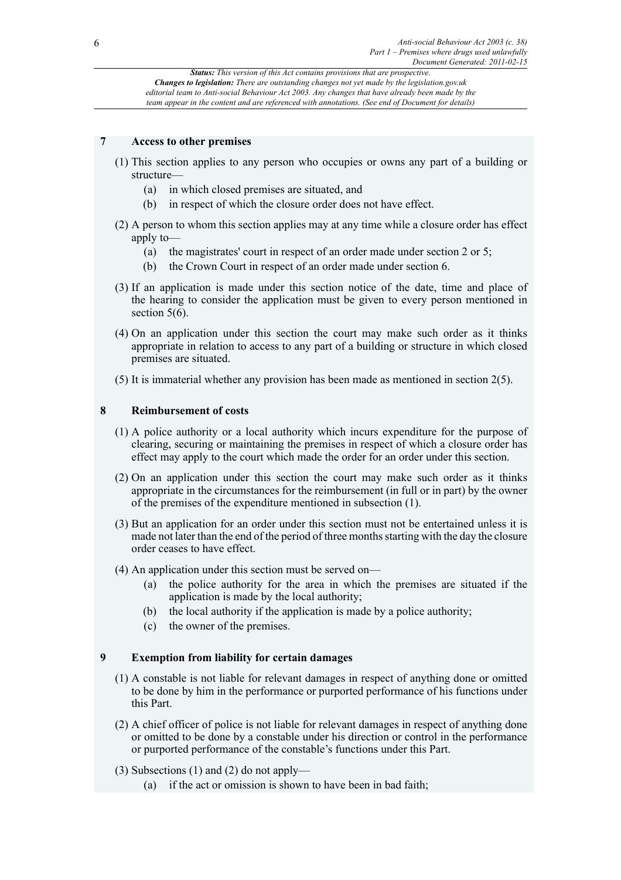**Status:** *This version of this Act contains provisions that are prospective.*
***Changes to legislation:*** *There are outstanding changes not yet made by the legislation.gov.uk editorial team to Anti-social Behaviour Act 2003. Any changes that have already been made by the team appear in the content and are referenced with annotations. (See end of Document for details)*

### 7 Access to other premises

(1) This section applies to any person who occupies or owns any part of a building or structure—

- (a) in which closed premises are situated, and
- (b) in respect of which the closure order does not have effect.

(2) A person to whom this section applies may at any time while a closure order has effect apply to—

- (a) the magistrates' court in respect of an order made under section 2 or 5;
- (b) the Crown Court in respect of an order made under section 6.

(3) If an application is made under this section notice of the date, time and place of the hearing to consider the application must be given to every person mentioned in section 5(6).

(4) On an application under this section the court may make such order as it thinks appropriate in relation to access to any part of a building or structure in which closed premises are situated.

(5) It is immaterial whether any provision has been made as mentioned in section 2(5).

### 8 Reimbursement of costs

(1) A police authority or a local authority which incurs expenditure for the purpose of clearing, securing or maintaining the premises in respect of which a closure order has effect may apply to the court which made the order for an order under this section.

(2) On an application under this section the court may make such order as it thinks appropriate in the circumstances for the reimbursement (in full or in part) by the owner of the premises of the expenditure mentioned in subsection (1).

(3) But an application for an order under this section must not be entertained unless it is made not later than the end of the period of three months starting with the day the closure order ceases to have effect.

(4) An application under this section must be served on—

- (a) the police authority for the area in which the premises are situated if the application is made by the local authority;
- (b) the local authority if the application is made by a police authority;
- (c) the owner of the premises.

### 9 Exemption from liability for certain damages

(1) A constable is not liable for relevant damages in respect of anything done or omitted to be done by him in the performance or purported performance of his functions under this Part.

(2) A chief officer of police is not liable for relevant damages in respect of anything done or omitted to be done by a constable under his direction or control in the performance or purported performance of the constable's functions under this Part.

(3) Subsections (1) and (2) do not apply—

- (a) if the act or omission is shown to have been in bad faith;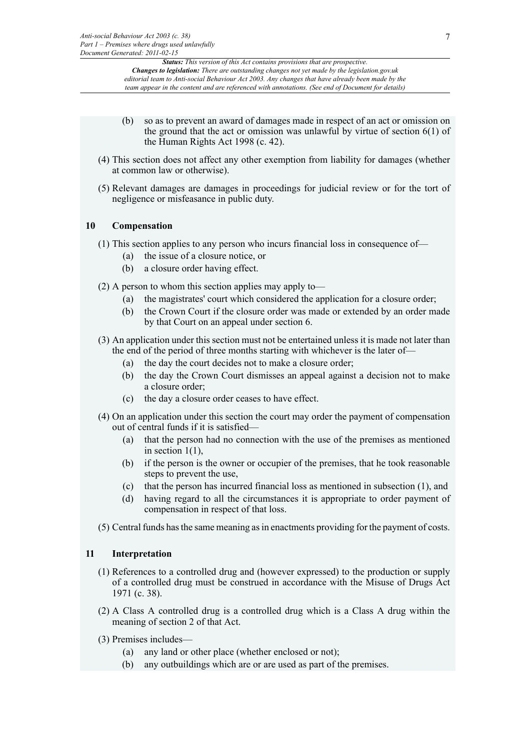(b) so as to prevent an award of damages made in respect of an act or omission on the ground that the act or omission was unlawful by virtue of section 6(1) of the Human Rights Act 1998 (c. 42).

(4) This section does not affect any other exemption from liability for damages (whether at common law or otherwise).

(5) Relevant damages are damages in proceedings for judicial review or for the tort of negligence or misfeasance in public duty.

## 10 Compensation

(1) This section applies to any person who incurs financial loss in consequence of—

(a) the issue of a closure notice, or

(b) a closure order having effect.

(2) A person to whom this section applies may apply to—

(a) the magistrates' court which considered the application for a closure order;

(b) the Crown Court if the closure order was made or extended by an order made by that Court on an appeal under section 6.

(3) An application under this section must not be entertained unless it is made not later than the end of the period of three months starting with whichever is the later of—

(a) the day the court decides not to make a closure order;

(b) the day the Crown Court dismisses an appeal against a decision not to make a closure order;

(c) the day a closure order ceases to have effect.

(4) On an application under this section the court may order the payment of compensation out of central funds if it is satisfied—

(a) that the person had no connection with the use of the premises as mentioned in section 1(1),

(b) if the person is the owner or occupier of the premises, that he took reasonable steps to prevent the use,

(c) that the person has incurred financial loss as mentioned in subsection (1), and

(d) having regard to all the circumstances it is appropriate to order payment of compensation in respect of that loss.

(5) Central funds has the same meaning as in enactments providing for the payment of costs.

## 11 Interpretation

(1) References to a controlled drug and (however expressed) to the production or supply of a controlled drug must be construed in accordance with the Misuse of Drugs Act 1971 (c. 38).

(2) A Class A controlled drug is a controlled drug which is a Class A drug within the meaning of section 2 of that Act.

(3) Premises includes—

(a) any land or other place (whether enclosed or not);

(b) any outbuildings which are or are used as part of the premises.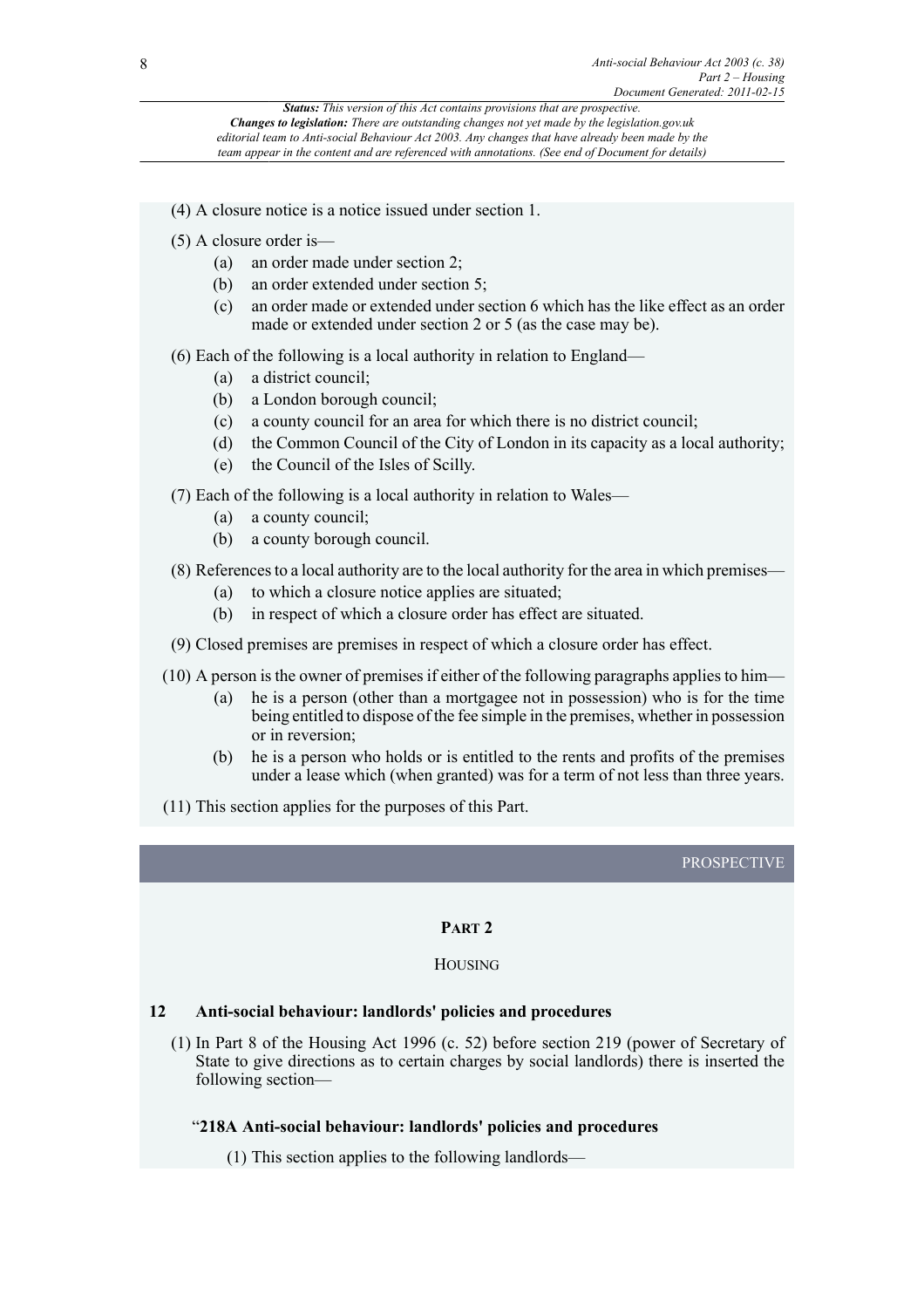(4) A closure notice is a notice issued under section 1.

(5) A closure order is—

- (a) an order made under section 2;
- (b) an order extended under section 5;
- (c) an order made or extended under section 6 which has the like effect as an order made or extended under section 2 or 5 (as the case may be).

(6) Each of the following is a local authority in relation to England—

- (a) a district council;
- (b) a London borough council;
- (c) a county council for an area for which there is no district council;
- (d) the Common Council of the City of London in its capacity as a local authority;
- (e) the Council of the Isles of Scilly.

(7) Each of the following is a local authority in relation to Wales—

- (a) a county council;
- (b) a county borough council.

(8) References to a local authority are to the local authority for the area in which premises—

- (a) to which a closure notice applies are situated;
- (b) in respect of which a closure order has effect are situated.

(9) Closed premises are premises in respect of which a closure order has effect.

(10) A person is the owner of premises if either of the following paragraphs applies to him—

- (a) he is a person (other than a mortgagee not in possession) who is for the time being entitled to dispose of the fee simple in the premises, whether in possession or in reversion;
- (b) he is a person who holds or is entitled to the rents and profits of the premises under a lease which (when granted) was for a term of not less than three years.

(11) This section applies for the purposes of this Part.

PROSPECTIVE

## PART 2

### HOUSING

### 12 Anti-social behaviour: landlords' policies and procedures

(1) In Part 8 of the Housing Act 1996 (c. 52) before section 219 (power of Secretary of State to give directions as to certain charges by social landlords) there is inserted the following section—

**"218A Anti-social behaviour: landlords' policies and procedures**

(1) This section applies to the following landlords—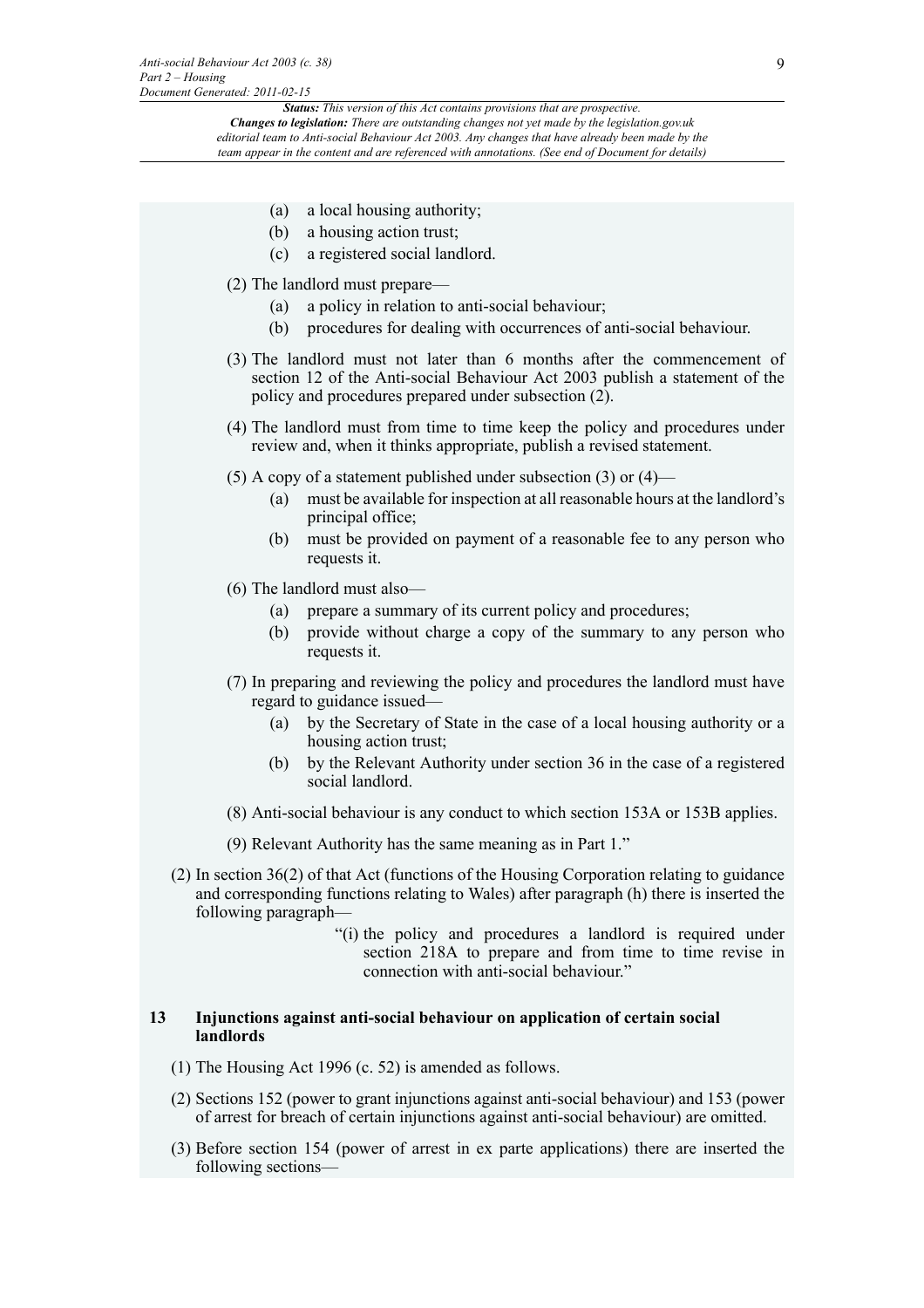(a) a local housing authority;

(b) a housing action trust;

(c) a registered social landlord.

(2) The landlord must prepare—

(a) a policy in relation to anti-social behaviour;

(b) procedures for dealing with occurrences of anti-social behaviour.

(3) The landlord must not later than 6 months after the commencement of section 12 of the Anti-social Behaviour Act 2003 publish a statement of the policy and procedures prepared under subsection (2).

(4) The landlord must from time to time keep the policy and procedures under review and, when it thinks appropriate, publish a revised statement.

(5) A copy of a statement published under subsection (3) or (4)—

(a) must be available for inspection at all reasonable hours at the landlord's principal office;

(b) must be provided on payment of a reasonable fee to any person who requests it.

(6) The landlord must also—

(a) prepare a summary of its current policy and procedures;

(b) provide without charge a copy of the summary to any person who requests it.

(7) In preparing and reviewing the policy and procedures the landlord must have regard to guidance issued—

(a) by the Secretary of State in the case of a local housing authority or a housing action trust;

(b) by the Relevant Authority under section 36 in the case of a registered social landlord.

(8) Anti-social behaviour is any conduct to which section 153A or 153B applies.

(9) Relevant Authority has the same meaning as in Part 1."

(2) In section 36(2) of that Act (functions of the Housing Corporation relating to guidance and corresponding functions relating to Wales) after paragraph (h) there is inserted the following paragraph—

"(i) the policy and procedures a landlord is required under section 218A to prepare and from time to time revise in connection with anti-social behaviour."

### 13 Injunctions against anti-social behaviour on application of certain social landlords

(1) The Housing Act 1996 (c. 52) is amended as follows.

(2) Sections 152 (power to grant injunctions against anti-social behaviour) and 153 (power of arrest for breach of certain injunctions against anti-social behaviour) are omitted.

(3) Before section 154 (power of arrest in ex parte applications) there are inserted the following sections—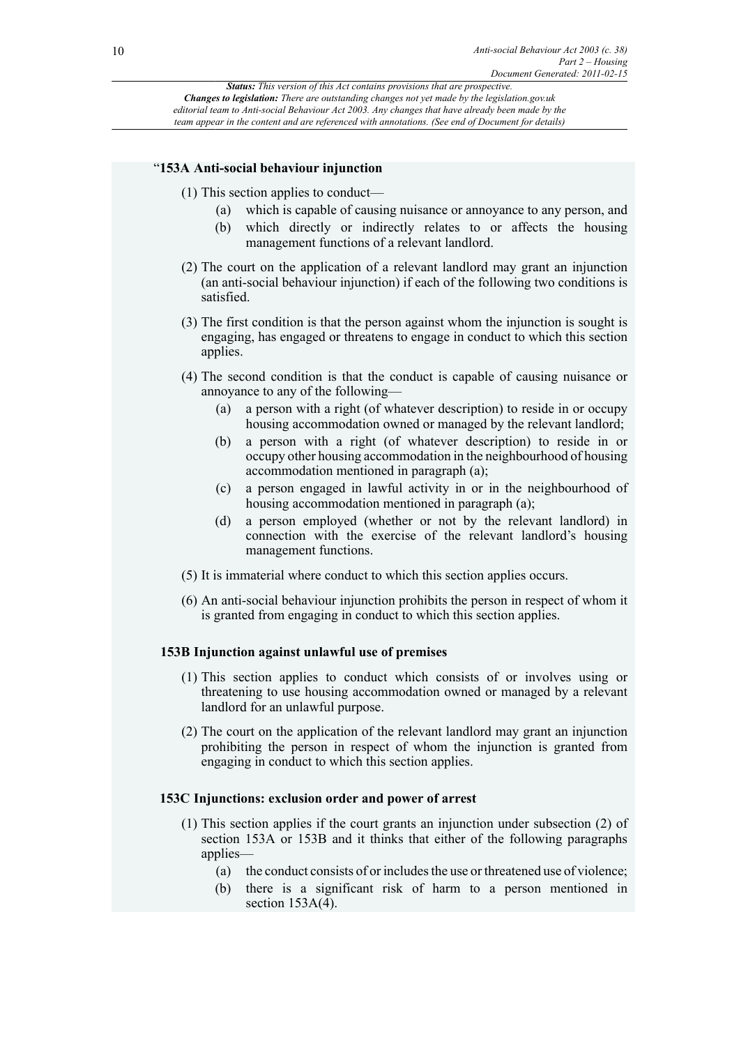*Status: This version of this Act contains provisions that are prospective.*
*Changes to legislation: There are outstanding changes not yet made by the legislation.gov.uk editorial team to Anti-social Behaviour Act 2003. Any changes that have already been made by the team appear in the content and are referenced with annotations. (See end of Document for details)*

### "153A Anti-social behaviour injunction

(1) This section applies to conduct—

- (a) which is capable of causing nuisance or annoyance to any person, and
- (b) which directly or indirectly relates to or affects the housing management functions of a relevant landlord.

(2) The court on the application of a relevant landlord may grant an injunction (an anti-social behaviour injunction) if each of the following two conditions is satisfied.

(3) The first condition is that the person against whom the injunction is sought is engaging, has engaged or threatens to engage in conduct to which this section applies.

(4) The second condition is that the conduct is capable of causing nuisance or annoyance to any of the following—

- (a) a person with a right (of whatever description) to reside in or occupy housing accommodation owned or managed by the relevant landlord;
- (b) a person with a right (of whatever description) to reside in or occupy other housing accommodation in the neighbourhood of housing accommodation mentioned in paragraph (a);
- (c) a person engaged in lawful activity in or in the neighbourhood of housing accommodation mentioned in paragraph (a);
- (d) a person employed (whether or not by the relevant landlord) in connection with the exercise of the relevant landlord's housing management functions.

(5) It is immaterial where conduct to which this section applies occurs.

(6) An anti-social behaviour injunction prohibits the person in respect of whom it is granted from engaging in conduct to which this section applies.

### 153B Injunction against unlawful use of premises

(1) This section applies to conduct which consists of or involves using or threatening to use housing accommodation owned or managed by a relevant landlord for an unlawful purpose.

(2) The court on the application of the relevant landlord may grant an injunction prohibiting the person in respect of whom the injunction is granted from engaging in conduct to which this section applies.

### 153C Injunctions: exclusion order and power of arrest

(1) This section applies if the court grants an injunction under subsection (2) of section 153A or 153B and it thinks that either of the following paragraphs applies—

- (a) the conduct consists of or includes the use or threatened use of violence;
- (b) there is a significant risk of harm to a person mentioned in section 153A(4).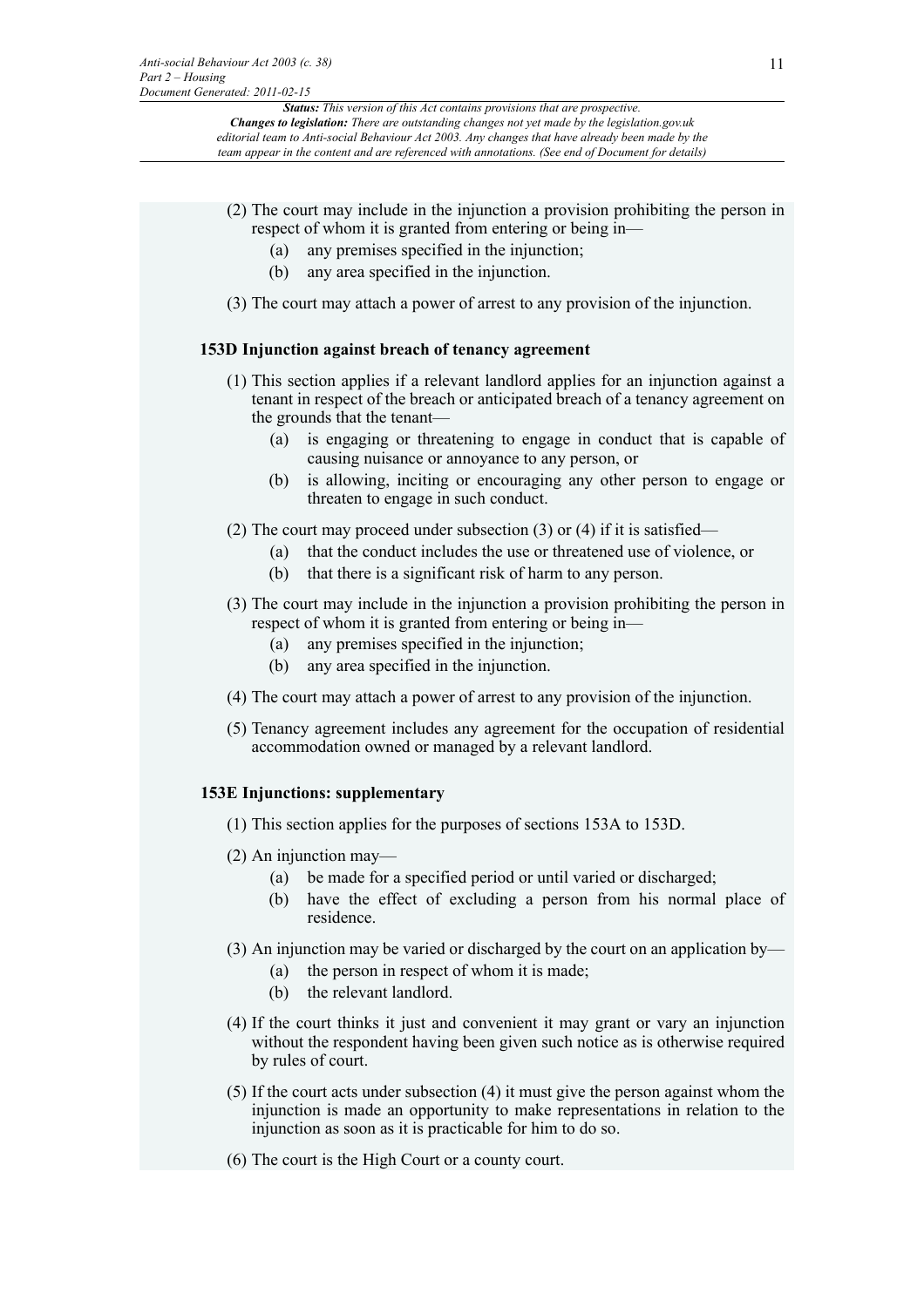(2) The court may include in the injunction a provision prohibiting the person in respect of whom it is granted from entering or being in—

(a) any premises specified in the injunction;

(b) any area specified in the injunction.

(3) The court may attach a power of arrest to any provision of the injunction.

**153D Injunction against breach of tenancy agreement**

(1) This section applies if a relevant landlord applies for an injunction against a tenant in respect of the breach or anticipated breach of a tenancy agreement on the grounds that the tenant—

(a) is engaging or threatening to engage in conduct that is capable of causing nuisance or annoyance to any person, or

(b) is allowing, inciting or encouraging any other person to engage or threaten to engage in such conduct.

(2) The court may proceed under subsection (3) or (4) if it is satisfied—

(a) that the conduct includes the use or threatened use of violence, or

(b) that there is a significant risk of harm to any person.

(3) The court may include in the injunction a provision prohibiting the person in respect of whom it is granted from entering or being in—

(a) any premises specified in the injunction;

(b) any area specified in the injunction.

(4) The court may attach a power of arrest to any provision of the injunction.

(5) Tenancy agreement includes any agreement for the occupation of residential accommodation owned or managed by a relevant landlord.

**153E Injunctions: supplementary**

(1) This section applies for the purposes of sections 153A to 153D.

(2) An injunction may—

(a) be made for a specified period or until varied or discharged;

(b) have the effect of excluding a person from his normal place of residence.

(3) An injunction may be varied or discharged by the court on an application by—

(a) the person in respect of whom it is made;

(b) the relevant landlord.

(4) If the court thinks it just and convenient it may grant or vary an injunction without the respondent having been given such notice as is otherwise required by rules of court.

(5) If the court acts under subsection (4) it must give the person against whom the injunction is made an opportunity to make representations in relation to the injunction as soon as it is practicable for him to do so.

(6) The court is the High Court or a county court.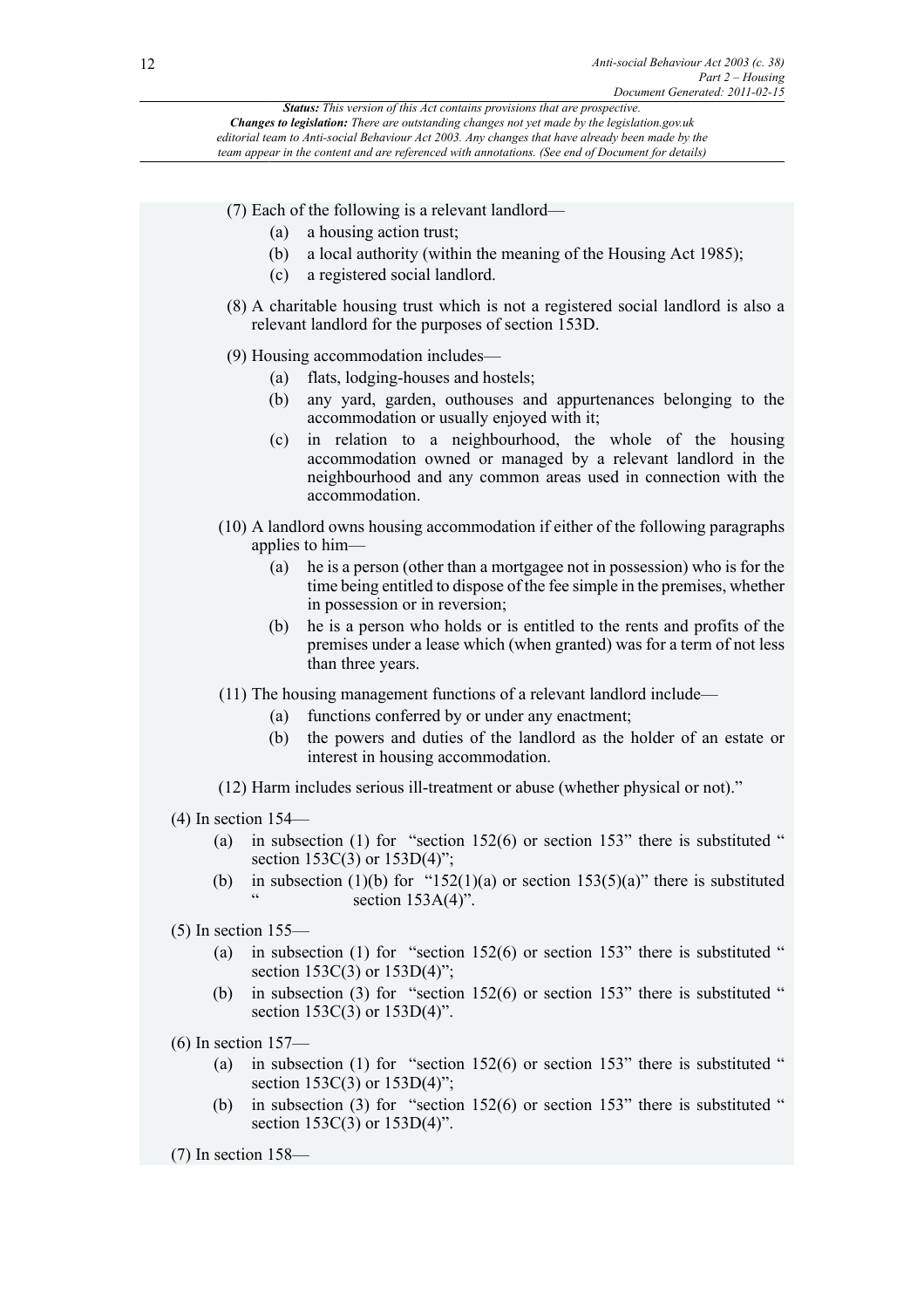(7) Each of the following is a relevant landlord—

 (a) a housing action trust;

 (b) a local authority (within the meaning of the Housing Act 1985);

 (c) a registered social landlord.

(8) A charitable housing trust which is not a registered social landlord is also a relevant landlord for the purposes of section 153D.

(9) Housing accommodation includes—

 (a) flats, lodging-houses and hostels;

 (b) any yard, garden, outhouses and appurtenances belonging to the accommodation or usually enjoyed with it;

 (c) in relation to a neighbourhood, the whole of the housing accommodation owned or managed by a relevant landlord in the neighbourhood and any common areas used in connection with the accommodation.

(10) A landlord owns housing accommodation if either of the following paragraphs applies to him—

 (a) he is a person (other than a mortgagee not in possession) who is for the time being entitled to dispose of the fee simple in the premises, whether in possession or in reversion;

 (b) he is a person who holds or is entitled to the rents and profits of the premises under a lease which (when granted) was for a term of not less than three years.

(11) The housing management functions of a relevant landlord include—

 (a) functions conferred by or under any enactment;

 (b) the powers and duties of the landlord as the holder of an estate or interest in housing accommodation.

(12) Harm includes serious ill-treatment or abuse (whether physical or not)."

(4) In section 154—

 (a) in subsection (1) for "section 152(6) or section 153" there is substituted " section 153C(3) or 153D(4)";

 (b) in subsection (1)(b) for "152(1)(a) or section 153(5)(a)" there is substituted " section 153A(4)".

(5) In section 155—

 (a) in subsection (1) for "section 152(6) or section 153" there is substituted " section 153C(3) or 153D(4)";

 (b) in subsection (3) for "section 152(6) or section 153" there is substituted " section 153C(3) or 153D(4)".

(6) In section 157—

 (a) in subsection (1) for "section 152(6) or section 153" there is substituted " section 153C(3) or 153D(4)";

 (b) in subsection (3) for "section 152(6) or section 153" there is substituted " section 153C(3) or 153D(4)".

(7) In section 158—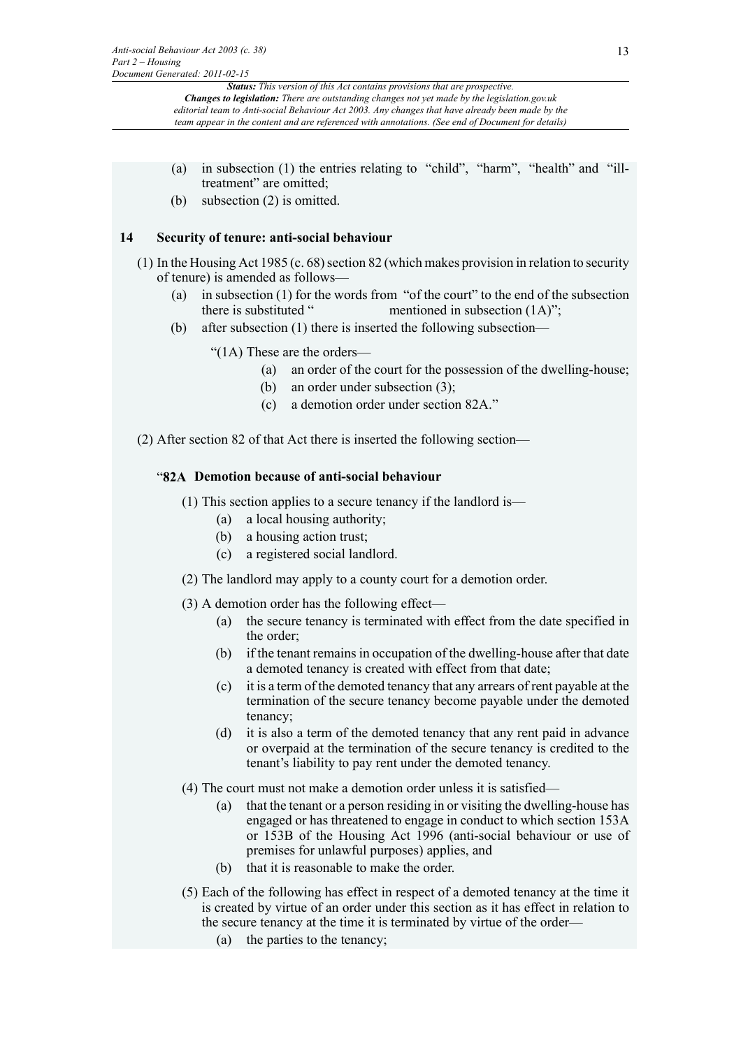(a) in subsection (1) the entries relating to "child", "harm", "health" and "ill-treatment" are omitted;

(b) subsection (2) is omitted.

## 14 Security of tenure: anti-social behaviour

(1) In the Housing Act 1985 (c. 68) section 82 (which makes provision in relation to security of tenure) is amended as follows—

(a) in subsection (1) for the words from "of the court" to the end of the subsection there is substituted " mentioned in subsection (1A)";

(b) after subsection (1) there is inserted the following subsection—

"(1A) These are the orders—

(a) an order of the court for the possession of the dwelling-house;

(b) an order under subsection (3);

(c) a demotion order under section 82A."

(2) After section 82 of that Act there is inserted the following section—

"**82A Demotion because of anti-social behaviour**

(1) This section applies to a secure tenancy if the landlord is—

(a) a local housing authority;

(b) a housing action trust;

(c) a registered social landlord.

(2) The landlord may apply to a county court for a demotion order.

(3) A demotion order has the following effect—

(a) the secure tenancy is terminated with effect from the date specified in the order;

(b) if the tenant remains in occupation of the dwelling-house after that date a demoted tenancy is created with effect from that date;

(c) it is a term of the demoted tenancy that any arrears of rent payable at the termination of the secure tenancy become payable under the demoted tenancy;

(d) it is also a term of the demoted tenancy that any rent paid in advance or overpaid at the termination of the secure tenancy is credited to the tenant's liability to pay rent under the demoted tenancy.

(4) The court must not make a demotion order unless it is satisfied—

(a) that the tenant or a person residing in or visiting the dwelling-house has engaged or has threatened to engage in conduct to which section 153A or 153B of the Housing Act 1996 (anti-social behaviour or use of premises for unlawful purposes) applies, and

(b) that it is reasonable to make the order.

(5) Each of the following has effect in respect of a demoted tenancy at the time it is created by virtue of an order under this section as it has effect in relation to the secure tenancy at the time it is terminated by virtue of the order—

(a) the parties to the tenancy;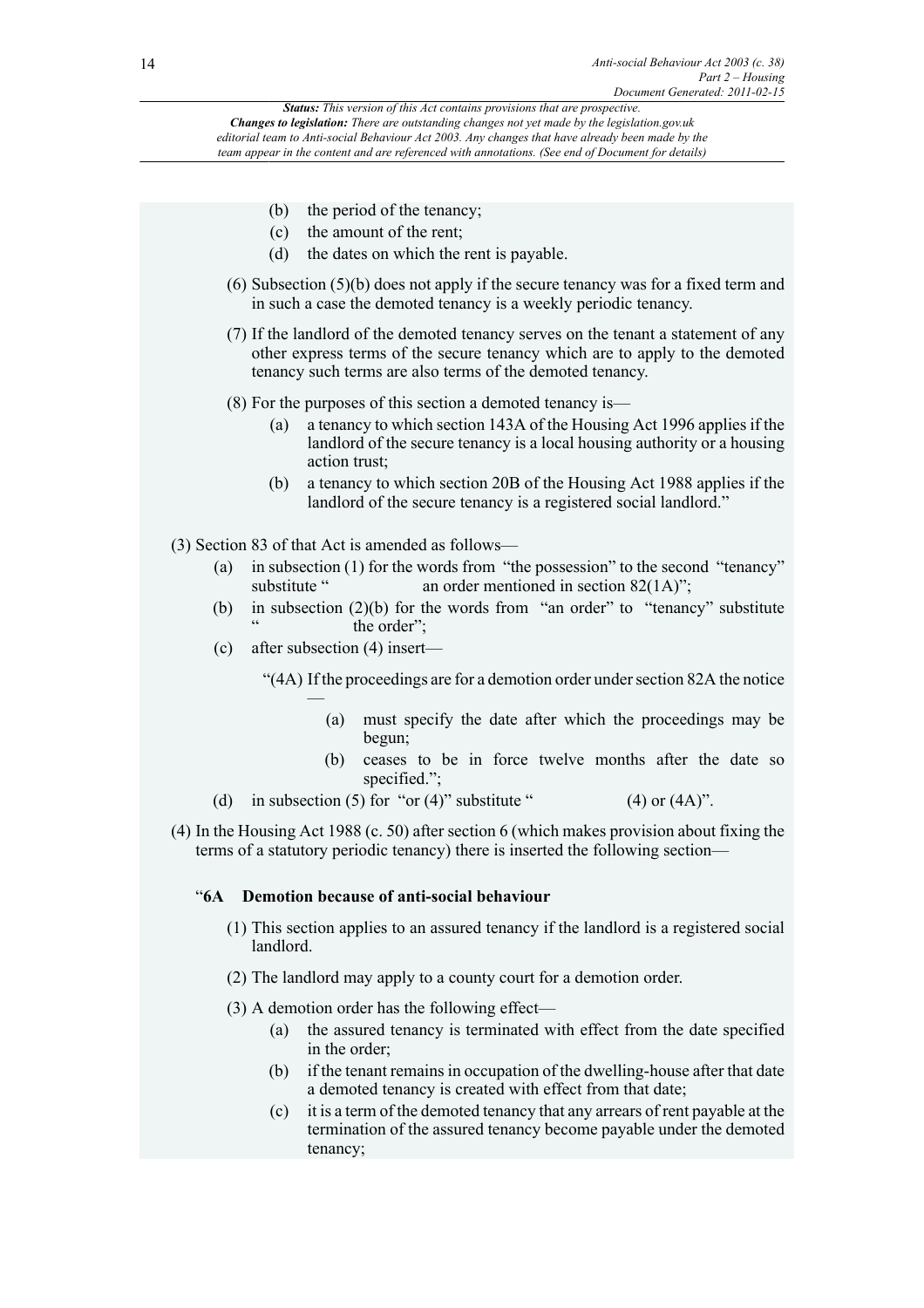(b) the period of the tenancy;

(c) the amount of the rent;

(d) the dates on which the rent is payable.

(6) Subsection (5)(b) does not apply if the secure tenancy was for a fixed term and in such a case the demoted tenancy is a weekly periodic tenancy.

(7) If the landlord of the demoted tenancy serves on the tenant a statement of any other express terms of the secure tenancy which are to apply to the demoted tenancy such terms are also terms of the demoted tenancy.

(8) For the purposes of this section a demoted tenancy is—

(a) a tenancy to which section 143A of the Housing Act 1996 applies if the landlord of the secure tenancy is a local housing authority or a housing action trust;

(b) a tenancy to which section 20B of the Housing Act 1988 applies if the landlord of the secure tenancy is a registered social landlord."

(3) Section 83 of that Act is amended as follows—

(a) in subsection (1) for the words from "the possession" to the second "tenancy" substitute " an order mentioned in section 82(1A)";

(b) in subsection (2)(b) for the words from "an order" to "tenancy" substitute " the order";

(c) after subsection (4) insert—

"(4A) If the proceedings are for a demotion order under section 82A the notice —

(a) must specify the date after which the proceedings may be begun;

(b) ceases to be in force twelve months after the date so specified.";

(d) in subsection (5) for "or (4)" substitute " (4) or (4A)".

(4) In the Housing Act 1988 (c. 50) after section 6 (which makes provision about fixing the terms of a statutory periodic tenancy) there is inserted the following section—

"**6A Demotion because of anti-social behaviour**

(1) This section applies to an assured tenancy if the landlord is a registered social landlord.

(2) The landlord may apply to a county court for a demotion order.

(3) A demotion order has the following effect—

(a) the assured tenancy is terminated with effect from the date specified in the order;

(b) if the tenant remains in occupation of the dwelling-house after that date a demoted tenancy is created with effect from that date;

(c) it is a term of the demoted tenancy that any arrears of rent payable at the termination of the assured tenancy become payable under the demoted tenancy;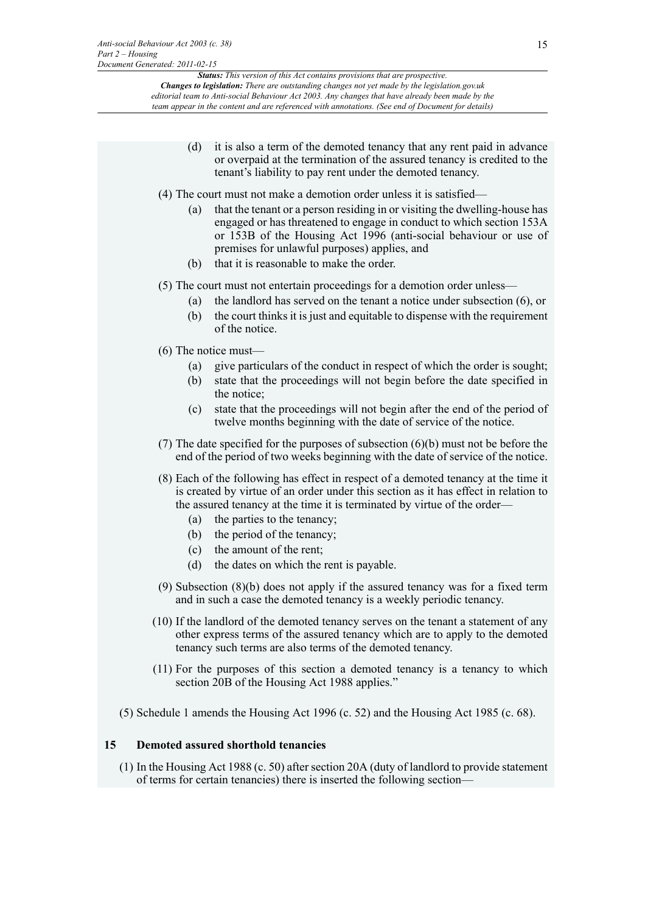(d) it is also a term of the demoted tenancy that any rent paid in advance or overpaid at the termination of the assured tenancy is credited to the tenant's liability to pay rent under the demoted tenancy.

(4) The court must not make a demotion order unless it is satisfied—

(a) that the tenant or a person residing in or visiting the dwelling-house has engaged or has threatened to engage in conduct to which section 153A or 153B of the Housing Act 1996 (anti-social behaviour or use of premises for unlawful purposes) applies, and

(b) that it is reasonable to make the order.

(5) The court must not entertain proceedings for a demotion order unless—

(a) the landlord has served on the tenant a notice under subsection (6), or

(b) the court thinks it is just and equitable to dispense with the requirement of the notice.

(6) The notice must—

(a) give particulars of the conduct in respect of which the order is sought;

(b) state that the proceedings will not begin before the date specified in the notice;

(c) state that the proceedings will not begin after the end of the period of twelve months beginning with the date of service of the notice.

(7) The date specified for the purposes of subsection (6)(b) must not be before the end of the period of two weeks beginning with the date of service of the notice.

(8) Each of the following has effect in respect of a demoted tenancy at the time it is created by virtue of an order under this section as it has effect in relation to the assured tenancy at the time it is terminated by virtue of the order—

(a) the parties to the tenancy;

(b) the period of the tenancy;

(c) the amount of the rent;

(d) the dates on which the rent is payable.

(9) Subsection (8)(b) does not apply if the assured tenancy was for a fixed term and in such a case the demoted tenancy is a weekly periodic tenancy.

(10) If the landlord of the demoted tenancy serves on the tenant a statement of any other express terms of the assured tenancy which are to apply to the demoted tenancy such terms are also terms of the demoted tenancy.

(11) For the purposes of this section a demoted tenancy is a tenancy to which section 20B of the Housing Act 1988 applies."

(5) Schedule 1 amends the Housing Act 1996 (c. 52) and the Housing Act 1985 (c. 68).

## 15 Demoted assured shorthold tenancies

(1) In the Housing Act 1988 (c. 50) after section 20A (duty of landlord to provide statement of terms for certain tenancies) there is inserted the following section—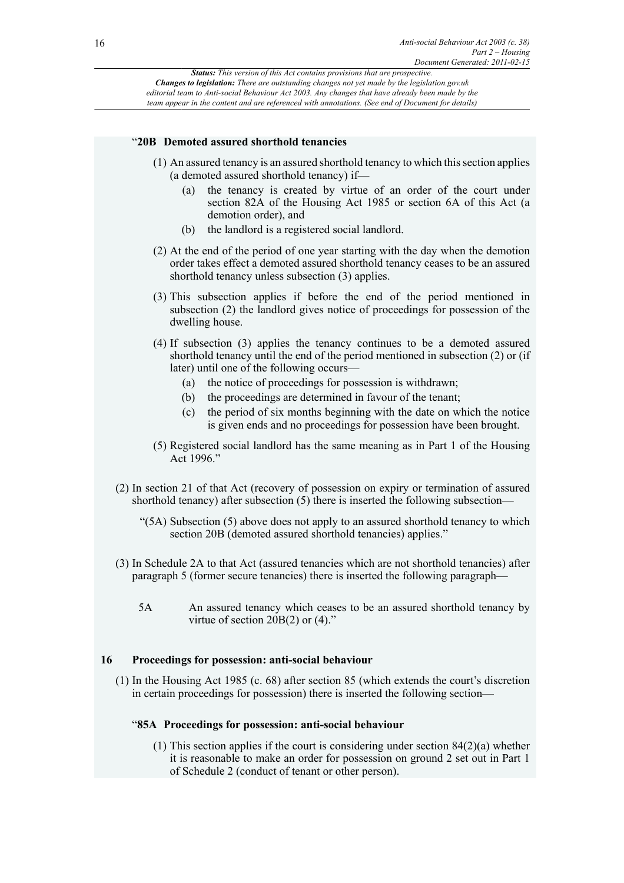"**20B Demoted assured shorthold tenancies**

(1) An assured tenancy is an assured shorthold tenancy to which this section applies (a demoted assured shorthold tenancy) if—

(a) the tenancy is created by virtue of an order of the court under section 82A of the Housing Act 1985 or section 6A of this Act (a demotion order), and

(b) the landlord is a registered social landlord.

(2) At the end of the period of one year starting with the day when the demotion order takes effect a demoted assured shorthold tenancy ceases to be an assured shorthold tenancy unless subsection (3) applies.

(3) This subsection applies if before the end of the period mentioned in subsection (2) the landlord gives notice of proceedings for possession of the dwelling house.

(4) If subsection (3) applies the tenancy continues to be a demoted assured shorthold tenancy until the end of the period mentioned in subsection (2) or (if later) until one of the following occurs—

(a) the notice of proceedings for possession is withdrawn;

(b) the proceedings are determined in favour of the tenant;

(c) the period of six months beginning with the date on which the notice is given ends and no proceedings for possession have been brought.

(5) Registered social landlord has the same meaning as in Part 1 of the Housing Act 1996."

(2) In section 21 of that Act (recovery of possession on expiry or termination of assured shorthold tenancy) after subsection (5) there is inserted the following subsection—

"(5A) Subsection (5) above does not apply to an assured shorthold tenancy to which section 20B (demoted assured shorthold tenancies) applies."

(3) In Schedule 2A to that Act (assured tenancies which are not shorthold tenancies) after paragraph 5 (former secure tenancies) there is inserted the following paragraph—

5A An assured tenancy which ceases to be an assured shorthold tenancy by virtue of section 20B(2) or (4)."

## 16 Proceedings for possession: anti-social behaviour

(1) In the Housing Act 1985 (c. 68) after section 85 (which extends the court's discretion in certain proceedings for possession) there is inserted the following section—

"**85A Proceedings for possession: anti-social behaviour**

(1) This section applies if the court is considering under section 84(2)(a) whether it is reasonable to make an order for possession on ground 2 set out in Part 1 of Schedule 2 (conduct of tenant or other person).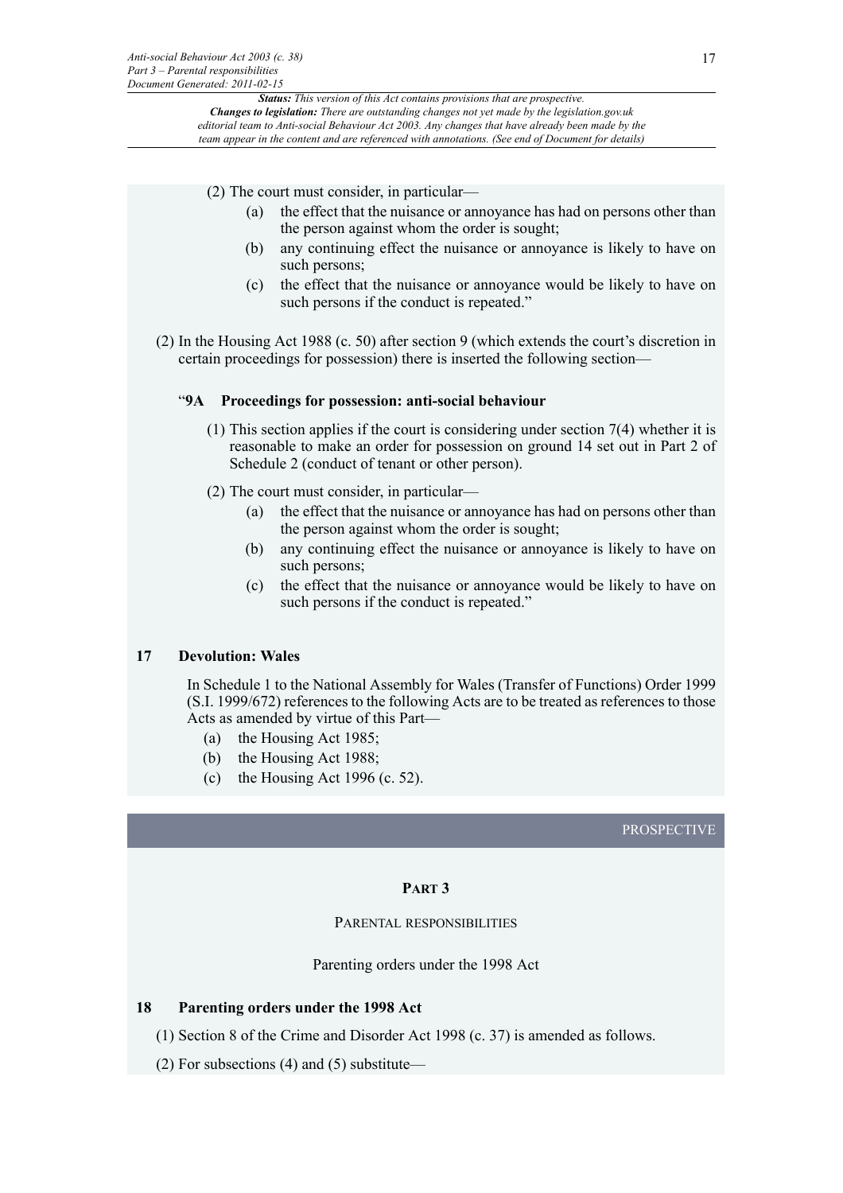(2) The court must consider, in particular—

- (a) the effect that the nuisance or annoyance has had on persons other than the person against whom the order is sought;
- (b) any continuing effect the nuisance or annoyance is likely to have on such persons;
- (c) the effect that the nuisance or annoyance would be likely to have on such persons if the conduct is repeated."

(2) In the Housing Act 1988 (c. 50) after section 9 (which extends the court's discretion in certain proceedings for possession) there is inserted the following section—

"**9A Proceedings for possession: anti-social behaviour**

(1) This section applies if the court is considering under section 7(4) whether it is reasonable to make an order for possession on ground 14 set out in Part 2 of Schedule 2 (conduct of tenant or other person).

(2) The court must consider, in particular—

- (a) the effect that the nuisance or annoyance has had on persons other than the person against whom the order is sought;
- (b) any continuing effect the nuisance or annoyance is likely to have on such persons;
- (c) the effect that the nuisance or annoyance would be likely to have on such persons if the conduct is repeated."

### 17 Devolution: Wales

In Schedule 1 to the National Assembly for Wales (Transfer of Functions) Order 1999 (S.I. 1999/672) references to the following Acts are to be treated as references to those Acts as amended by virtue of this Part—

- (a) the Housing Act 1985;
- (b) the Housing Act 1988;
- (c) the Housing Act 1996 (c. 52).

PROSPECTIVE

## PART 3

## PARENTAL RESPONSIBILITIES

Parenting orders under the 1998 Act

### 18 Parenting orders under the 1998 Act

(1) Section 8 of the Crime and Disorder Act 1998 (c. 37) is amended as follows.

(2) For subsections (4) and (5) substitute—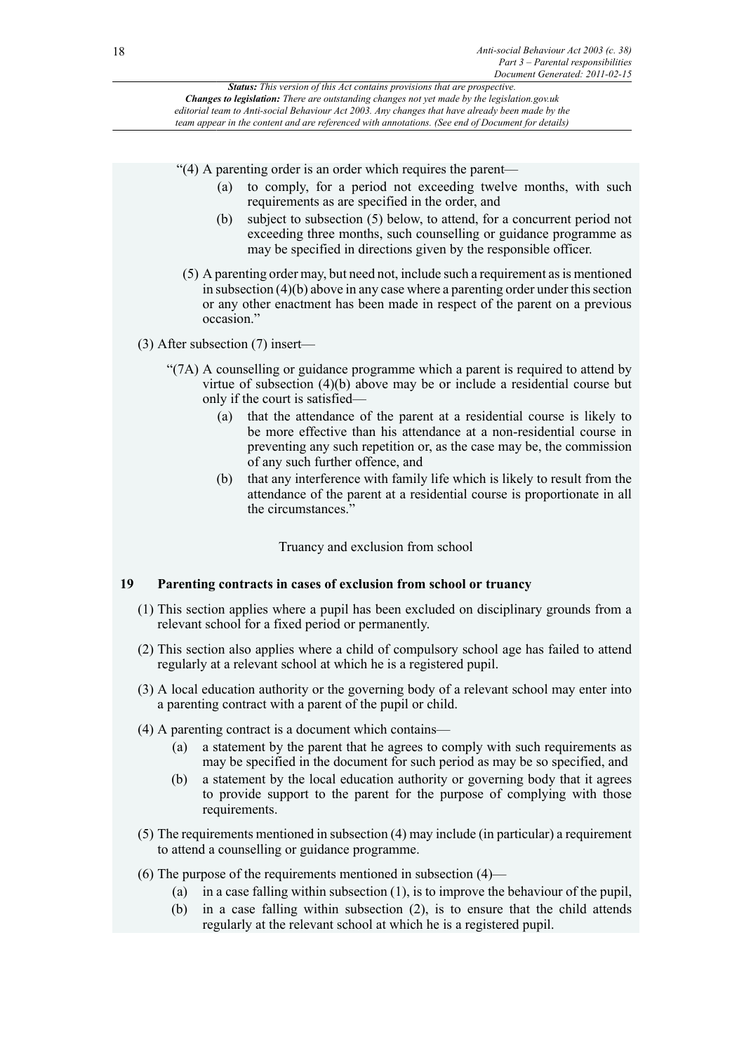"(4) A parenting order is an order which requires the parent—

(a) to comply, for a period not exceeding twelve months, with such requirements as are specified in the order, and

(b) subject to subsection (5) below, to attend, for a concurrent period not exceeding three months, such counselling or guidance programme as may be specified in directions given by the responsible officer.

(5) A parenting order may, but need not, include such a requirement as is mentioned in subsection (4)(b) above in any case where a parenting order under this section or any other enactment has been made in respect of the parent on a previous occasion."

(3) After subsection (7) insert—

"(7A) A counselling or guidance programme which a parent is required to attend by virtue of subsection (4)(b) above may be or include a residential course but only if the court is satisfied—

(a) that the attendance of the parent at a residential course is likely to be more effective than his attendance at a non-residential course in preventing any such repetition or, as the case may be, the commission of any such further offence, and

(b) that any interference with family life which is likely to result from the attendance of the parent at a residential course is proportionate in all the circumstances."

### Truancy and exclusion from school

## 19 Parenting contracts in cases of exclusion from school or truancy

(1) This section applies where a pupil has been excluded on disciplinary grounds from a relevant school for a fixed period or permanently.

(2) This section also applies where a child of compulsory school age has failed to attend regularly at a relevant school at which he is a registered pupil.

(3) A local education authority or the governing body of a relevant school may enter into a parenting contract with a parent of the pupil or child.

(4) A parenting contract is a document which contains—

(a) a statement by the parent that he agrees to comply with such requirements as may be specified in the document for such period as may be so specified, and

(b) a statement by the local education authority or governing body that it agrees to provide support to the parent for the purpose of complying with those requirements.

(5) The requirements mentioned in subsection (4) may include (in particular) a requirement to attend a counselling or guidance programme.

(6) The purpose of the requirements mentioned in subsection (4)—

(a) in a case falling within subsection (1), is to improve the behaviour of the pupil,

(b) in a case falling within subsection (2), is to ensure that the child attends regularly at the relevant school at which he is a registered pupil.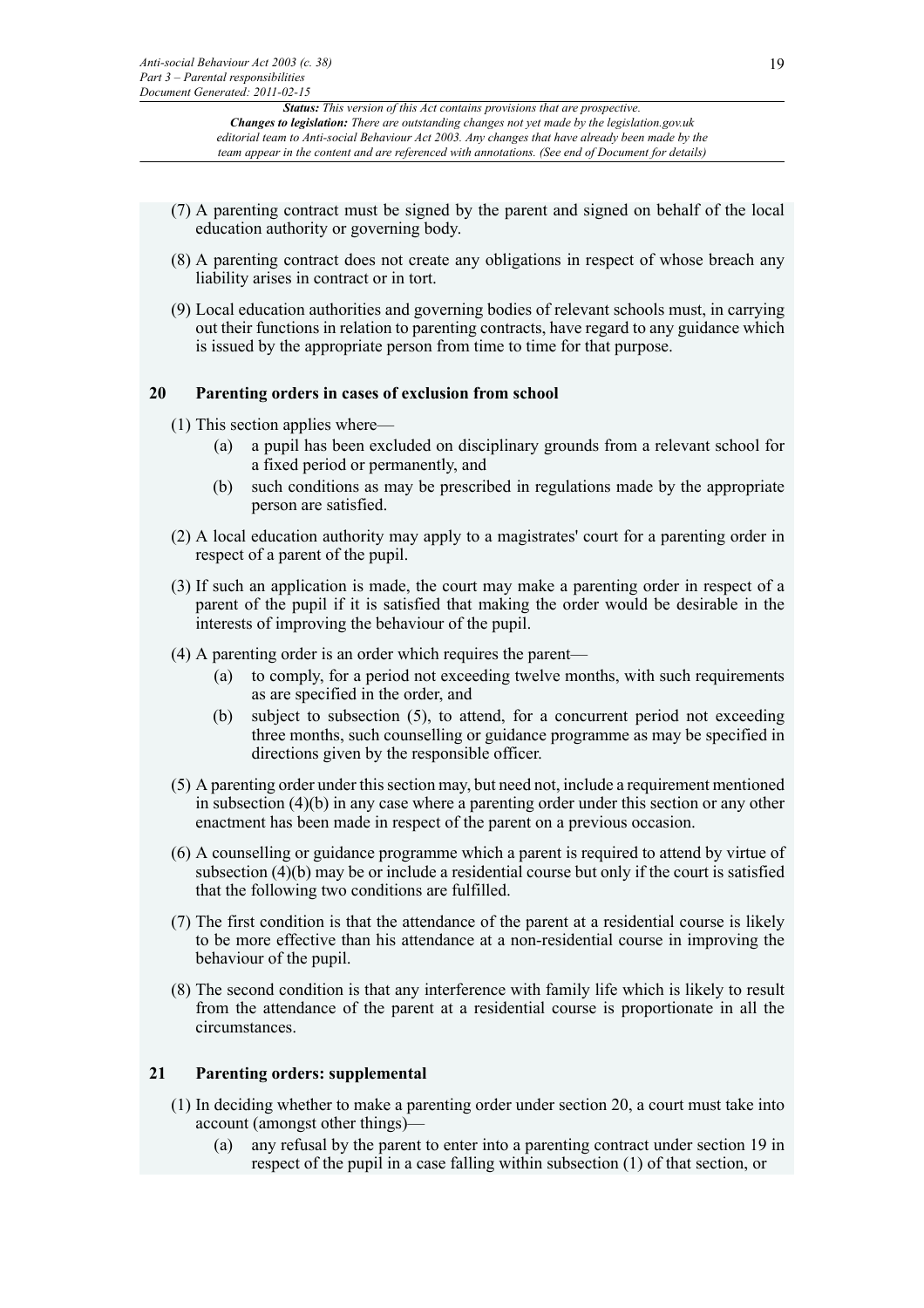(7) A parenting contract must be signed by the parent and signed on behalf of the local education authority or governing body.

(8) A parenting contract does not create any obligations in respect of whose breach any liability arises in contract or in tort.

(9) Local education authorities and governing bodies of relevant schools must, in carrying out their functions in relation to parenting contracts, have regard to any guidance which is issued by the appropriate person from time to time for that purpose.

## 20 Parenting orders in cases of exclusion from school

(1) This section applies where—

(a) a pupil has been excluded on disciplinary grounds from a relevant school for a fixed period or permanently, and

(b) such conditions as may be prescribed in regulations made by the appropriate person are satisfied.

(2) A local education authority may apply to a magistrates' court for a parenting order in respect of a parent of the pupil.

(3) If such an application is made, the court may make a parenting order in respect of a parent of the pupil if it is satisfied that making the order would be desirable in the interests of improving the behaviour of the pupil.

(4) A parenting order is an order which requires the parent—

(a) to comply, for a period not exceeding twelve months, with such requirements as are specified in the order, and

(b) subject to subsection (5), to attend, for a concurrent period not exceeding three months, such counselling or guidance programme as may be specified in directions given by the responsible officer.

(5) A parenting order under this section may, but need not, include a requirement mentioned in subsection (4)(b) in any case where a parenting order under this section or any other enactment has been made in respect of the parent on a previous occasion.

(6) A counselling or guidance programme which a parent is required to attend by virtue of subsection (4)(b) may be or include a residential course but only if the court is satisfied that the following two conditions are fulfilled.

(7) The first condition is that the attendance of the parent at a residential course is likely to be more effective than his attendance at a non-residential course in improving the behaviour of the pupil.

(8) The second condition is that any interference with family life which is likely to result from the attendance of the parent at a residential course is proportionate in all the circumstances.

## 21 Parenting orders: supplemental

(1) In deciding whether to make a parenting order under section 20, a court must take into account (amongst other things)—

(a) any refusal by the parent to enter into a parenting contract under section 19 in respect of the pupil in a case falling within subsection (1) of that section, or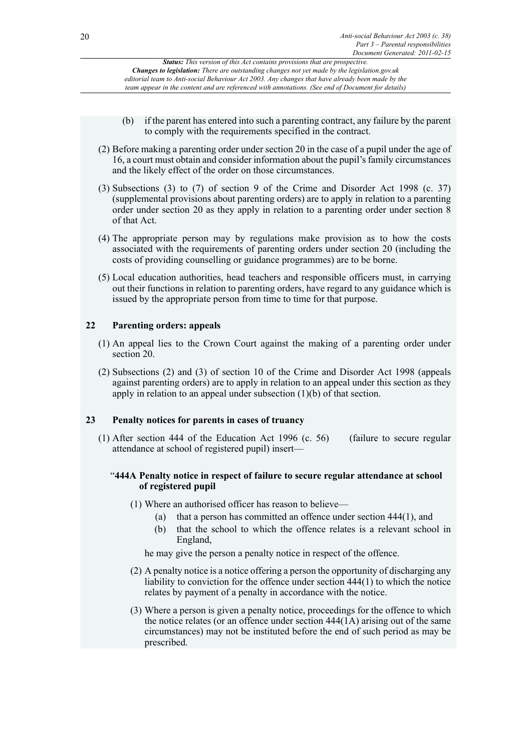- (b) if the parent has entered into such a parenting contract, any failure by the parent to comply with the requirements specified in the contract.

(2) Before making a parenting order under section 20 in the case of a pupil under the age of 16, a court must obtain and consider information about the pupil's family circumstances and the likely effect of the order on those circumstances.

(3) Subsections (3) to (7) of section 9 of the Crime and Disorder Act 1998 (c. 37) (supplemental provisions about parenting orders) are to apply in relation to a parenting order under section 20 as they apply in relation to a parenting order under section 8 of that Act.

(4) The appropriate person may by regulations make provision as to how the costs associated with the requirements of parenting orders under section 20 (including the costs of providing counselling or guidance programmes) are to be borne.

(5) Local education authorities, head teachers and responsible officers must, in carrying out their functions in relation to parenting orders, have regard to any guidance which is issued by the appropriate person from time to time for that purpose.

### 22 Parenting orders: appeals

(1) An appeal lies to the Crown Court against the making of a parenting order under section 20.

(2) Subsections (2) and (3) of section 10 of the Crime and Disorder Act 1998 (appeals against parenting orders) are to apply in relation to an appeal under this section as they apply in relation to an appeal under subsection (1)(b) of that section.

### 23 Penalty notices for parents in cases of truancy

(1) After section 444 of the Education Act 1996 (c. 56) (failure to secure regular attendance at school of registered pupil) insert—

"**444A Penalty notice in respect of failure to secure regular attendance at school of registered pupil**

(1) Where an authorised officer has reason to believe—

- (a) that a person has committed an offence under section 444(1), and
- (b) that the school to which the offence relates is a relevant school in England,

he may give the person a penalty notice in respect of the offence.

(2) A penalty notice is a notice offering a person the opportunity of discharging any liability to conviction for the offence under section 444(1) to which the notice relates by payment of a penalty in accordance with the notice.

(3) Where a person is given a penalty notice, proceedings for the offence to which the notice relates (or an offence under section 444(1A) arising out of the same circumstances) may not be instituted before the end of such period as may be prescribed.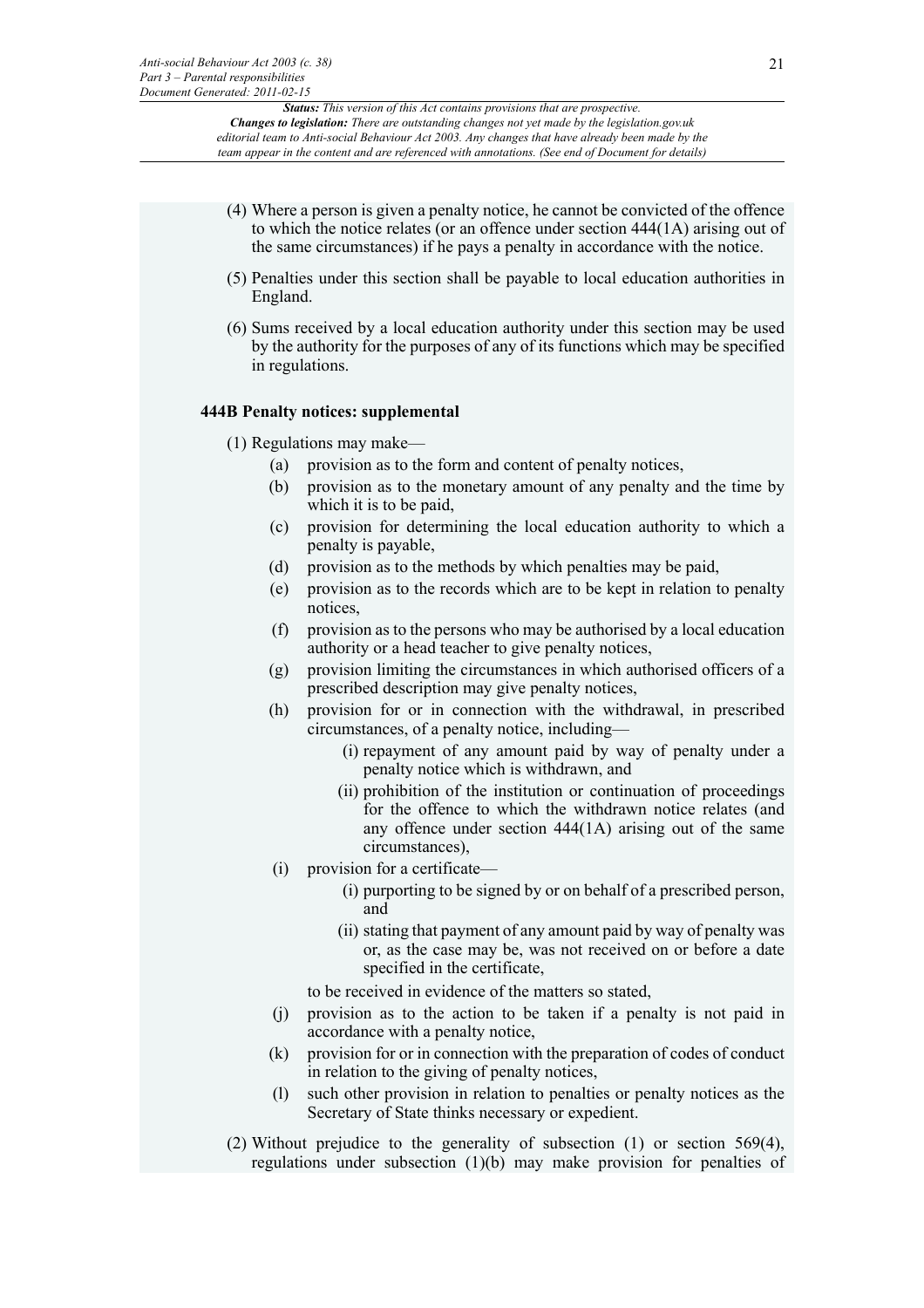(4) Where a person is given a penalty notice, he cannot be convicted of the offence to which the notice relates (or an offence under section 444(1A) arising out of the same circumstances) if he pays a penalty in accordance with the notice.

(5) Penalties under this section shall be payable to local education authorities in England.

(6) Sums received by a local education authority under this section may be used by the authority for the purposes of any of its functions which may be specified in regulations.

**444B Penalty notices: supplemental**

(1) Regulations may make—

- (a) provision as to the form and content of penalty notices,
- (b) provision as to the monetary amount of any penalty and the time by which it is to be paid,
- (c) provision for determining the local education authority to which a penalty is payable,
- (d) provision as to the methods by which penalties may be paid,
- (e) provision as to the records which are to be kept in relation to penalty notices,
- (f) provision as to the persons who may be authorised by a local education authority or a head teacher to give penalty notices,
- (g) provision limiting the circumstances in which authorised officers of a prescribed description may give penalty notices,
- (h) provision for or in connection with the withdrawal, in prescribed circumstances, of a penalty notice, including—
  - (i) repayment of any amount paid by way of penalty under a penalty notice which is withdrawn, and
  - (ii) prohibition of the institution or continuation of proceedings for the offence to which the withdrawn notice relates (and any offence under section 444(1A) arising out of the same circumstances),
- (i) provision for a certificate—
  - (i) purporting to be signed by or on behalf of a prescribed person, and
  - (ii) stating that payment of any amount paid by way of penalty was or, as the case may be, was not received on or before a date specified in the certificate,

  to be received in evidence of the matters so stated,
- (j) provision as to the action to be taken if a penalty is not paid in accordance with a penalty notice,
- (k) provision for or in connection with the preparation of codes of conduct in relation to the giving of penalty notices,
- (l) such other provision in relation to penalties or penalty notices as the Secretary of State thinks necessary or expedient.

(2) Without prejudice to the generality of subsection (1) or section 569(4), regulations under subsection (1)(b) may make provision for penalties of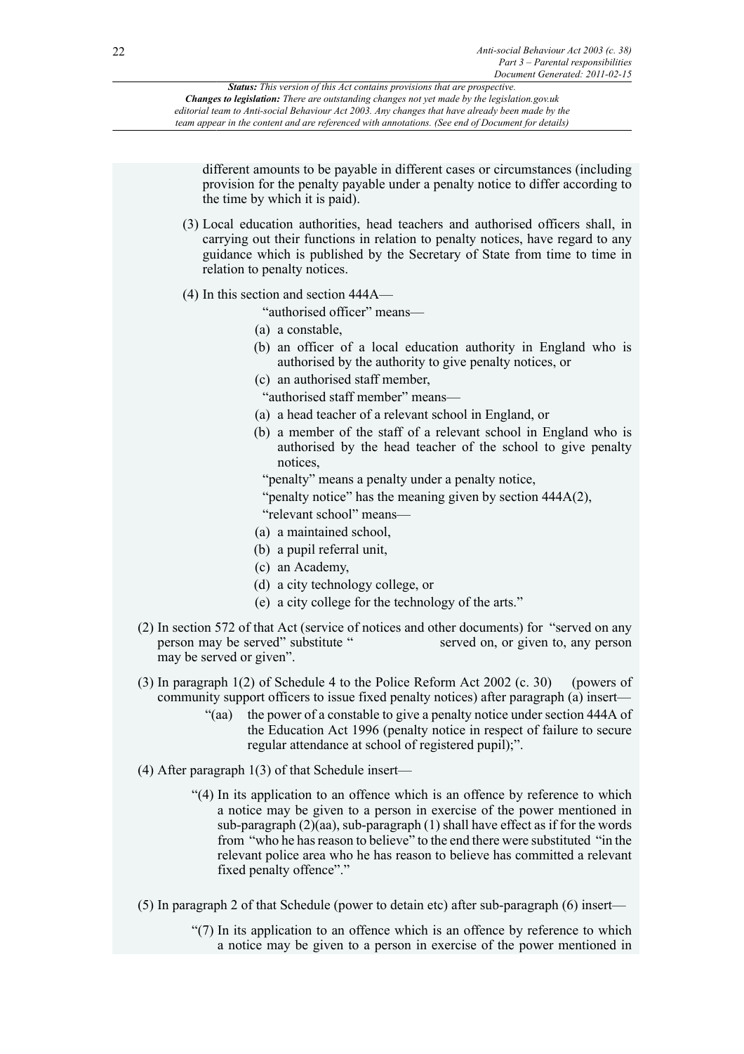*Status: This version of this Act contains provisions that are prospective.*
***Changes to legislation:** There are outstanding changes not yet made by the legislation.gov.uk editorial team to Anti-social Behaviour Act 2003. Any changes that have already been made by the team appear in the content and are referenced with annotations. (See end of Document for details)*

different amounts to be payable in different cases or circumstances (including provision for the penalty payable under a penalty notice to differ according to the time by which it is paid).

(3) Local education authorities, head teachers and authorised officers shall, in carrying out their functions in relation to penalty notices, have regard to any guidance which is published by the Secretary of State from time to time in relation to penalty notices.

(4) In this section and section 444A—

"authorised officer" means—

(a) a constable,

(b) an officer of a local education authority in England who is authorised by the authority to give penalty notices, or

(c) an authorised staff member,

"authorised staff member" means—

(a) a head teacher of a relevant school in England, or

(b) a member of the staff of a relevant school in England who is authorised by the head teacher of the school to give penalty notices,

"penalty" means a penalty under a penalty notice,

"penalty notice" has the meaning given by section 444A(2),

"relevant school" means—

(a) a maintained school,

(b) a pupil referral unit,

(c) an Academy,

(d) a city technology college, or

(e) a city college for the technology of the arts."

(2) In section 572 of that Act (service of notices and other documents) for "served on any person may be served" substitute " served on, or given to, any person may be served or given".

(3) In paragraph 1(2) of Schedule 4 to the Police Reform Act 2002 (c. 30) (powers of community support officers to issue fixed penalty notices) after paragraph (a) insert—

"(aa) the power of a constable to give a penalty notice under section 444A of the Education Act 1996 (penalty notice in respect of failure to secure regular attendance at school of registered pupil);".

(4) After paragraph 1(3) of that Schedule insert—

"(4) In its application to an offence which is an offence by reference to which a notice may be given to a person in exercise of the power mentioned in sub-paragraph (2)(aa), sub-paragraph (1) shall have effect as if for the words from "who he has reason to believe" to the end there were substituted "in the relevant police area who he has reason to believe has committed a relevant fixed penalty offence"."

(5) In paragraph 2 of that Schedule (power to detain etc) after sub-paragraph (6) insert—

"(7) In its application to an offence which is an offence by reference to which a notice may be given to a person in exercise of the power mentioned in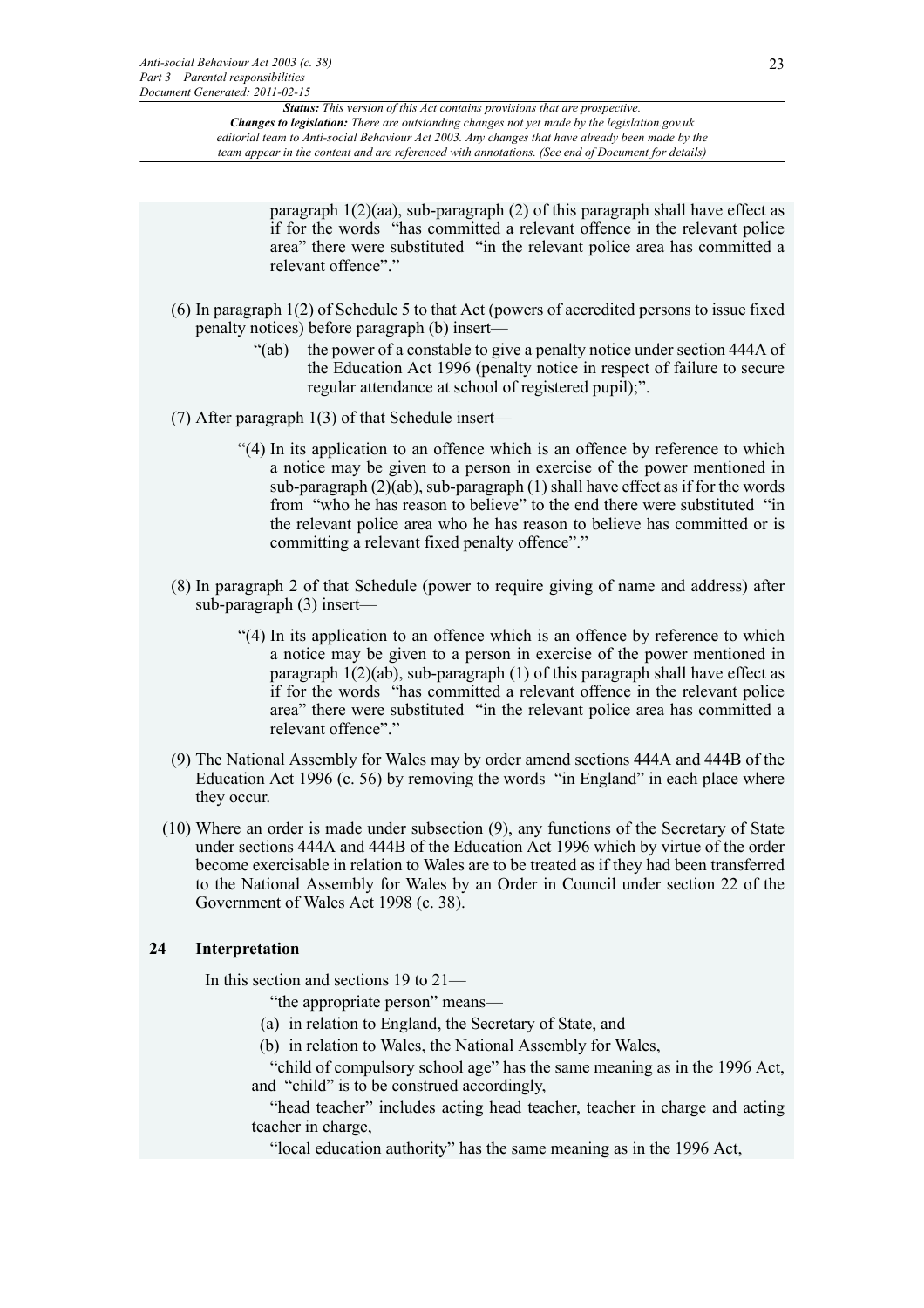paragraph 1(2)(aa), sub-paragraph (2) of this paragraph shall have effect as if for the words "has committed a relevant offence in the relevant police area" there were substituted "in the relevant police area has committed a relevant offence"."

(6) In paragraph 1(2) of Schedule 5 to that Act (powers of accredited persons to issue fixed penalty notices) before paragraph (b) insert—

"(ab) the power of a constable to give a penalty notice under section 444A of the Education Act 1996 (penalty notice in respect of failure to secure regular attendance at school of registered pupil);".

(7) After paragraph 1(3) of that Schedule insert—

"(4) In its application to an offence which is an offence by reference to which a notice may be given to a person in exercise of the power mentioned in sub-paragraph (2)(ab), sub-paragraph (1) shall have effect as if for the words from "who he has reason to believe" to the end there were substituted "in the relevant police area who he has reason to believe has committed or is committing a relevant fixed penalty offence"."

(8) In paragraph 2 of that Schedule (power to require giving of name and address) after sub-paragraph (3) insert—

"(4) In its application to an offence which is an offence by reference to which a notice may be given to a person in exercise of the power mentioned in paragraph 1(2)(ab), sub-paragraph (1) of this paragraph shall have effect as if for the words "has committed a relevant offence in the relevant police area" there were substituted "in the relevant police area has committed a relevant offence"."

(9) The National Assembly for Wales may by order amend sections 444A and 444B of the Education Act 1996 (c. 56) by removing the words "in England" in each place where they occur.

(10) Where an order is made under subsection (9), any functions of the Secretary of State under sections 444A and 444B of the Education Act 1996 which by virtue of the order become exercisable in relation to Wales are to be treated as if they had been transferred to the National Assembly for Wales by an Order in Council under section 22 of the Government of Wales Act 1998 (c. 38).

### 24 Interpretation

In this section and sections 19 to 21—

"the appropriate person" means—

(a) in relation to England, the Secretary of State, and

(b) in relation to Wales, the National Assembly for Wales,

"child of compulsory school age" has the same meaning as in the 1996 Act, and "child" is to be construed accordingly,

"head teacher" includes acting head teacher, teacher in charge and acting teacher in charge,

"local education authority" has the same meaning as in the 1996 Act,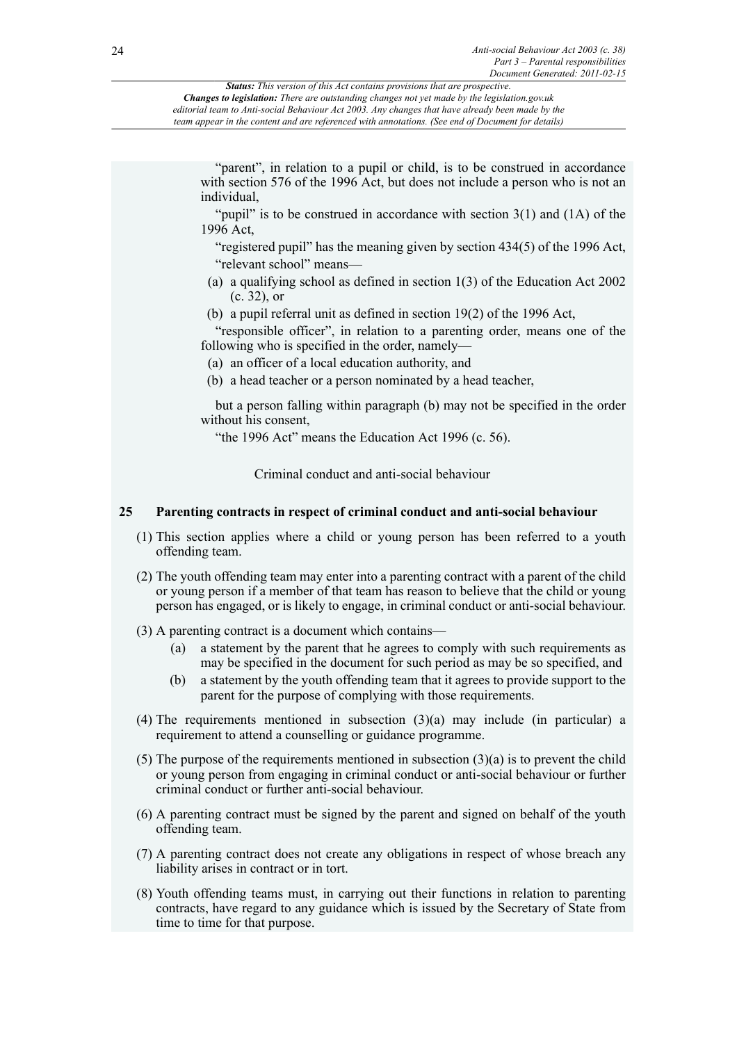"parent", in relation to a pupil or child, is to be construed in accordance with section 576 of the 1996 Act, but does not include a person who is not an individual,

"pupil" is to be construed in accordance with section 3(1) and (1A) of the 1996 Act,

"registered pupil" has the meaning given by section 434(5) of the 1996 Act,

"relevant school" means—

(a) a qualifying school as defined in section 1(3) of the Education Act 2002 (c. 32), or

(b) a pupil referral unit as defined in section 19(2) of the 1996 Act,

"responsible officer", in relation to a parenting order, means one of the following who is specified in the order, namely—

(a) an officer of a local education authority, and

(b) a head teacher or a person nominated by a head teacher,

but a person falling within paragraph (b) may not be specified in the order without his consent,

"the 1996 Act" means the Education Act 1996 (c. 56).

Criminal conduct and anti-social behaviour

## 25 Parenting contracts in respect of criminal conduct and anti-social behaviour

(1) This section applies where a child or young person has been referred to a youth offending team.

(2) The youth offending team may enter into a parenting contract with a parent of the child or young person if a member of that team has reason to believe that the child or young person has engaged, or is likely to engage, in criminal conduct or anti-social behaviour.

(3) A parenting contract is a document which contains—

(a) a statement by the parent that he agrees to comply with such requirements as may be specified in the document for such period as may be so specified, and

(b) a statement by the youth offending team that it agrees to provide support to the parent for the purpose of complying with those requirements.

(4) The requirements mentioned in subsection (3)(a) may include (in particular) a requirement to attend a counselling or guidance programme.

(5) The purpose of the requirements mentioned in subsection (3)(a) is to prevent the child or young person from engaging in criminal conduct or anti-social behaviour or further criminal conduct or further anti-social behaviour.

(6) A parenting contract must be signed by the parent and signed on behalf of the youth offending team.

(7) A parenting contract does not create any obligations in respect of whose breach any liability arises in contract or in tort.

(8) Youth offending teams must, in carrying out their functions in relation to parenting contracts, have regard to any guidance which is issued by the Secretary of State from time to time for that purpose.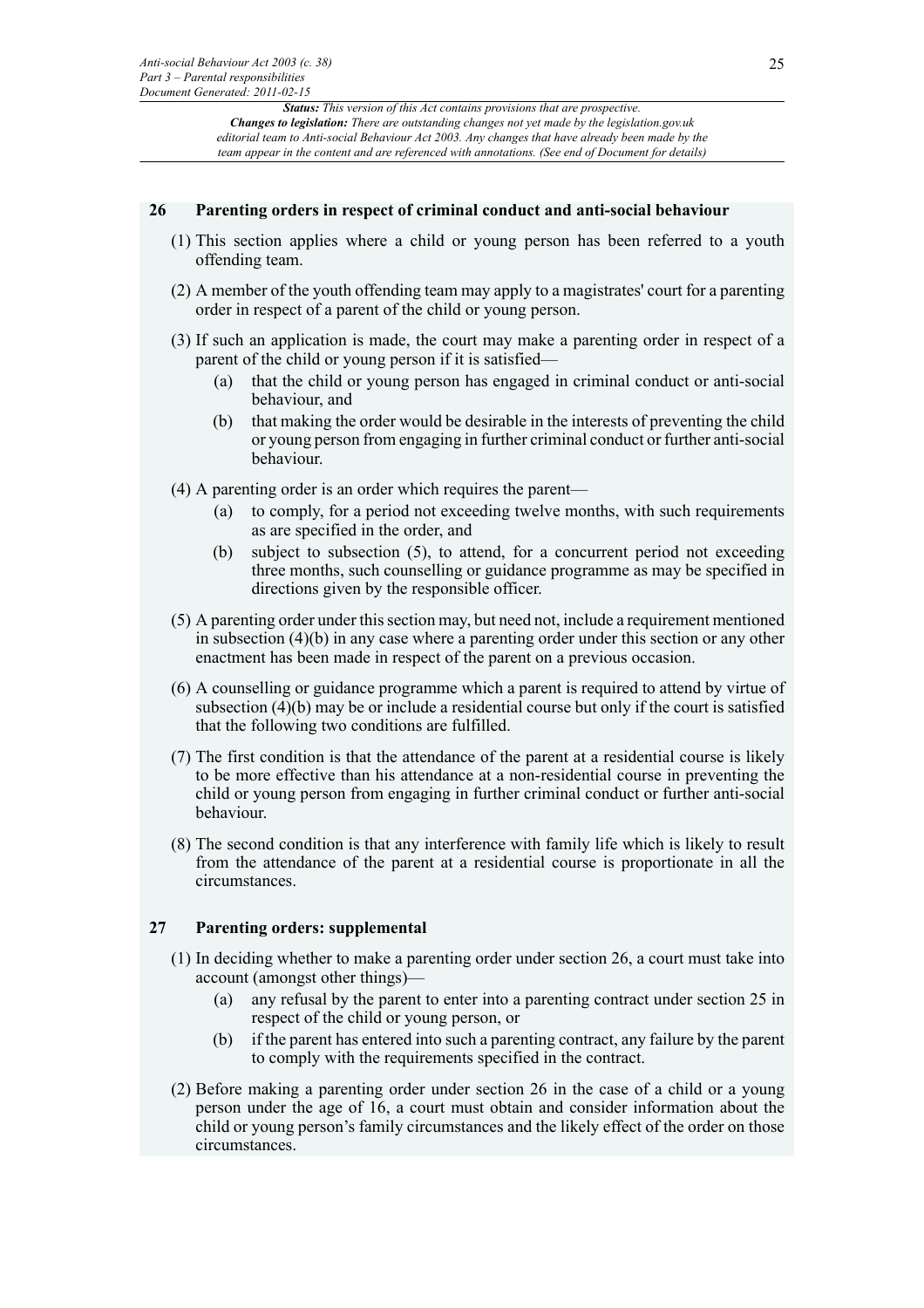## 26 Parenting orders in respect of criminal conduct and anti-social behaviour

(1) This section applies where a child or young person has been referred to a youth offending team.

(2) A member of the youth offending team may apply to a magistrates' court for a parenting order in respect of a parent of the child or young person.

(3) If such an application is made, the court may make a parenting order in respect of a parent of the child or young person if it is satisfied—

- (a) that the child or young person has engaged in criminal conduct or anti-social behaviour, and
- (b) that making the order would be desirable in the interests of preventing the child or young person from engaging in further criminal conduct or further anti-social behaviour.

(4) A parenting order is an order which requires the parent—

- (a) to comply, for a period not exceeding twelve months, with such requirements as are specified in the order, and
- (b) subject to subsection (5), to attend, for a concurrent period not exceeding three months, such counselling or guidance programme as may be specified in directions given by the responsible officer.

(5) A parenting order under this section may, but need not, include a requirement mentioned in subsection (4)(b) in any case where a parenting order under this section or any other enactment has been made in respect of the parent on a previous occasion.

(6) A counselling or guidance programme which a parent is required to attend by virtue of subsection (4)(b) may be or include a residential course but only if the court is satisfied that the following two conditions are fulfilled.

(7) The first condition is that the attendance of the parent at a residential course is likely to be more effective than his attendance at a non-residential course in preventing the child or young person from engaging in further criminal conduct or further anti-social behaviour.

(8) The second condition is that any interference with family life which is likely to result from the attendance of the parent at a residential course is proportionate in all the circumstances.

## 27 Parenting orders: supplemental

(1) In deciding whether to make a parenting order under section 26, a court must take into account (amongst other things)—

- (a) any refusal by the parent to enter into a parenting contract under section 25 in respect of the child or young person, or
- (b) if the parent has entered into such a parenting contract, any failure by the parent to comply with the requirements specified in the contract.

(2) Before making a parenting order under section 26 in the case of a child or a young person under the age of 16, a court must obtain and consider information about the child or young person's family circumstances and the likely effect of the order on those circumstances.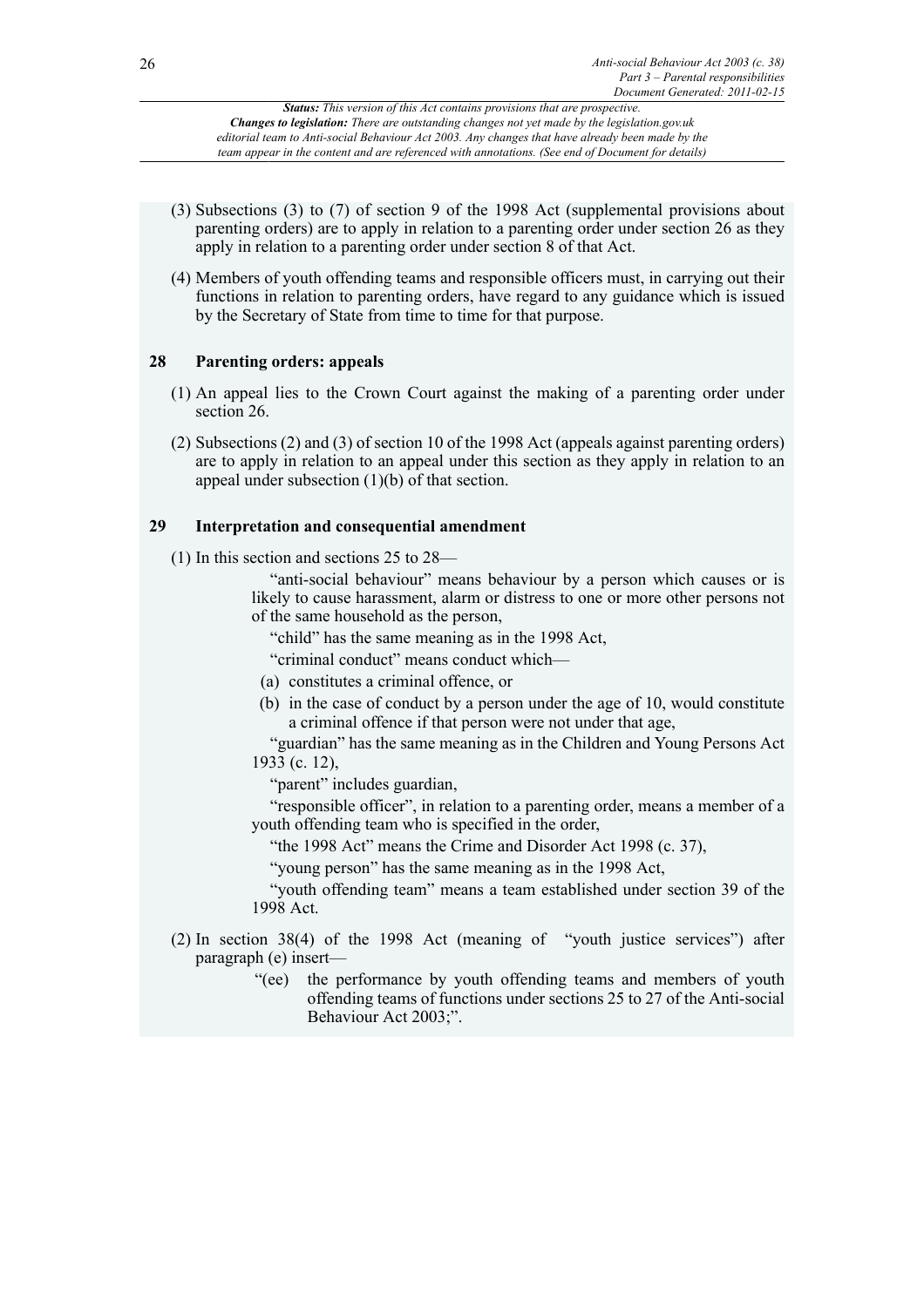(3) Subsections (3) to (7) of section 9 of the 1998 Act (supplemental provisions about parenting orders) are to apply in relation to a parenting order under section 26 as they apply in relation to a parenting order under section 8 of that Act.

(4) Members of youth offending teams and responsible officers must, in carrying out their functions in relation to parenting orders, have regard to any guidance which is issued by the Secretary of State from time to time for that purpose.

### 28 Parenting orders: appeals

(1) An appeal lies to the Crown Court against the making of a parenting order under section 26.

(2) Subsections (2) and (3) of section 10 of the 1998 Act (appeals against parenting orders) are to apply in relation to an appeal under this section as they apply in relation to an appeal under subsection (1)(b) of that section.

### 29 Interpretation and consequential amendment

(1) In this section and sections 25 to 28—

"anti-social behaviour" means behaviour by a person which causes or is likely to cause harassment, alarm or distress to one or more other persons not of the same household as the person,

"child" has the same meaning as in the 1998 Act,

"criminal conduct" means conduct which—

(a) constitutes a criminal offence, or

(b) in the case of conduct by a person under the age of 10, would constitute a criminal offence if that person were not under that age,

"guardian" has the same meaning as in the Children and Young Persons Act 1933 (c. 12),

"parent" includes guardian,

"responsible officer", in relation to a parenting order, means a member of a youth offending team who is specified in the order,

"the 1998 Act" means the Crime and Disorder Act 1998 (c. 37),

"young person" has the same meaning as in the 1998 Act,

"youth offending team" means a team established under section 39 of the 1998 Act.

(2) In section 38(4) of the 1998 Act (meaning of "youth justice services") after paragraph (e) insert—

"(ee) the performance by youth offending teams and members of youth offending teams of functions under sections 25 to 27 of the Anti-social Behaviour Act 2003;".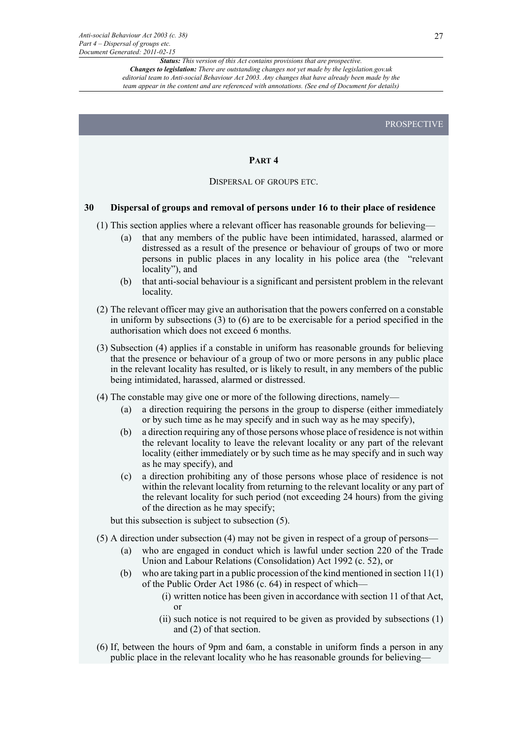PROSPECTIVE

## PART 4

### DISPERSAL OF GROUPS ETC.

**30 Dispersal of groups and removal of persons under 16 to their place of residence**

(1) This section applies where a relevant officer has reasonable grounds for believing—

- (a) that any members of the public have been intimidated, harassed, alarmed or distressed as a result of the presence or behaviour of groups of two or more persons in public places in any locality in his police area (the "relevant locality"), and
- (b) that anti-social behaviour is a significant and persistent problem in the relevant locality.

(2) The relevant officer may give an authorisation that the powers conferred on a constable in uniform by subsections (3) to (6) are to be exercisable for a period specified in the authorisation which does not exceed 6 months.

(3) Subsection (4) applies if a constable in uniform has reasonable grounds for believing that the presence or behaviour of a group of two or more persons in any public place in the relevant locality has resulted, or is likely to result, in any members of the public being intimidated, harassed, alarmed or distressed.

(4) The constable may give one or more of the following directions, namely—

- (a) a direction requiring the persons in the group to disperse (either immediately or by such time as he may specify and in such way as he may specify),
- (b) a direction requiring any of those persons whose place of residence is not within the relevant locality to leave the relevant locality or any part of the relevant locality (either immediately or by such time as he may specify and in such way as he may specify), and
- (c) a direction prohibiting any of those persons whose place of residence is not within the relevant locality from returning to the relevant locality or any part of the relevant locality for such period (not exceeding 24 hours) from the giving of the direction as he may specify;

but this subsection is subject to subsection (5).

(5) A direction under subsection (4) may not be given in respect of a group of persons—

- (a) who are engaged in conduct which is lawful under section 220 of the Trade Union and Labour Relations (Consolidation) Act 1992 (c. 52), or
- (b) who are taking part in a public procession of the kind mentioned in section 11(1) of the Public Order Act 1986 (c. 64) in respect of which—
  - (i) written notice has been given in accordance with section 11 of that Act, or
  - (ii) such notice is not required to be given as provided by subsections (1) and (2) of that section.

(6) If, between the hours of 9pm and 6am, a constable in uniform finds a person in any public place in the relevant locality who he has reasonable grounds for believing—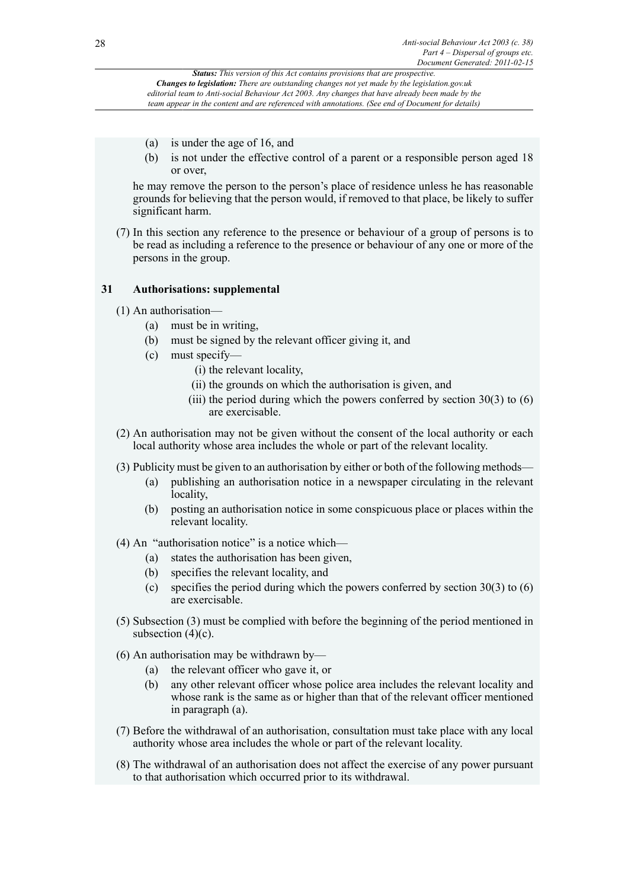(a) is under the age of 16, and

(b) is not under the effective control of a parent or a responsible person aged 18 or over,

he may remove the person to the person's place of residence unless he has reasonable grounds for believing that the person would, if removed to that place, be likely to suffer significant harm.

(7) In this section any reference to the presence or behaviour of a group of persons is to be read as including a reference to the presence or behaviour of any one or more of the persons in the group.

### 31 Authorisations: supplemental

(1) An authorisation—

- (a) must be in writing,
- (b) must be signed by the relevant officer giving it, and
- (c) must specify—
  - (i) the relevant locality,
  - (ii) the grounds on which the authorisation is given, and
  - (iii) the period during which the powers conferred by section 30(3) to (6) are exercisable.

(2) An authorisation may not be given without the consent of the local authority or each local authority whose area includes the whole or part of the relevant locality.

(3) Publicity must be given to an authorisation by either or both of the following methods—

- (a) publishing an authorisation notice in a newspaper circulating in the relevant locality,
- (b) posting an authorisation notice in some conspicuous place or places within the relevant locality.

(4) An "authorisation notice" is a notice which—

- (a) states the authorisation has been given,
- (b) specifies the relevant locality, and
- (c) specifies the period during which the powers conferred by section 30(3) to (6) are exercisable.

(5) Subsection (3) must be complied with before the beginning of the period mentioned in subsection (4)(c).

(6) An authorisation may be withdrawn by—

- (a) the relevant officer who gave it, or
- (b) any other relevant officer whose police area includes the relevant locality and whose rank is the same as or higher than that of the relevant officer mentioned in paragraph (a).

(7) Before the withdrawal of an authorisation, consultation must take place with any local authority whose area includes the whole or part of the relevant locality.

(8) The withdrawal of an authorisation does not affect the exercise of any power pursuant to that authorisation which occurred prior to its withdrawal.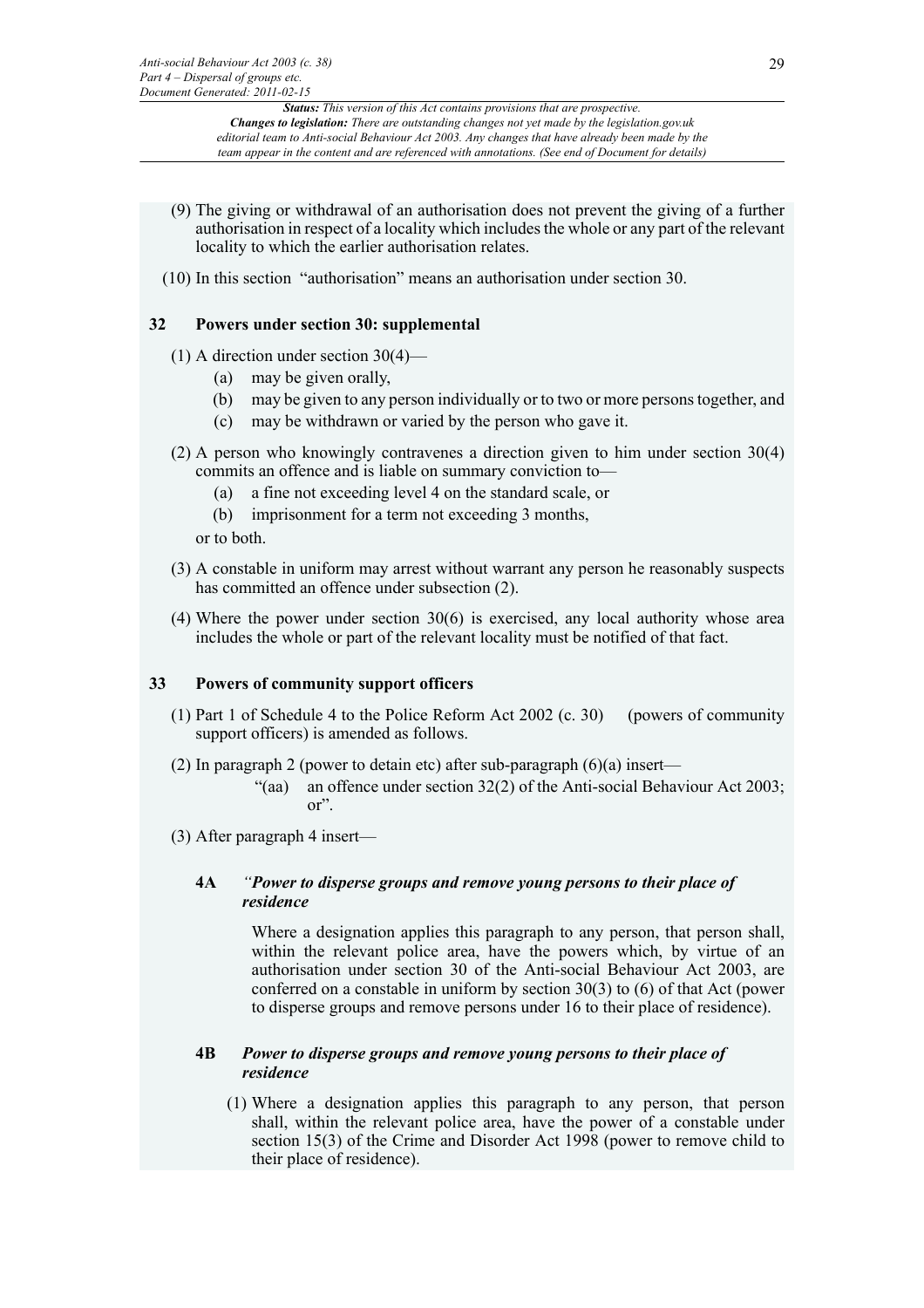(9) The giving or withdrawal of an authorisation does not prevent the giving of a further authorisation in respect of a locality which includes the whole or any part of the relevant locality to which the earlier authorisation relates.

(10) In this section "authorisation" means an authorisation under section 30.

### 32 Powers under section 30: supplemental

(1) A direction under section 30(4)—

- (a) may be given orally,
- (b) may be given to any person individually or to two or more persons together, and
- (c) may be withdrawn or varied by the person who gave it.

(2) A person who knowingly contravenes a direction given to him under section 30(4) commits an offence and is liable on summary conviction to—

- (a) a fine not exceeding level 4 on the standard scale, or
- (b) imprisonment for a term not exceeding 3 months,

or to both.

(3) A constable in uniform may arrest without warrant any person he reasonably suspects has committed an offence under subsection (2).

(4) Where the power under section 30(6) is exercised, any local authority whose area includes the whole or part of the relevant locality must be notified of that fact.

### 33 Powers of community support officers

(1) Part 1 of Schedule 4 to the Police Reform Act 2002 (c. 30) (powers of community support officers) is amended as follows.

(2) In paragraph 2 (power to detain etc) after sub-paragraph (6)(a) insert—

"(aa) an offence under section 32(2) of the Anti-social Behaviour Act 2003; or".

(3) After paragraph 4 insert—

**4A** *"Power to disperse groups and remove young persons to their place of residence*

Where a designation applies this paragraph to any person, that person shall, within the relevant police area, have the powers which, by virtue of an authorisation under section 30 of the Anti-social Behaviour Act 2003, are conferred on a constable in uniform by section 30(3) to (6) of that Act (power to disperse groups and remove persons under 16 to their place of residence).

**4B** *Power to disperse groups and remove young persons to their place of residence*

(1) Where a designation applies this paragraph to any person, that person shall, within the relevant police area, have the power of a constable under section 15(3) of the Crime and Disorder Act 1998 (power to remove child to their place of residence).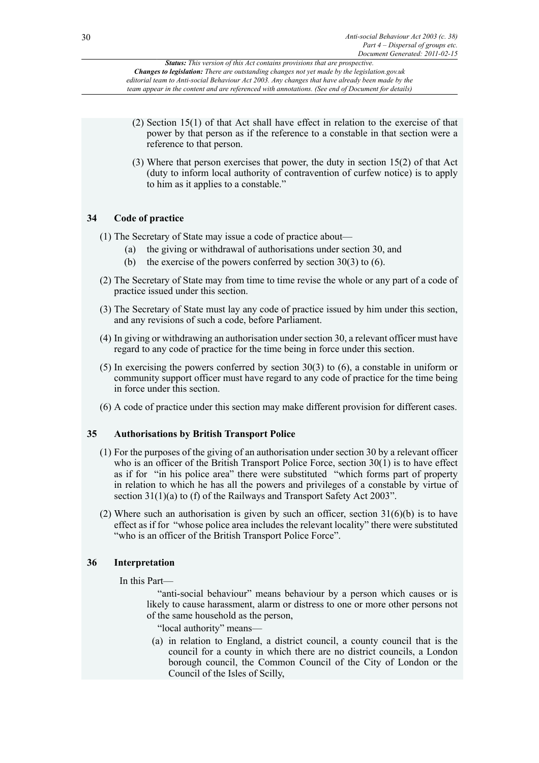(2) Section 15(1) of that Act shall have effect in relation to the exercise of that power by that person as if the reference to a constable in that section were a reference to that person.

(3) Where that person exercises that power, the duty in section 15(2) of that Act (duty to inform local authority of contravention of curfew notice) is to apply to him as it applies to a constable."

### 34 Code of practice

(1) The Secretary of State may issue a code of practice about—

(a) the giving or withdrawal of authorisations under section 30, and

(b) the exercise of the powers conferred by section 30(3) to (6).

(2) The Secretary of State may from time to time revise the whole or any part of a code of practice issued under this section.

(3) The Secretary of State must lay any code of practice issued by him under this section, and any revisions of such a code, before Parliament.

(4) In giving or withdrawing an authorisation under section 30, a relevant officer must have regard to any code of practice for the time being in force under this section.

(5) In exercising the powers conferred by section 30(3) to (6), a constable in uniform or community support officer must have regard to any code of practice for the time being in force under this section.

(6) A code of practice under this section may make different provision for different cases.

### 35 Authorisations by British Transport Police

(1) For the purposes of the giving of an authorisation under section 30 by a relevant officer who is an officer of the British Transport Police Force, section 30(1) is to have effect as if for "in his police area" there were substituted "which forms part of property in relation to which he has all the powers and privileges of a constable by virtue of section 31(1)(a) to (f) of the Railways and Transport Safety Act 2003".

(2) Where such an authorisation is given by such an officer, section 31(6)(b) is to have effect as if for "whose police area includes the relevant locality" there were substituted "who is an officer of the British Transport Police Force".

### 36 Interpretation

In this Part—

"anti-social behaviour" means behaviour by a person which causes or is likely to cause harassment, alarm or distress to one or more other persons not of the same household as the person,

"local authority" means—

(a) in relation to England, a district council, a county council that is the council for a county in which there are no district councils, a London borough council, the Common Council of the City of London or the Council of the Isles of Scilly,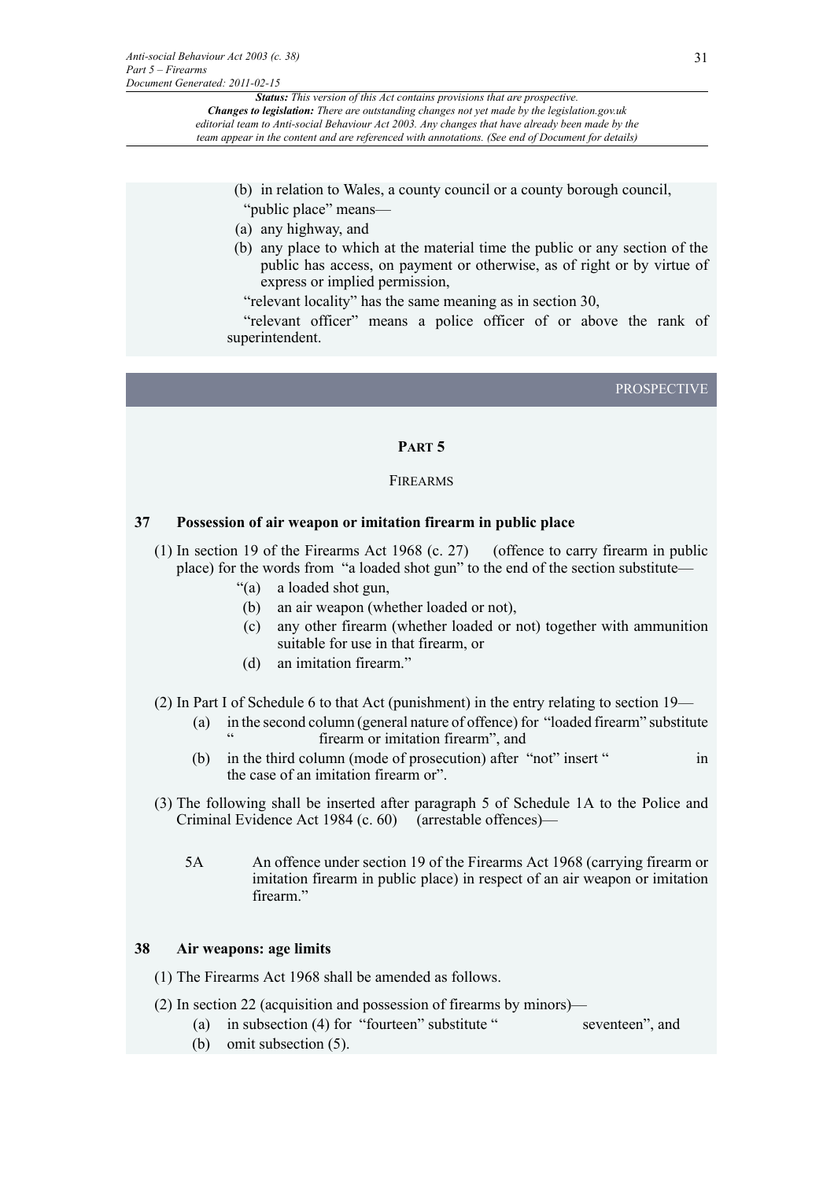(b) in relation to Wales, a county council or a county borough council,

"public place" means—

(a) any highway, and

(b) any place to which at the material time the public or any section of the public has access, on payment or otherwise, as of right or by virtue of express or implied permission,

"relevant locality" has the same meaning as in section 30,

"relevant officer" means a police officer of or above the rank of superintendent.

PROSPECTIVE

## PART 5

### FIREARMS

#### 37 Possession of air weapon or imitation firearm in public place

(1) In section 19 of the Firearms Act 1968 (c. 27) (offence to carry firearm in public place) for the words from "a loaded shot gun" to the end of the section substitute—

"(a) a loaded shot gun,

(b) an air weapon (whether loaded or not),

(c) any other firearm (whether loaded or not) together with ammunition suitable for use in that firearm, or

(d) an imitation firearm."

(2) In Part I of Schedule 6 to that Act (punishment) in the entry relating to section 19—

(a) in the second column (general nature of offence) for "loaded firearm" substitute " firearm or imitation firearm", and

(b) in the third column (mode of prosecution) after "not" insert " in the case of an imitation firearm or".

(3) The following shall be inserted after paragraph 5 of Schedule 1A to the Police and Criminal Evidence Act 1984 (c. 60) (arrestable offences)—

5A An offence under section 19 of the Firearms Act 1968 (carrying firearm or imitation firearm in public place) in respect of an air weapon or imitation firearm."

#### 38 Air weapons: age limits

(1) The Firearms Act 1968 shall be amended as follows.

(2) In section 22 (acquisition and possession of firearms by minors)—

(a) in subsection (4) for "fourteen" substitute " seventeen", and

(b) omit subsection (5).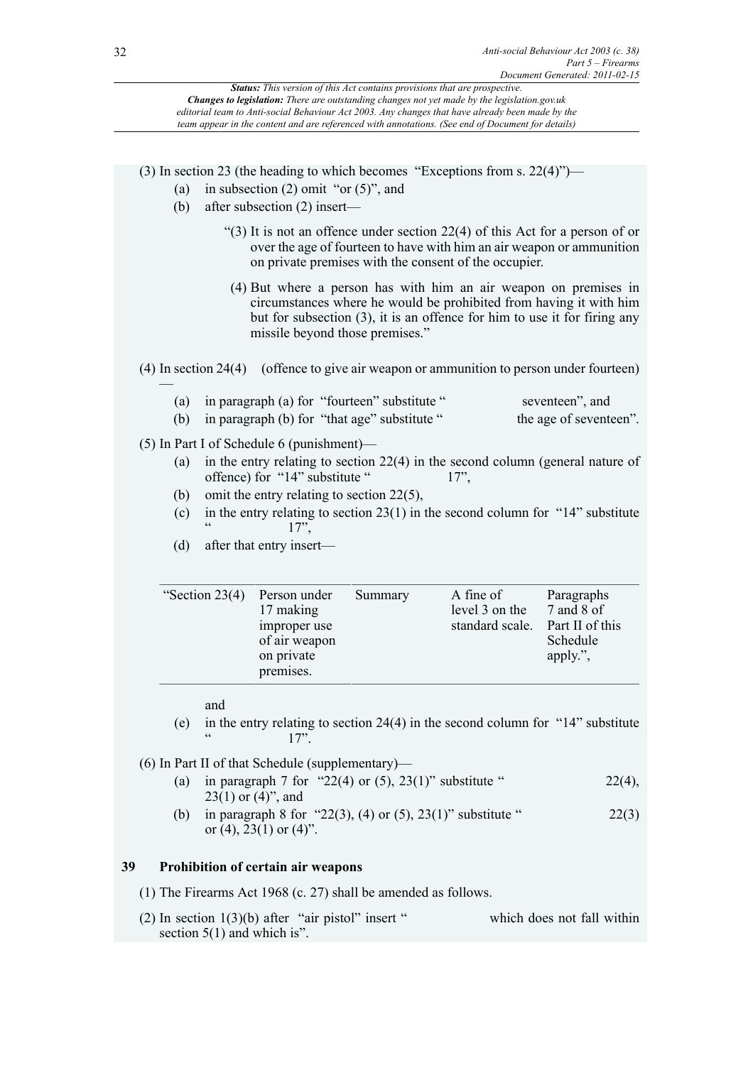(3) In section 23 (the heading to which becomes "Exceptions from s. 22(4)")—

- (a) in subsection (2) omit "or (5)", and
- (b) after subsection (2) insert—

"(3) It is not an offence under section 22(4) of this Act for a person of or over the age of fourteen to have with him an air weapon or ammunition on private premises with the consent of the occupier.

(4) But where a person has with him an air weapon on premises in circumstances where he would be prohibited from having it with him but for subsection (3), it is an offence for him to use it for firing any missile beyond those premises."

(4) In section 24(4) (offence to give air weapon or ammunition to person under fourteen) —

- (a) in paragraph (a) for "fourteen" substitute " seventeen", and
- (b) in paragraph (b) for "that age" substitute " the age of seventeen".

(5) In Part I of Schedule 6 (punishment)—

- (a) in the entry relating to section 22(4) in the second column (general nature of offence) for "14" substitute " 17",
- (b) omit the entry relating to section 22(5),
- (c) in the entry relating to section 23(1) in the second column for "14" substitute " 17",
- (d) after that entry insert—

| | | | | |
|---|---|---|---|---|
| "Section 23(4) | Person under 17 making improper use of air weapon on private premises. | Summary | A fine of level 3 on the standard scale. | Paragraphs 7 and 8 of Part II of this Schedule apply.", |

and

- (e) in the entry relating to section 24(4) in the second column for "14" substitute " 17".

(6) In Part II of that Schedule (supplementary)—

- (a) in paragraph 7 for "22(4) or (5), 23(1)" substitute " 22(4), 23(1) or (4)", and
- (b) in paragraph 8 for "22(3), (4) or (5), 23(1)" substitute " 22(3) or (4), 23(1) or (4)".

**39 Prohibition of certain air weapons**

(1) The Firearms Act 1968 (c. 27) shall be amended as follows.

(2) In section 1(3)(b) after "air pistol" insert " which does not fall within section 5(1) and which is".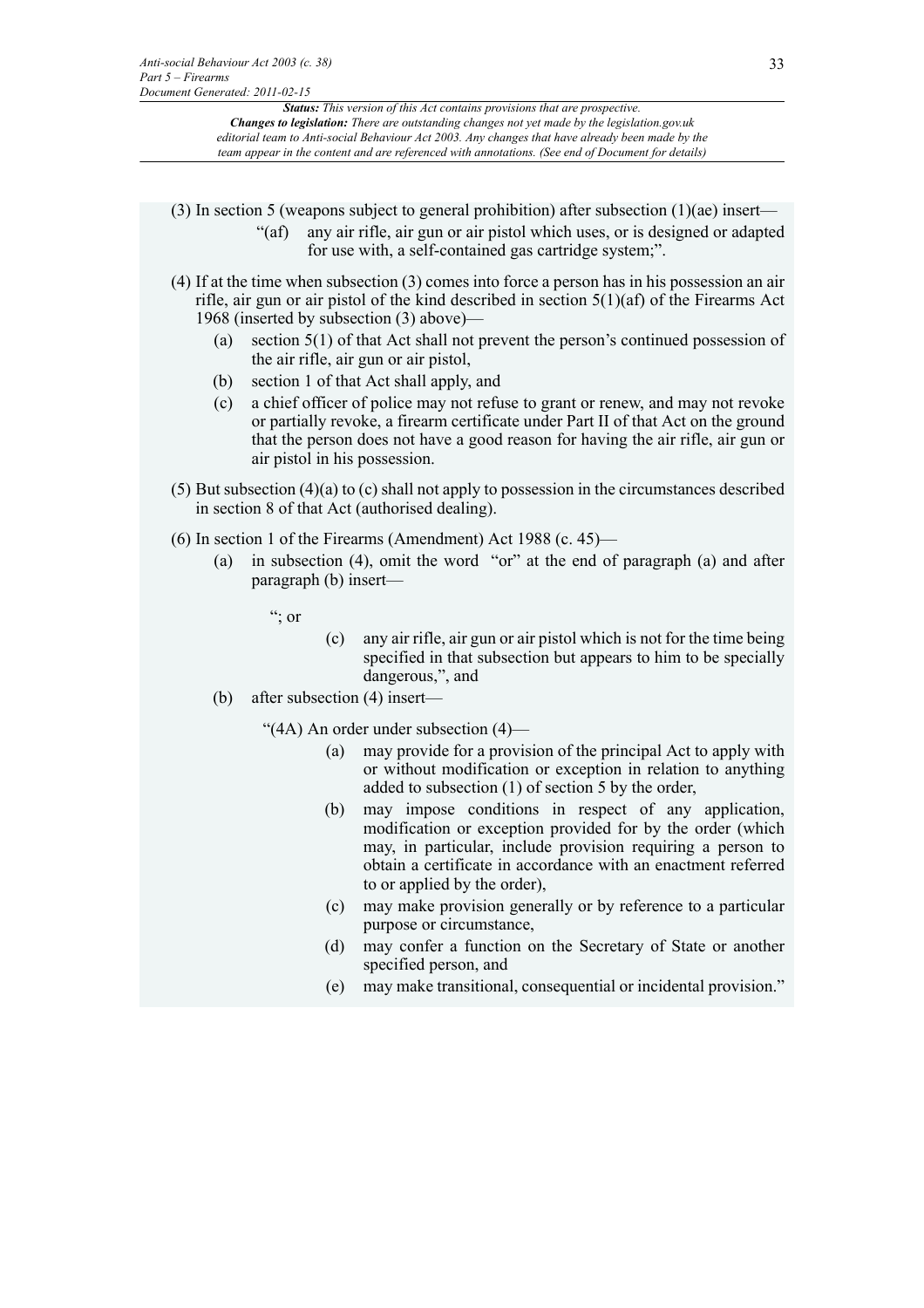(3) In section 5 (weapons subject to general prohibition) after subsection (1)(ae) insert—

> "(af) any air rifle, air gun or air pistol which uses, or is designed or adapted for use with, a self-contained gas cartridge system;".

(4) If at the time when subsection (3) comes into force a person has in his possession an air rifle, air gun or air pistol of the kind described in section 5(1)(af) of the Firearms Act 1968 (inserted by subsection (3) above)—

- (a) section 5(1) of that Act shall not prevent the person's continued possession of the air rifle, air gun or air pistol,
- (b) section 1 of that Act shall apply, and
- (c) a chief officer of police may not refuse to grant or renew, and may not revoke or partially revoke, a firearm certificate under Part II of that Act on the ground that the person does not have a good reason for having the air rifle, air gun or air pistol in his possession.

(5) But subsection (4)(a) to (c) shall not apply to possession in the circumstances described in section 8 of that Act (authorised dealing).

(6) In section 1 of the Firearms (Amendment) Act 1988 (c. 45)—

- (a) in subsection (4), omit the word "or" at the end of paragraph (a) and after paragraph (b) insert—

  > "; or
  >
  > (c) any air rifle, air gun or air pistol which is not for the time being specified in that subsection but appears to him to be specially dangerous,", and

- (b) after subsection (4) insert—

  > "(4A) An order under subsection (4)—
  >
  > - (a) may provide for a provision of the principal Act to apply with or without modification or exception in relation to anything added to subsection (1) of section 5 by the order,
  > - (b) may impose conditions in respect of any application, modification or exception provided for by the order (which may, in particular, include provision requiring a person to obtain a certificate in accordance with an enactment referred to or applied by the order),
  > - (c) may make provision generally or by reference to a particular purpose or circumstance,
  > - (d) may confer a function on the Secretary of State or another specified person, and
  > - (e) may make transitional, consequential or incidental provision."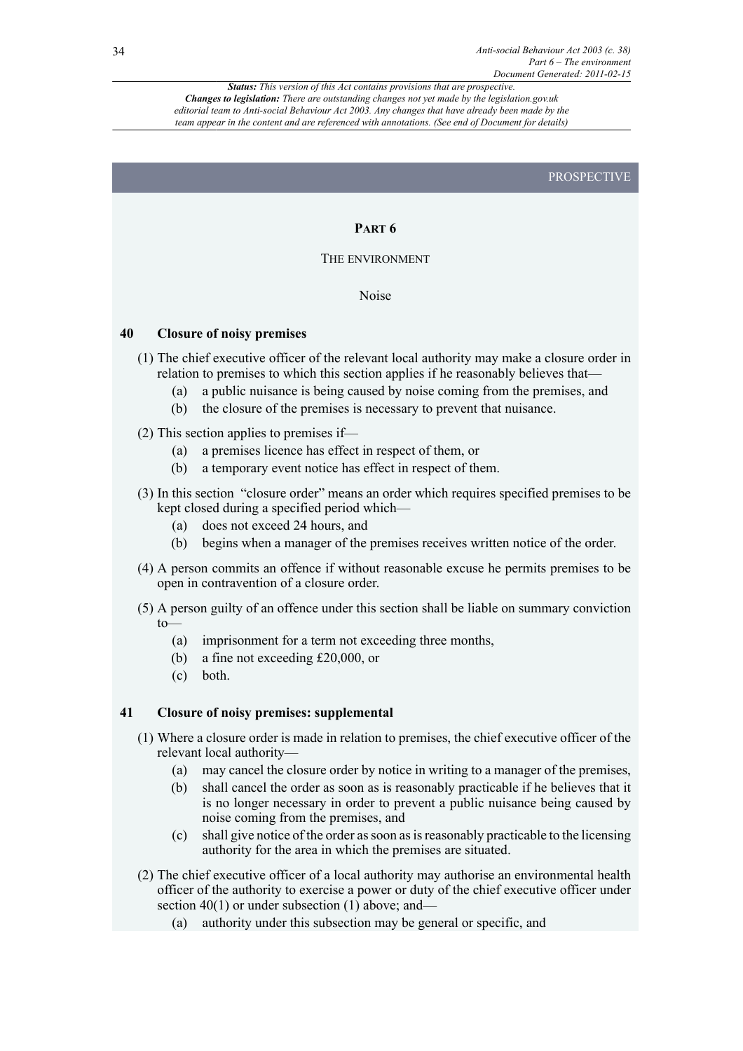PROSPECTIVE

## PART 6

### THE ENVIRONMENT

#### Noise

**40 Closure of noisy premises**

(1) The chief executive officer of the relevant local authority may make a closure order in relation to premises to which this section applies if he reasonably believes that—

- (a) a public nuisance is being caused by noise coming from the premises, and
- (b) the closure of the premises is necessary to prevent that nuisance.

(2) This section applies to premises if—

- (a) a premises licence has effect in respect of them, or
- (b) a temporary event notice has effect in respect of them.

(3) In this section "closure order" means an order which requires specified premises to be kept closed during a specified period which—

- (a) does not exceed 24 hours, and
- (b) begins when a manager of the premises receives written notice of the order.

(4) A person commits an offence if without reasonable excuse he permits premises to be open in contravention of a closure order.

(5) A person guilty of an offence under this section shall be liable on summary conviction to—

- (a) imprisonment for a term not exceeding three months,
- (b) a fine not exceeding £20,000, or
- (c) both.

**41 Closure of noisy premises: supplemental**

(1) Where a closure order is made in relation to premises, the chief executive officer of the relevant local authority—

- (a) may cancel the closure order by notice in writing to a manager of the premises,
- (b) shall cancel the order as soon as is reasonably practicable if he believes that it is no longer necessary in order to prevent a public nuisance being caused by noise coming from the premises, and
- (c) shall give notice of the order as soon as is reasonably practicable to the licensing authority for the area in which the premises are situated.

(2) The chief executive officer of a local authority may authorise an environmental health officer of the authority to exercise a power or duty of the chief executive officer under section 40(1) or under subsection (1) above; and—

- (a) authority under this subsection may be general or specific, and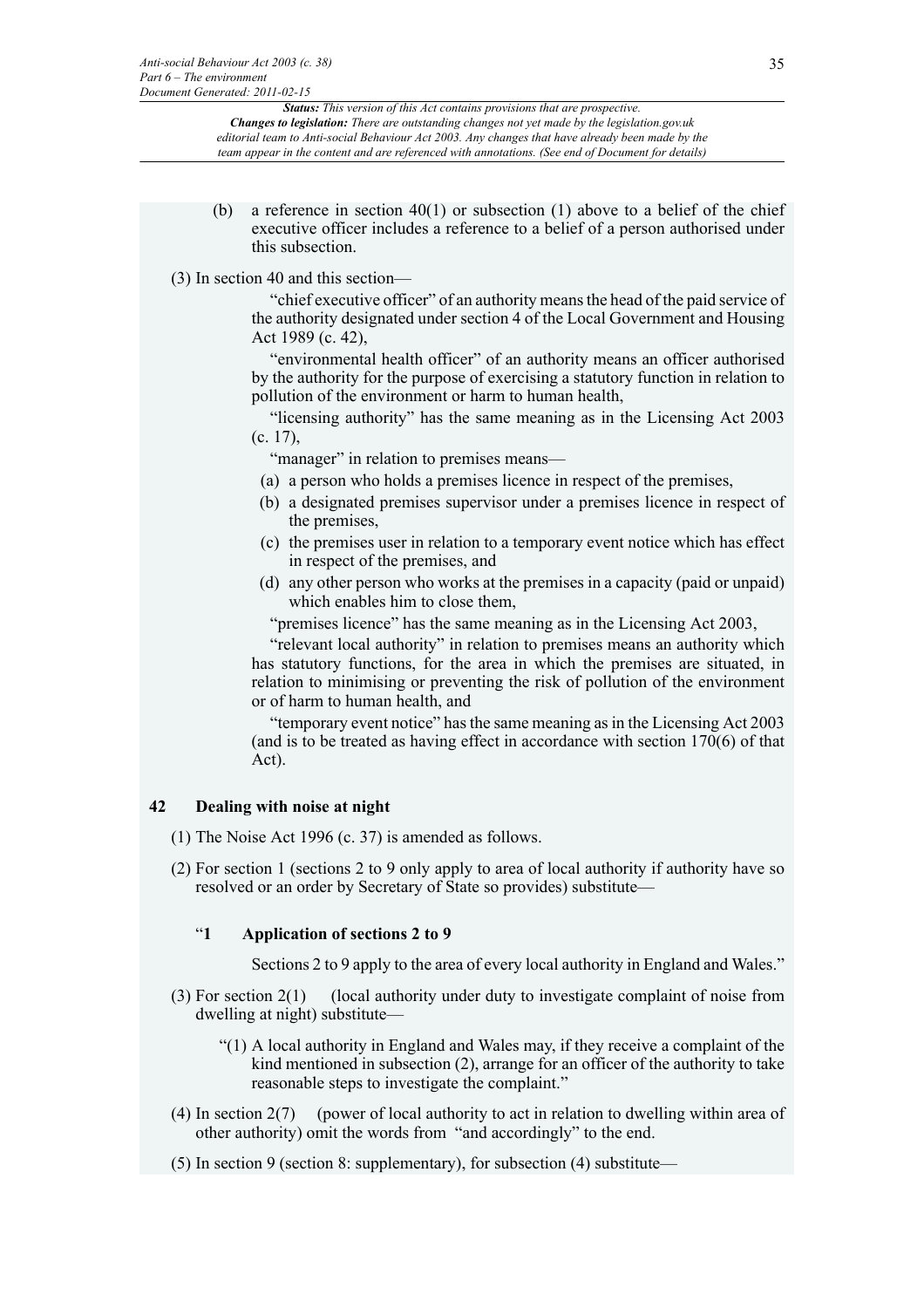(b) a reference in section 40(1) or subsection (1) above to a belief of the chief executive officer includes a reference to a belief of a person authorised under this subsection.

(3) In section 40 and this section—

"chief executive officer" of an authority means the head of the paid service of the authority designated under section 4 of the Local Government and Housing Act 1989 (c. 42),

"environmental health officer" of an authority means an officer authorised by the authority for the purpose of exercising a statutory function in relation to pollution of the environment or harm to human health,

"licensing authority" has the same meaning as in the Licensing Act 2003 (c. 17),

"manager" in relation to premises means—

(a) a person who holds a premises licence in respect of the premises,

(b) a designated premises supervisor under a premises licence in respect of the premises,

(c) the premises user in relation to a temporary event notice which has effect in respect of the premises, and

(d) any other person who works at the premises in a capacity (paid or unpaid) which enables him to close them,

"premises licence" has the same meaning as in the Licensing Act 2003,

"relevant local authority" in relation to premises means an authority which has statutory functions, for the area in which the premises are situated, in relation to minimising or preventing the risk of pollution of the environment or of harm to human health, and

"temporary event notice" has the same meaning as in the Licensing Act 2003 (and is to be treated as having effect in accordance with section 170(6) of that Act).

## 42 Dealing with noise at night

(1) The Noise Act 1996 (c. 37) is amended as follows.

(2) For section 1 (sections 2 to 9 only apply to area of local authority if authority have so resolved or an order by Secretary of State so provides) substitute—

"**1 Application of sections 2 to 9**

Sections 2 to 9 apply to the area of every local authority in England and Wales."

(3) For section 2(1) (local authority under duty to investigate complaint of noise from dwelling at night) substitute—

"(1) A local authority in England and Wales may, if they receive a complaint of the kind mentioned in subsection (2), arrange for an officer of the authority to take reasonable steps to investigate the complaint."

(4) In section 2(7) (power of local authority to act in relation to dwelling within area of other authority) omit the words from "and accordingly" to the end.

(5) In section 9 (section 8: supplementary), for subsection (4) substitute—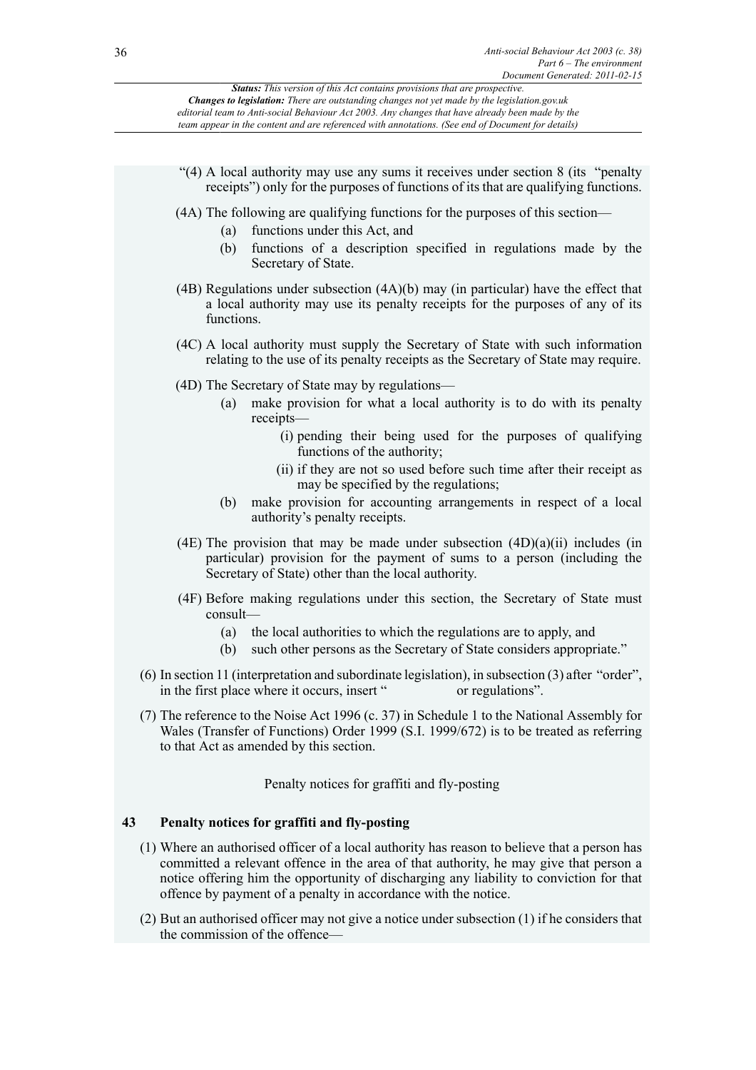"(4) A local authority may use any sums it receives under section 8 (its "penalty receipts") only for the purposes of functions of its that are qualifying functions.

(4A) The following are qualifying functions for the purposes of this section—

(a) functions under this Act, and

(b) functions of a description specified in regulations made by the Secretary of State.

(4B) Regulations under subsection (4A)(b) may (in particular) have the effect that a local authority may use its penalty receipts for the purposes of any of its functions.

(4C) A local authority must supply the Secretary of State with such information relating to the use of its penalty receipts as the Secretary of State may require.

(4D) The Secretary of State may by regulations—

(a) make provision for what a local authority is to do with its penalty receipts—

(i) pending their being used for the purposes of qualifying functions of the authority;

(ii) if they are not so used before such time after their receipt as may be specified by the regulations;

(b) make provision for accounting arrangements in respect of a local authority's penalty receipts.

(4E) The provision that may be made under subsection (4D)(a)(ii) includes (in particular) provision for the payment of sums to a person (including the Secretary of State) other than the local authority.

(4F) Before making regulations under this section, the Secretary of State must consult—

(a) the local authorities to which the regulations are to apply, and

(b) such other persons as the Secretary of State considers appropriate."

(6) In section 11 (interpretation and subordinate legislation), in subsection (3) after "order", in the first place where it occurs, insert " or regulations".

(7) The reference to the Noise Act 1996 (c. 37) in Schedule 1 to the National Assembly for Wales (Transfer of Functions) Order 1999 (S.I. 1999/672) is to be treated as referring to that Act as amended by this section.

Penalty notices for graffiti and fly-posting

## 43 Penalty notices for graffiti and fly-posting

(1) Where an authorised officer of a local authority has reason to believe that a person has committed a relevant offence in the area of that authority, he may give that person a notice offering him the opportunity of discharging any liability to conviction for that offence by payment of a penalty in accordance with the notice.

(2) But an authorised officer may not give a notice under subsection (1) if he considers that the commission of the offence—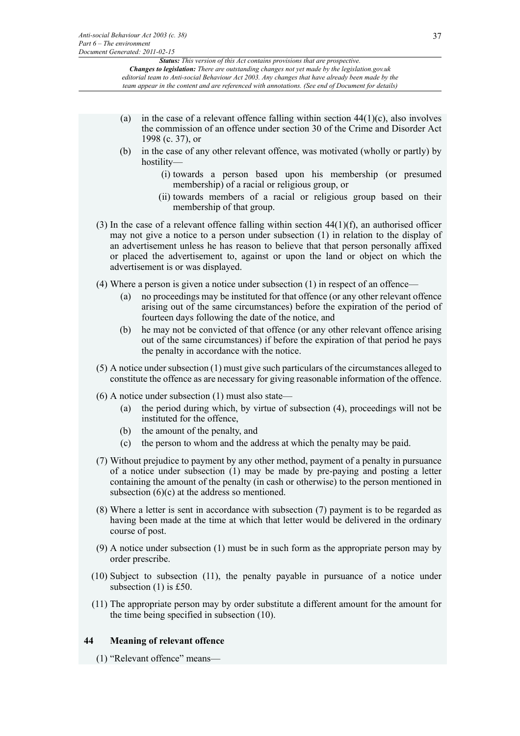(a) in the case of a relevant offence falling within section 44(1)(c), also involves the commission of an offence under section 30 of the Crime and Disorder Act 1998 (c. 37), or

(b) in the case of any other relevant offence, was motivated (wholly or partly) by hostility—

(i) towards a person based upon his membership (or presumed membership) of a racial or religious group, or

(ii) towards members of a racial or religious group based on their membership of that group.

(3) In the case of a relevant offence falling within section 44(1)(f), an authorised officer may not give a notice to a person under subsection (1) in relation to the display of an advertisement unless he has reason to believe that that person personally affixed or placed the advertisement to, against or upon the land or object on which the advertisement is or was displayed.

(4) Where a person is given a notice under subsection (1) in respect of an offence—

(a) no proceedings may be instituted for that offence (or any other relevant offence arising out of the same circumstances) before the expiration of the period of fourteen days following the date of the notice, and

(b) he may not be convicted of that offence (or any other relevant offence arising out of the same circumstances) if before the expiration of that period he pays the penalty in accordance with the notice.

(5) A notice under subsection (1) must give such particulars of the circumstances alleged to constitute the offence as are necessary for giving reasonable information of the offence.

(6) A notice under subsection (1) must also state—

(a) the period during which, by virtue of subsection (4), proceedings will not be instituted for the offence,

(b) the amount of the penalty, and

(c) the person to whom and the address at which the penalty may be paid.

(7) Without prejudice to payment by any other method, payment of a penalty in pursuance of a notice under subsection (1) may be made by pre-paying and posting a letter containing the amount of the penalty (in cash or otherwise) to the person mentioned in subsection (6)(c) at the address so mentioned.

(8) Where a letter is sent in accordance with subsection (7) payment is to be regarded as having been made at the time at which that letter would be delivered in the ordinary course of post.

(9) A notice under subsection (1) must be in such form as the appropriate person may by order prescribe.

(10) Subject to subsection (11), the penalty payable in pursuance of a notice under subsection (1) is £50.

(11) The appropriate person may by order substitute a different amount for the amount for the time being specified in subsection (10).

### 44 Meaning of relevant offence

(1) "Relevant offence" means—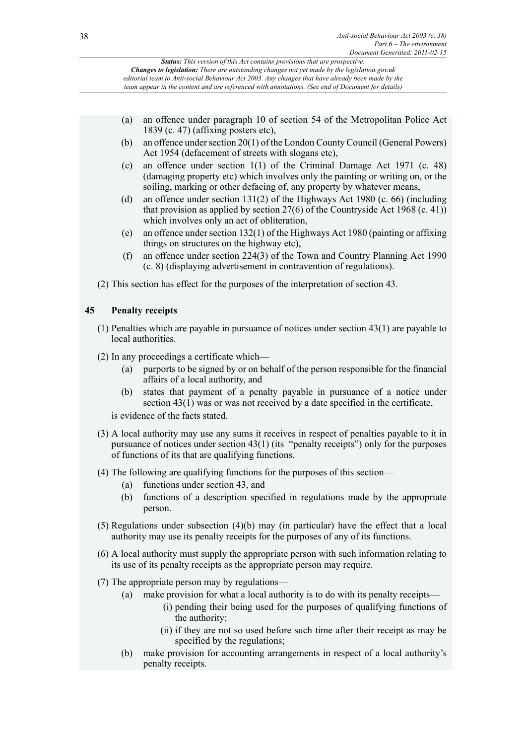(a) an offence under paragraph 10 of section 54 of the Metropolitan Police Act 1839 (c. 47) (affixing posters etc),

(b) an offence under section 20(1) of the London County Council (General Powers) Act 1954 (defacement of streets with slogans etc),

(c) an offence under section 1(1) of the Criminal Damage Act 1971 (c. 48) (damaging property etc) which involves only the painting or writing on, or the soiling, marking or other defacing of, any property by whatever means,

(d) an offence under section 131(2) of the Highways Act 1980 (c. 66) (including that provision as applied by section 27(6) of the Countryside Act 1968 (c. 41)) which involves only an act of obliteration,

(e) an offence under section 132(1) of the Highways Act 1980 (painting or affixing things on structures on the highway etc),

(f) an offence under section 224(3) of the Town and Country Planning Act 1990 (c. 8) (displaying advertisement in contravention of regulations).

(2) This section has effect for the purposes of the interpretation of section 43.

## 45 Penalty receipts

(1) Penalties which are payable in pursuance of notices under section 43(1) are payable to local authorities.

(2) In any proceedings a certificate which—

(a) purports to be signed by or on behalf of the person responsible for the financial affairs of a local authority, and

(b) states that payment of a penalty payable in pursuance of a notice under section 43(1) was or was not received by a date specified in the certificate,

is evidence of the facts stated.

(3) A local authority may use any sums it receives in respect of penalties payable to it in pursuance of notices under section 43(1) (its "penalty receipts") only for the purposes of functions of its that are qualifying functions.

(4) The following are qualifying functions for the purposes of this section—

(a) functions under section 43, and

(b) functions of a description specified in regulations made by the appropriate person.

(5) Regulations under subsection (4)(b) may (in particular) have the effect that a local authority may use its penalty receipts for the purposes of any of its functions.

(6) A local authority must supply the appropriate person with such information relating to its use of its penalty receipts as the appropriate person may require.

(7) The appropriate person may by regulations—

(a) make provision for what a local authority is to do with its penalty receipts—

(i) pending their being used for the purposes of qualifying functions of the authority;

(ii) if they are not so used before such time after their receipt as may be specified by the regulations;

(b) make provision for accounting arrangements in respect of a local authority's penalty receipts.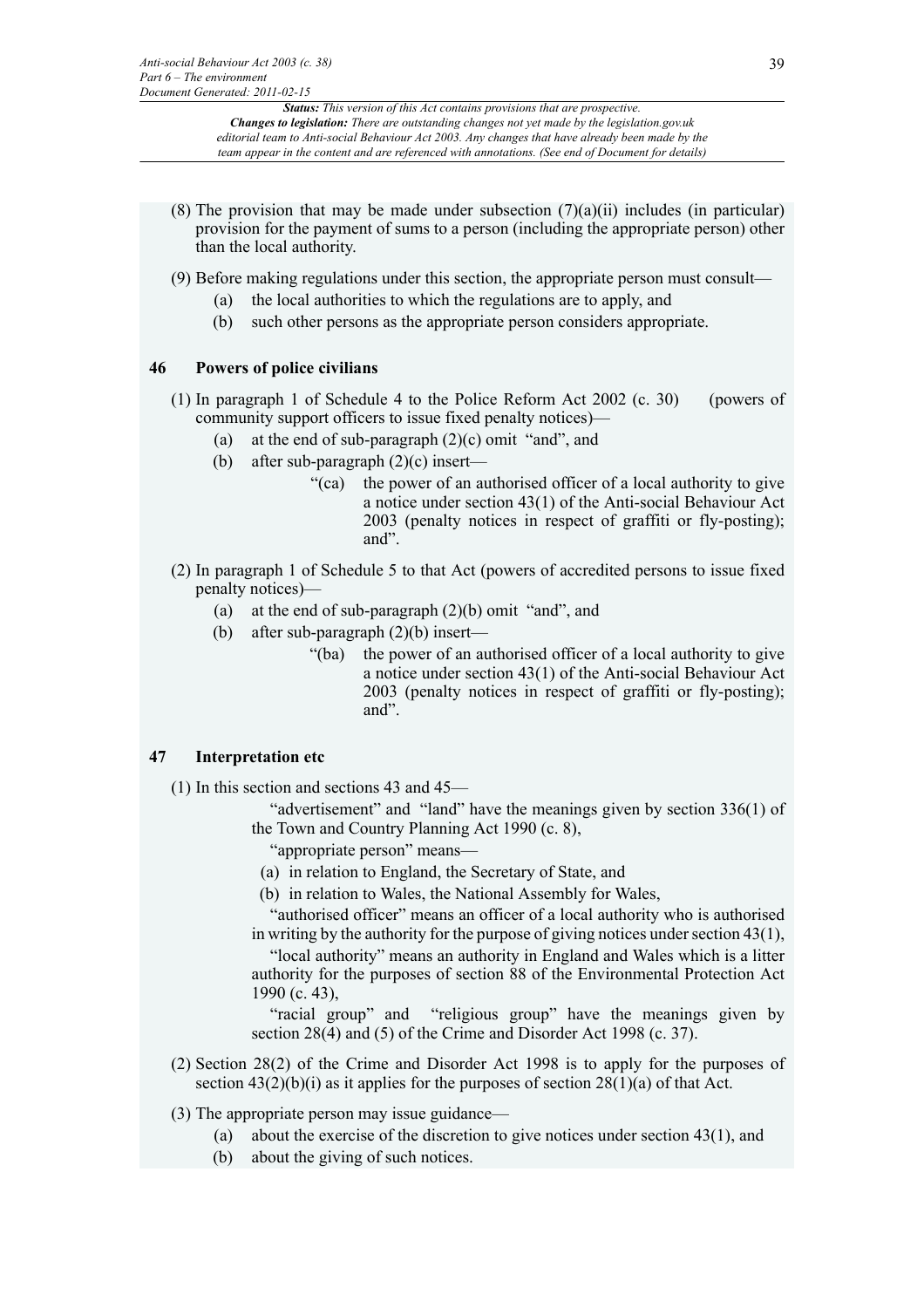(8) The provision that may be made under subsection (7)(a)(ii) includes (in particular) provision for the payment of sums to a person (including the appropriate person) other than the local authority.

(9) Before making regulations under this section, the appropriate person must consult—

- (a) the local authorities to which the regulations are to apply, and
- (b) such other persons as the appropriate person considers appropriate.

### 46 Powers of police civilians

(1) In paragraph 1 of Schedule 4 to the Police Reform Act 2002 (c. 30) (powers of community support officers to issue fixed penalty notices)—

- (a) at the end of sub-paragraph (2)(c) omit "and", and
- (b) after sub-paragraph (2)(c) insert—
  - "(ca) the power of an authorised officer of a local authority to give a notice under section 43(1) of the Anti-social Behaviour Act 2003 (penalty notices in respect of graffiti or fly-posting); and".

(2) In paragraph 1 of Schedule 5 to that Act (powers of accredited persons to issue fixed penalty notices)—

- (a) at the end of sub-paragraph (2)(b) omit "and", and
- (b) after sub-paragraph (2)(b) insert—
  - "(ba) the power of an authorised officer of a local authority to give a notice under section 43(1) of the Anti-social Behaviour Act 2003 (penalty notices in respect of graffiti or fly-posting); and".

### 47 Interpretation etc

(1) In this section and sections 43 and 45—

"advertisement" and "land" have the meanings given by section 336(1) of the Town and Country Planning Act 1990 (c. 8),

"appropriate person" means—

- (a) in relation to England, the Secretary of State, and
- (b) in relation to Wales, the National Assembly for Wales,

"authorised officer" means an officer of a local authority who is authorised in writing by the authority for the purpose of giving notices under section 43(1),

"local authority" means an authority in England and Wales which is a litter authority for the purposes of section 88 of the Environmental Protection Act 1990 (c. 43),

"racial group" and "religious group" have the meanings given by section 28(4) and (5) of the Crime and Disorder Act 1998 (c. 37).

(2) Section 28(2) of the Crime and Disorder Act 1998 is to apply for the purposes of section 43(2)(b)(i) as it applies for the purposes of section 28(1)(a) of that Act.

(3) The appropriate person may issue guidance—

- (a) about the exercise of the discretion to give notices under section 43(1), and
- (b) about the giving of such notices.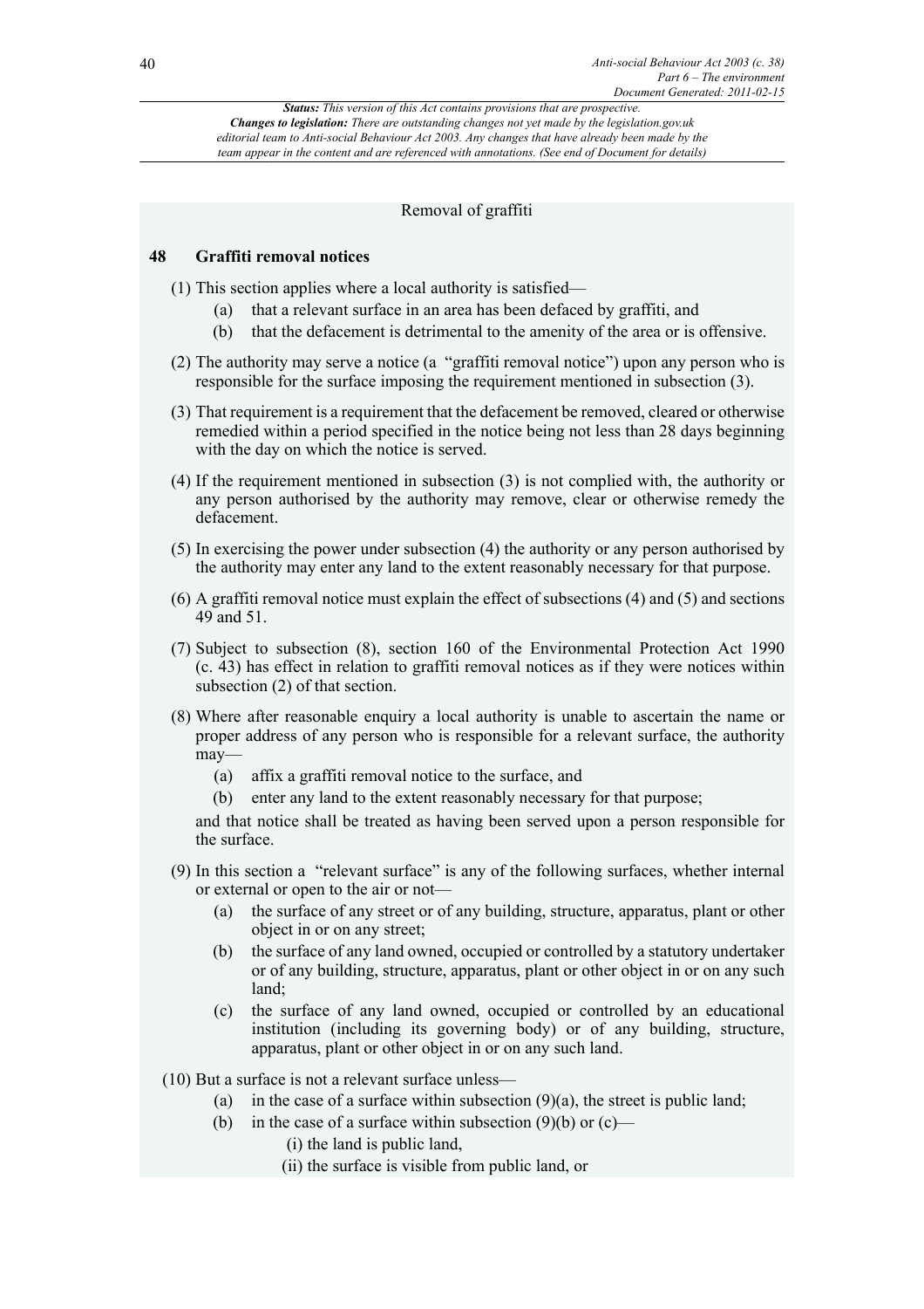Removal of graffiti

### 48 Graffiti removal notices

(1) This section applies where a local authority is satisfied—

   (a) that a relevant surface in an area has been defaced by graffiti, and

   (b) that the defacement is detrimental to the amenity of the area or is offensive.

(2) The authority may serve a notice (a "graffiti removal notice") upon any person who is responsible for the surface imposing the requirement mentioned in subsection (3).

(3) That requirement is a requirement that the defacement be removed, cleared or otherwise remedied within a period specified in the notice being not less than 28 days beginning with the day on which the notice is served.

(4) If the requirement mentioned in subsection (3) is not complied with, the authority or any person authorised by the authority may remove, clear or otherwise remedy the defacement.

(5) In exercising the power under subsection (4) the authority or any person authorised by the authority may enter any land to the extent reasonably necessary for that purpose.

(6) A graffiti removal notice must explain the effect of subsections (4) and (5) and sections 49 and 51.

(7) Subject to subsection (8), section 160 of the Environmental Protection Act 1990 (c. 43) has effect in relation to graffiti removal notices as if they were notices within subsection (2) of that section.

(8) Where after reasonable enquiry a local authority is unable to ascertain the name or proper address of any person who is responsible for a relevant surface, the authority may—

   (a) affix a graffiti removal notice to the surface, and

   (b) enter any land to the extent reasonably necessary for that purpose;

   and that notice shall be treated as having been served upon a person responsible for the surface.

(9) In this section a "relevant surface" is any of the following surfaces, whether internal or external or open to the air or not—

   (a) the surface of any street or of any building, structure, apparatus, plant or other object in or on any street;

   (b) the surface of any land owned, occupied or controlled by a statutory undertaker or of any building, structure, apparatus, plant or other object in or on any such land;

   (c) the surface of any land owned, occupied or controlled by an educational institution (including its governing body) or of any building, structure, apparatus, plant or other object in or on any such land.

(10) But a surface is not a relevant surface unless—

   (a) in the case of a surface within subsection (9)(a), the street is public land;

   (b) in the case of a surface within subsection (9)(b) or (c)—

      (i) the land is public land,

      (ii) the surface is visible from public land, or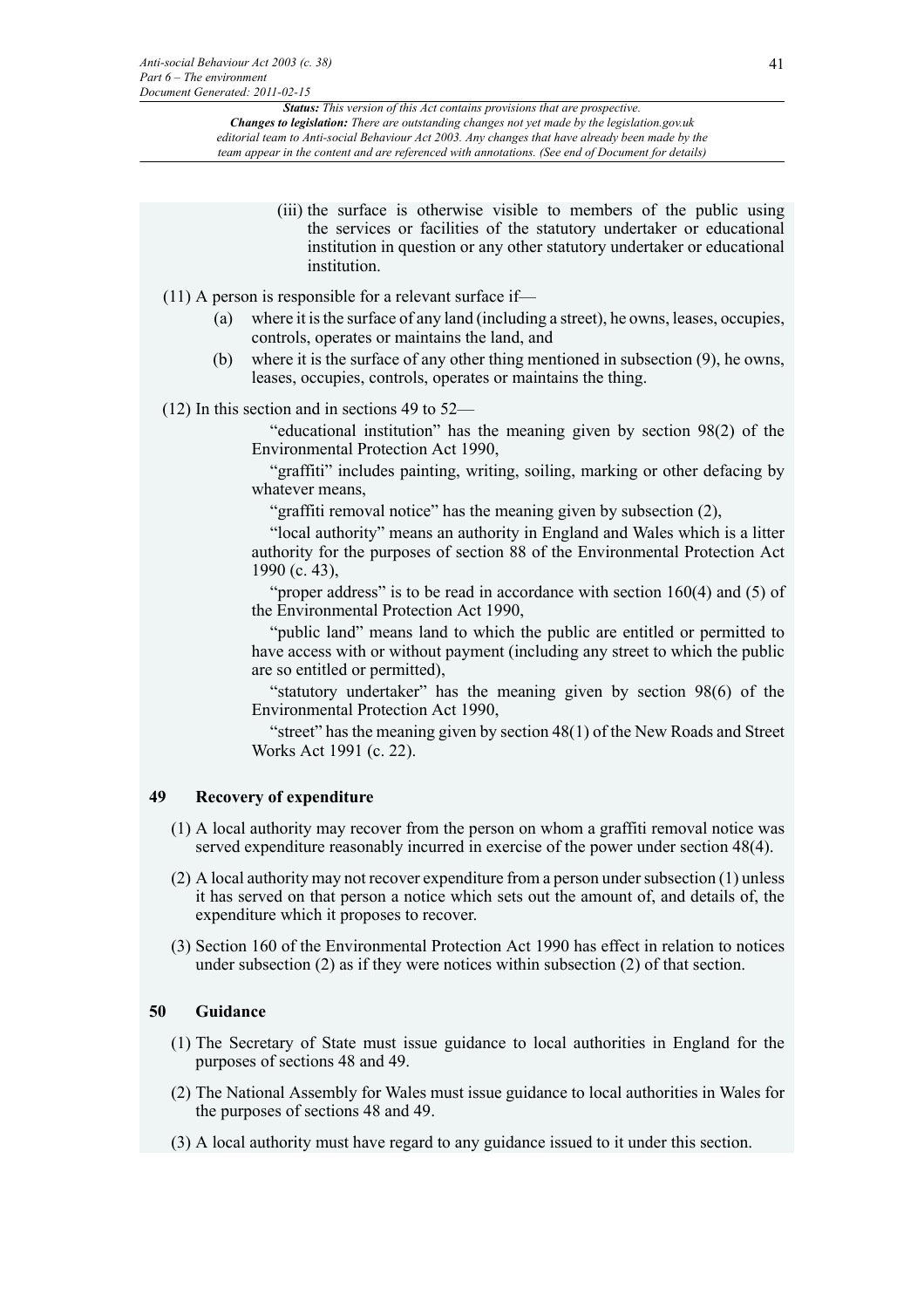(iii) the surface is otherwise visible to members of the public using the services or facilities of the statutory undertaker or educational institution in question or any other statutory undertaker or educational institution.

(11) A person is responsible for a relevant surface if—

(a) where it is the surface of any land (including a street), he owns, leases, occupies, controls, operates or maintains the land, and

(b) where it is the surface of any other thing mentioned in subsection (9), he owns, leases, occupies, controls, operates or maintains the thing.

(12) In this section and in sections 49 to 52—

"educational institution" has the meaning given by section 98(2) of the Environmental Protection Act 1990,

"graffiti" includes painting, writing, soiling, marking or other defacing by whatever means,

"graffiti removal notice" has the meaning given by subsection (2),

"local authority" means an authority in England and Wales which is a litter authority for the purposes of section 88 of the Environmental Protection Act 1990 (c. 43),

"proper address" is to be read in accordance with section 160(4) and (5) of the Environmental Protection Act 1990,

"public land" means land to which the public are entitled or permitted to have access with or without payment (including any street to which the public are so entitled or permitted),

"statutory undertaker" has the meaning given by section 98(6) of the Environmental Protection Act 1990,

"street" has the meaning given by section 48(1) of the New Roads and Street Works Act 1991 (c. 22).

### 49 Recovery of expenditure

(1) A local authority may recover from the person on whom a graffiti removal notice was served expenditure reasonably incurred in exercise of the power under section 48(4).

(2) A local authority may not recover expenditure from a person under subsection (1) unless it has served on that person a notice which sets out the amount of, and details of, the expenditure which it proposes to recover.

(3) Section 160 of the Environmental Protection Act 1990 has effect in relation to notices under subsection (2) as if they were notices within subsection (2) of that section.

### 50 Guidance

(1) The Secretary of State must issue guidance to local authorities in England for the purposes of sections 48 and 49.

(2) The National Assembly for Wales must issue guidance to local authorities in Wales for the purposes of sections 48 and 49.

(3) A local authority must have regard to any guidance issued to it under this section.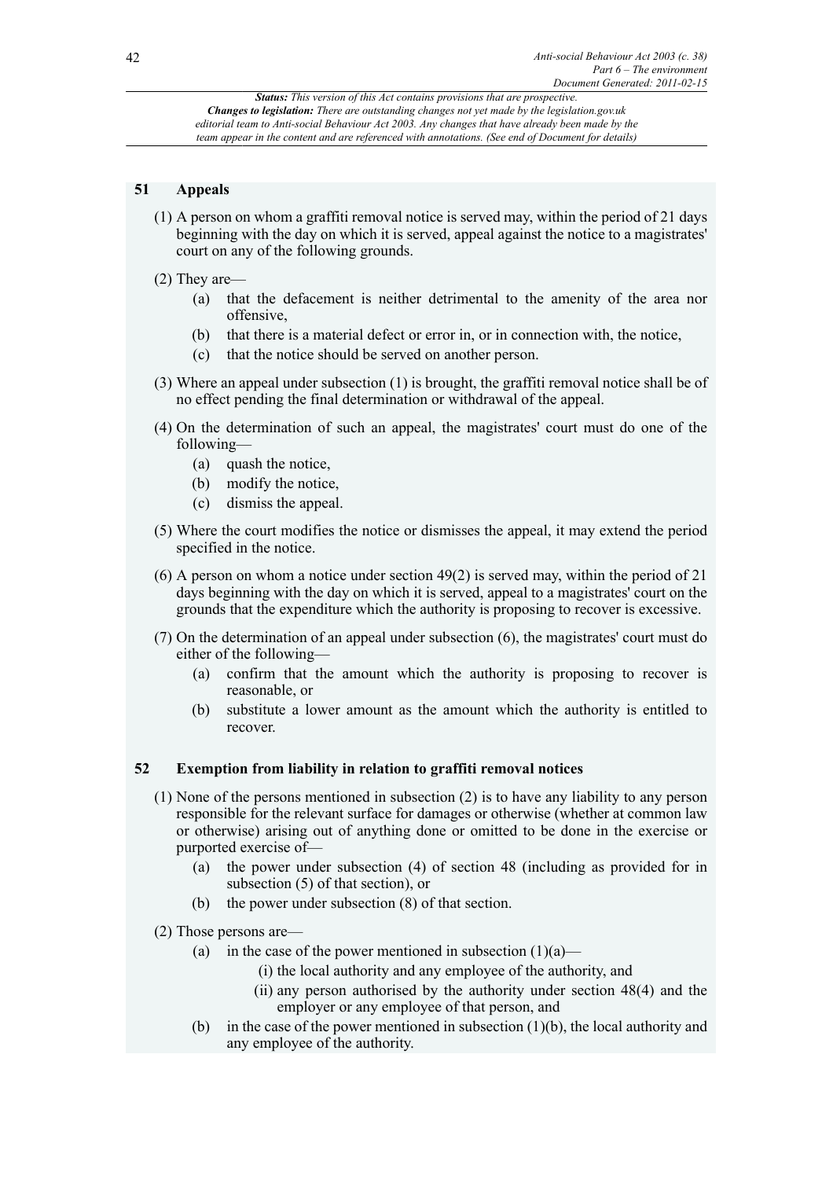### 51 Appeals

(1) A person on whom a graffiti removal notice is served may, within the period of 21 days beginning with the day on which it is served, appeal against the notice to a magistrates' court on any of the following grounds.

(2) They are—

- (a) that the defacement is neither detrimental to the amenity of the area nor offensive,
- (b) that there is a material defect or error in, or in connection with, the notice,
- (c) that the notice should be served on another person.

(3) Where an appeal under subsection (1) is brought, the graffiti removal notice shall be of no effect pending the final determination or withdrawal of the appeal.

(4) On the determination of such an appeal, the magistrates' court must do one of the following—

- (a) quash the notice,
- (b) modify the notice,
- (c) dismiss the appeal.

(5) Where the court modifies the notice or dismisses the appeal, it may extend the period specified in the notice.

(6) A person on whom a notice under section 49(2) is served may, within the period of 21 days beginning with the day on which it is served, appeal to a magistrates' court on the grounds that the expenditure which the authority is proposing to recover is excessive.

(7) On the determination of an appeal under subsection (6), the magistrates' court must do either of the following—

- (a) confirm that the amount which the authority is proposing to recover is reasonable, or
- (b) substitute a lower amount as the amount which the authority is entitled to recover.

### 52 Exemption from liability in relation to graffiti removal notices

(1) None of the persons mentioned in subsection (2) is to have any liability to any person responsible for the relevant surface for damages or otherwise (whether at common law or otherwise) arising out of anything done or omitted to be done in the exercise or purported exercise of—

- (a) the power under subsection (4) of section 48 (including as provided for in subsection (5) of that section), or
- (b) the power under subsection (8) of that section.

(2) Those persons are—

- (a) in the case of the power mentioned in subsection (1)(a)—
  - (i) the local authority and any employee of the authority, and
  - (ii) any person authorised by the authority under section 48(4) and the employer or any employee of that person, and
- (b) in the case of the power mentioned in subsection (1)(b), the local authority and any employee of the authority.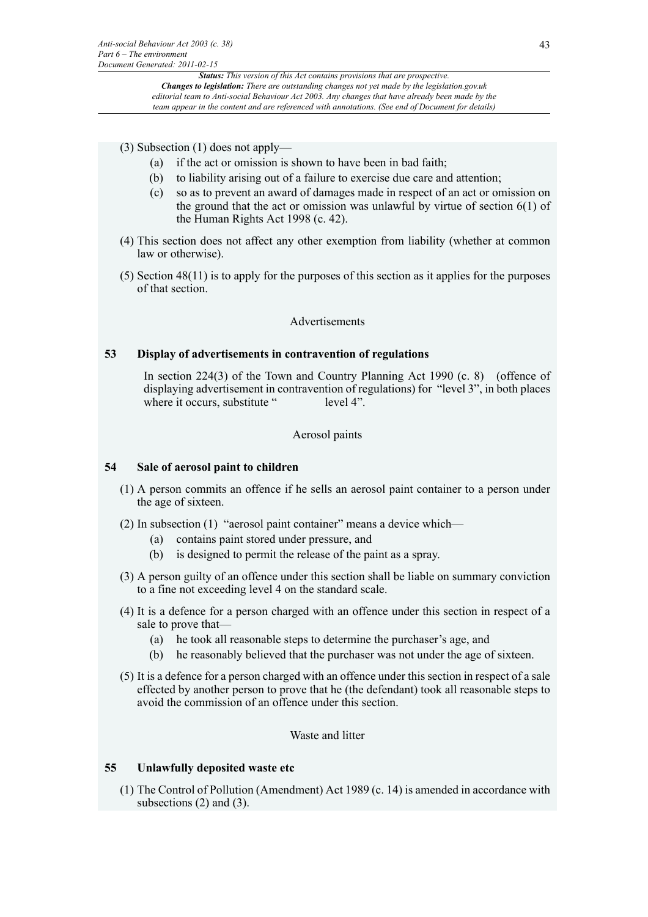(3) Subsection (1) does not apply—

- (a) if the act or omission is shown to have been in bad faith;
- (b) to liability arising out of a failure to exercise due care and attention;
- (c) so as to prevent an award of damages made in respect of an act or omission on the ground that the act or omission was unlawful by virtue of section 6(1) of the Human Rights Act 1998 (c. 42).

(4) This section does not affect any other exemption from liability (whether at common law or otherwise).

(5) Section 48(11) is to apply for the purposes of this section as it applies for the purposes of that section.

Advertisements

### 53 Display of advertisements in contravention of regulations

In section 224(3) of the Town and Country Planning Act 1990 (c. 8) (offence of displaying advertisement in contravention of regulations) for "level 3", in both places where it occurs, substitute " level 4".

Aerosol paints

### 54 Sale of aerosol paint to children

(1) A person commits an offence if he sells an aerosol paint container to a person under the age of sixteen.

(2) In subsection (1) "aerosol paint container" means a device which—

- (a) contains paint stored under pressure, and
- (b) is designed to permit the release of the paint as a spray.

(3) A person guilty of an offence under this section shall be liable on summary conviction to a fine not exceeding level 4 on the standard scale.

(4) It is a defence for a person charged with an offence under this section in respect of a sale to prove that—

- (a) he took all reasonable steps to determine the purchaser's age, and
- (b) he reasonably believed that the purchaser was not under the age of sixteen.

(5) It is a defence for a person charged with an offence under this section in respect of a sale effected by another person to prove that he (the defendant) took all reasonable steps to avoid the commission of an offence under this section.

Waste and litter

### 55 Unlawfully deposited waste etc

(1) The Control of Pollution (Amendment) Act 1989 (c. 14) is amended in accordance with subsections (2) and (3).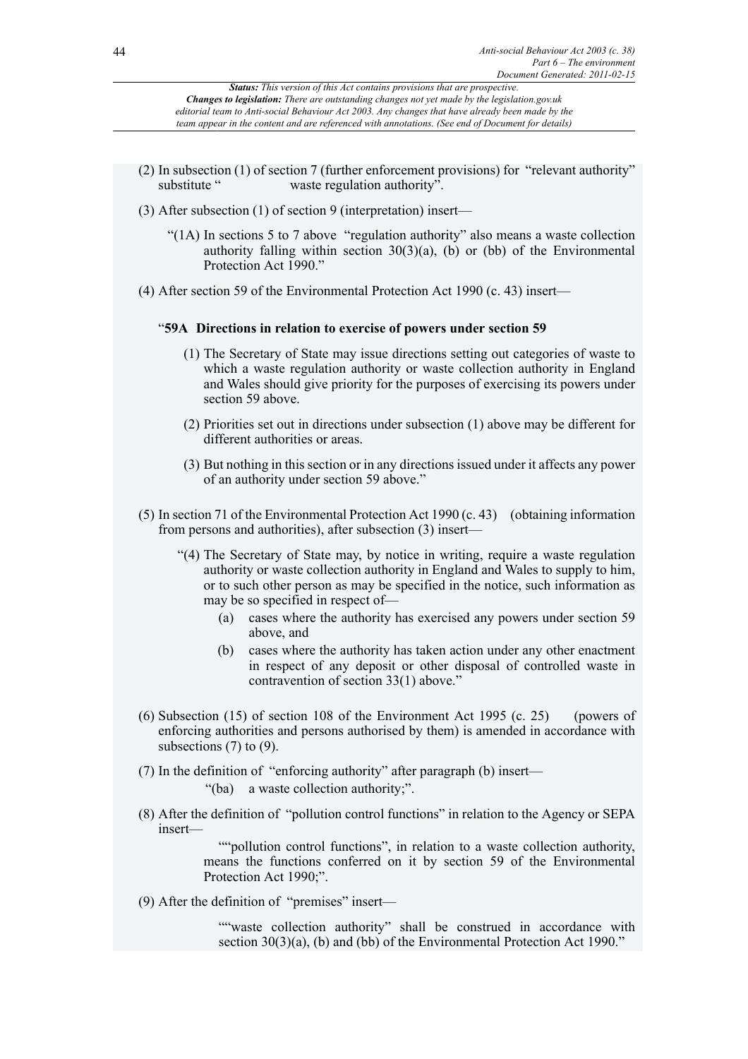(2) In subsection (1) of section 7 (further enforcement provisions) for "relevant authority" substitute " waste regulation authority".

(3) After subsection (1) of section 9 (interpretation) insert—

"(1A) In sections 5 to 7 above "regulation authority" also means a waste collection authority falling within section 30(3)(a), (b) or (bb) of the Environmental Protection Act 1990."

(4) After section 59 of the Environmental Protection Act 1990 (c. 43) insert—

"**59A Directions in relation to exercise of powers under section 59**

(1) The Secretary of State may issue directions setting out categories of waste to which a waste regulation authority or waste collection authority in England and Wales should give priority for the purposes of exercising its powers under section 59 above.

(2) Priorities set out in directions under subsection (1) above may be different for different authorities or areas.

(3) But nothing in this section or in any directions issued under it affects any power of an authority under section 59 above."

(5) In section 71 of the Environmental Protection Act 1990 (c. 43) (obtaining information from persons and authorities), after subsection (3) insert—

"(4) The Secretary of State may, by notice in writing, require a waste regulation authority or waste collection authority in England and Wales to supply to him, or to such other person as may be specified in the notice, such information as may be so specified in respect of—

(a) cases where the authority has exercised any powers under section 59 above, and

(b) cases where the authority has taken action under any other enactment in respect of any deposit or other disposal of controlled waste in contravention of section 33(1) above."

(6) Subsection (15) of section 108 of the Environment Act 1995 (c. 25) (powers of enforcing authorities and persons authorised by them) is amended in accordance with subsections (7) to (9).

(7) In the definition of "enforcing authority" after paragraph (b) insert—

"(ba) a waste collection authority;".

(8) After the definition of "pollution control functions" in relation to the Agency or SEPA insert—

""pollution control functions", in relation to a waste collection authority, means the functions conferred on it by section 59 of the Environmental Protection Act 1990;".

(9) After the definition of "premises" insert—

""waste collection authority" shall be construed in accordance with section 30(3)(a), (b) and (bb) of the Environmental Protection Act 1990."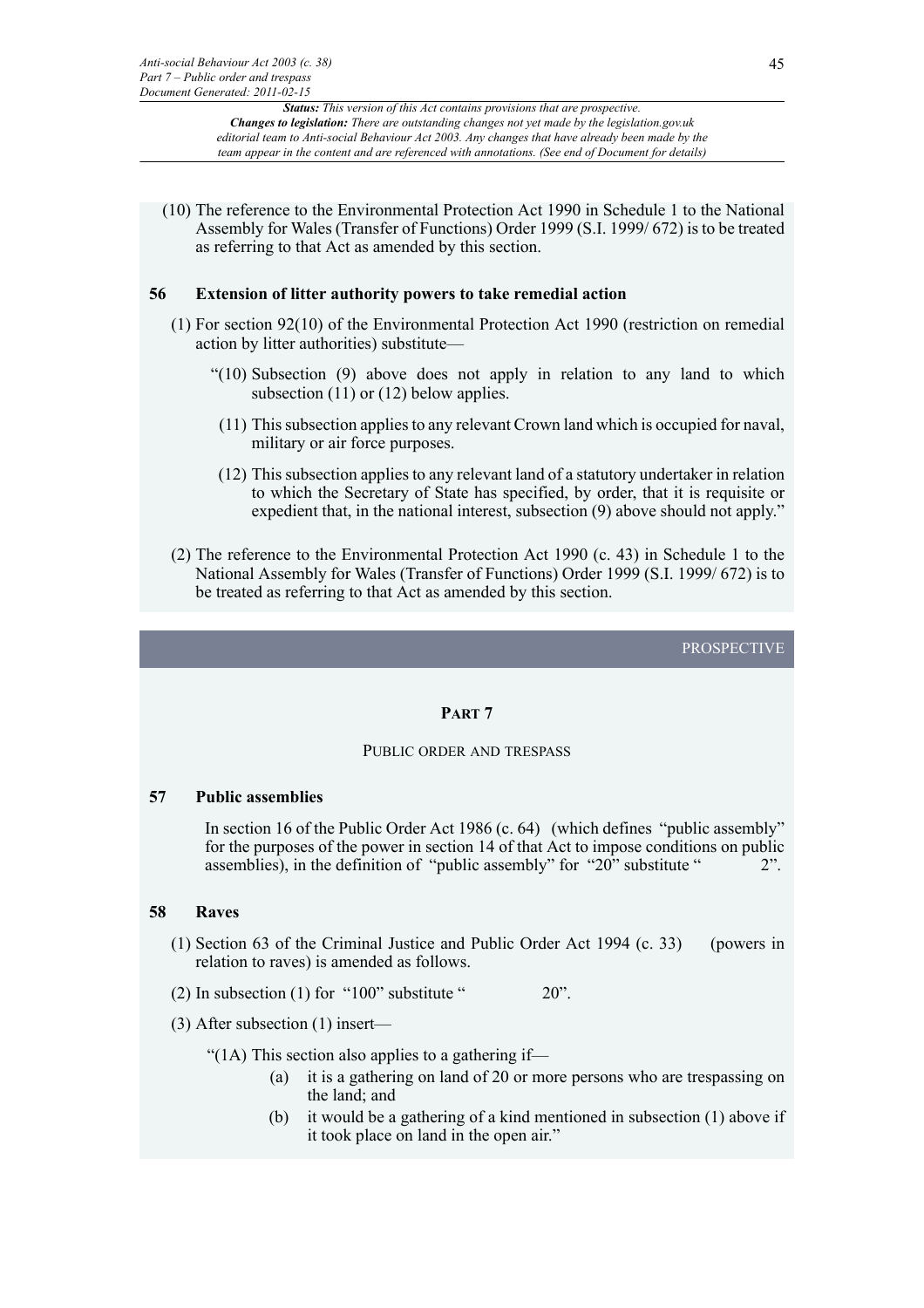(10) The reference to the Environmental Protection Act 1990 in Schedule 1 to the National Assembly for Wales (Transfer of Functions) Order 1999 (S.I. 1999/ 672) is to be treated as referring to that Act as amended by this section.

### 56 Extension of litter authority powers to take remedial action

(1) For section 92(10) of the Environmental Protection Act 1990 (restriction on remedial action by litter authorities) substitute—

"(10) Subsection (9) above does not apply in relation to any land to which subsection (11) or (12) below applies.

(11) This subsection applies to any relevant Crown land which is occupied for naval, military or air force purposes.

(12) This subsection applies to any relevant land of a statutory undertaker in relation to which the Secretary of State has specified, by order, that it is requisite or expedient that, in the national interest, subsection (9) above should not apply."

(2) The reference to the Environmental Protection Act 1990 (c. 43) in Schedule 1 to the National Assembly for Wales (Transfer of Functions) Order 1999 (S.I. 1999/ 672) is to be treated as referring to that Act as amended by this section.

PROSPECTIVE

## PART 7

PUBLIC ORDER AND TRESPASS

### 57 Public assemblies

In section 16 of the Public Order Act 1986 (c. 64) (which defines "public assembly" for the purposes of the power in section 14 of that Act to impose conditions on public assemblies), in the definition of "public assembly" for "20" substitute " 2".

### 58 Raves

(1) Section 63 of the Criminal Justice and Public Order Act 1994 (c. 33) (powers in relation to raves) is amended as follows.

(2) In subsection (1) for "100" substitute " 20".

(3) After subsection (1) insert—

"(1A) This section also applies to a gathering if—

(a) it is a gathering on land of 20 or more persons who are trespassing on the land; and

(b) it would be a gathering of a kind mentioned in subsection (1) above if it took place on land in the open air."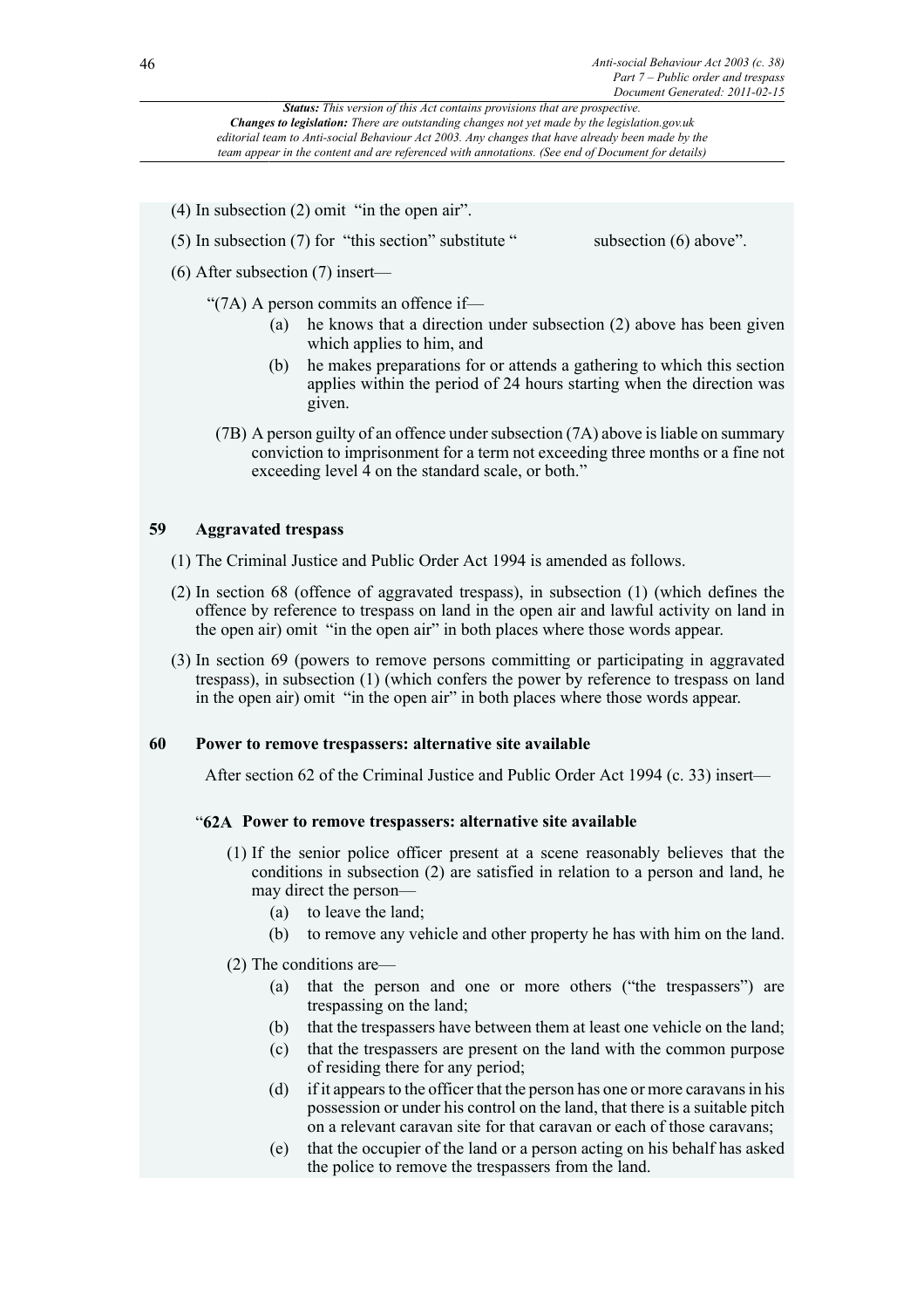(4) In subsection (2) omit "in the open air".

(5) In subsection (7) for "this section" substitute " subsection (6) above".

(6) After subsection (7) insert—

"(7A) A person commits an offence if—

- (a) he knows that a direction under subsection (2) above has been given which applies to him, and
- (b) he makes preparations for or attends a gathering to which this section applies within the period of 24 hours starting when the direction was given.

(7B) A person guilty of an offence under subsection (7A) above is liable on summary conviction to imprisonment for a term not exceeding three months or a fine not exceeding level 4 on the standard scale, or both."

### 59 Aggravated trespass

(1) The Criminal Justice and Public Order Act 1994 is amended as follows.

(2) In section 68 (offence of aggravated trespass), in subsection (1) (which defines the offence by reference to trespass on land in the open air and lawful activity on land in the open air) omit "in the open air" in both places where those words appear.

(3) In section 69 (powers to remove persons committing or participating in aggravated trespass), in subsection (1) (which confers the power by reference to trespass on land in the open air) omit "in the open air" in both places where those words appear.

### 60 Power to remove trespassers: alternative site available

After section 62 of the Criminal Justice and Public Order Act 1994 (c. 33) insert—

"**62A Power to remove trespassers: alternative site available**

(1) If the senior police officer present at a scene reasonably believes that the conditions in subsection (2) are satisfied in relation to a person and land, he may direct the person—

- (a) to leave the land;
- (b) to remove any vehicle and other property he has with him on the land.

(2) The conditions are—

- (a) that the person and one or more others ("the trespassers") are trespassing on the land;
- (b) that the trespassers have between them at least one vehicle on the land;
- (c) that the trespassers are present on the land with the common purpose of residing there for any period;
- (d) if it appears to the officer that the person has one or more caravans in his possession or under his control on the land, that there is a suitable pitch on a relevant caravan site for that caravan or each of those caravans;
- (e) that the occupier of the land or a person acting on his behalf has asked the police to remove the trespassers from the land.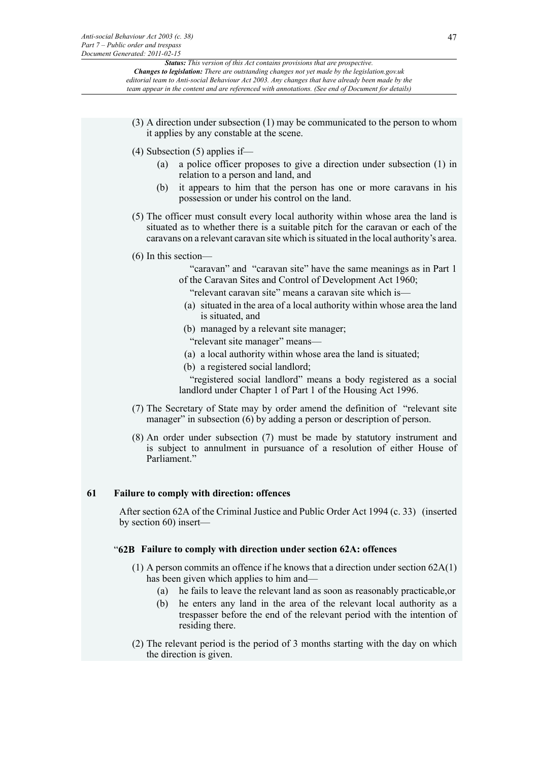(3) A direction under subsection (1) may be communicated to the person to whom it applies by any constable at the scene.

(4) Subsection (5) applies if—

  (a) a police officer proposes to give a direction under subsection (1) in relation to a person and land, and

  (b) it appears to him that the person has one or more caravans in his possession or under his control on the land.

(5) The officer must consult every local authority within whose area the land is situated as to whether there is a suitable pitch for the caravan or each of the caravans on a relevant caravan site which is situated in the local authority's area.

(6) In this section—

"caravan" and "caravan site" have the same meanings as in Part 1 of the Caravan Sites and Control of Development Act 1960;

"relevant caravan site" means a caravan site which is—

  (a) situated in the area of a local authority within whose area the land is situated, and

  (b) managed by a relevant site manager;

"relevant site manager" means—

  (a) a local authority within whose area the land is situated;

  (b) a registered social landlord;

"registered social landlord" means a body registered as a social landlord under Chapter 1 of Part 1 of the Housing Act 1996.

(7) The Secretary of State may by order amend the definition of "relevant site manager" in subsection (6) by adding a person or description of person.

(8) An order under subsection (7) must be made by statutory instrument and is subject to annulment in pursuance of a resolution of either House of Parliament."

### 61 Failure to comply with direction: offences

After section 62A of the Criminal Justice and Public Order Act 1994 (c. 33) (inserted by section 60) insert—

**"62B Failure to comply with direction under section 62A: offences**

(1) A person commits an offence if he knows that a direction under section 62A(1) has been given which applies to him and—

  (a) he fails to leave the relevant land as soon as reasonably practicable,or

  (b) he enters any land in the area of the relevant local authority as a trespasser before the end of the relevant period with the intention of residing there.

(2) The relevant period is the period of 3 months starting with the day on which the direction is given.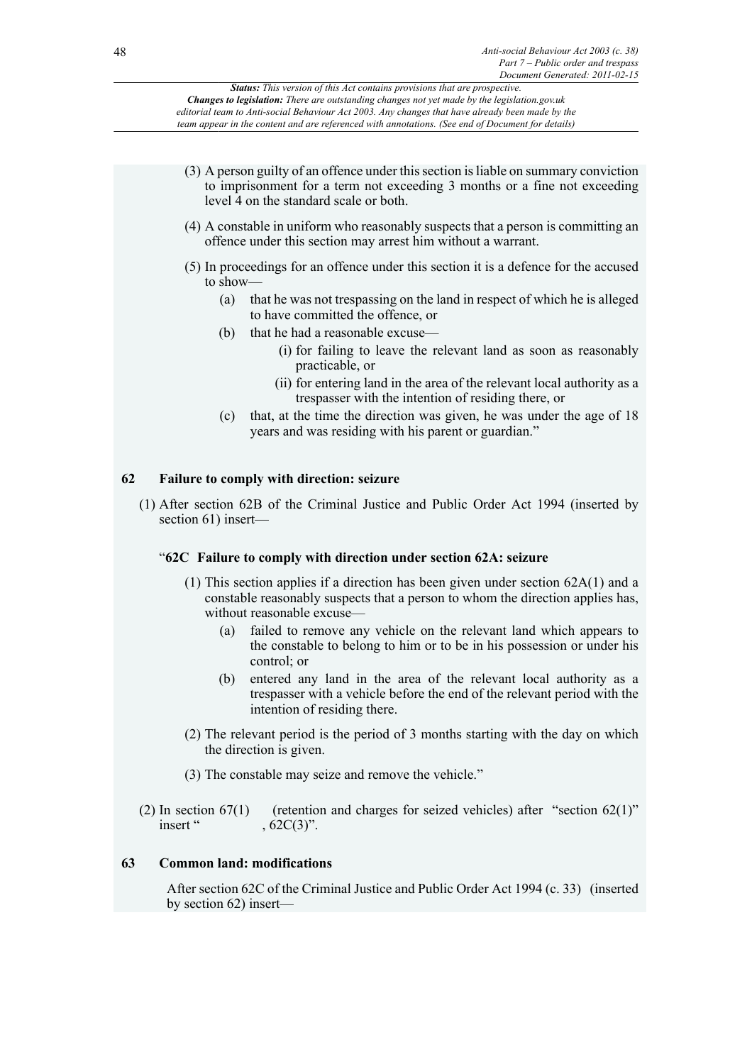(3) A person guilty of an offence under this section is liable on summary conviction to imprisonment for a term not exceeding 3 months or a fine not exceeding level 4 on the standard scale or both.

(4) A constable in uniform who reasonably suspects that a person is committing an offence under this section may arrest him without a warrant.

(5) In proceedings for an offence under this section it is a defence for the accused to show—

(a) that he was not trespassing on the land in respect of which he is alleged to have committed the offence, or

(b) that he had a reasonable excuse—

(i) for failing to leave the relevant land as soon as reasonably practicable, or

(ii) for entering land in the area of the relevant local authority as a trespasser with the intention of residing there, or

(c) that, at the time the direction was given, he was under the age of 18 years and was residing with his parent or guardian."

### 62 Failure to comply with direction: seizure

(1) After section 62B of the Criminal Justice and Public Order Act 1994 (inserted by section 61) insert—

"**62C Failure to comply with direction under section 62A: seizure**

(1) This section applies if a direction has been given under section 62A(1) and a constable reasonably suspects that a person to whom the direction applies has, without reasonable excuse—

(a) failed to remove any vehicle on the relevant land which appears to the constable to belong to him or to be in his possession or under his control; or

(b) entered any land in the area of the relevant local authority as a trespasser with a vehicle before the end of the relevant period with the intention of residing there.

(2) The relevant period is the period of 3 months starting with the day on which the direction is given.

(3) The constable may seize and remove the vehicle."

(2) In section 67(1) (retention and charges for seized vehicles) after "section 62(1)" insert ", 62C(3)".

### 63 Common land: modifications

After section 62C of the Criminal Justice and Public Order Act 1994 (c. 33) (inserted by section 62) insert—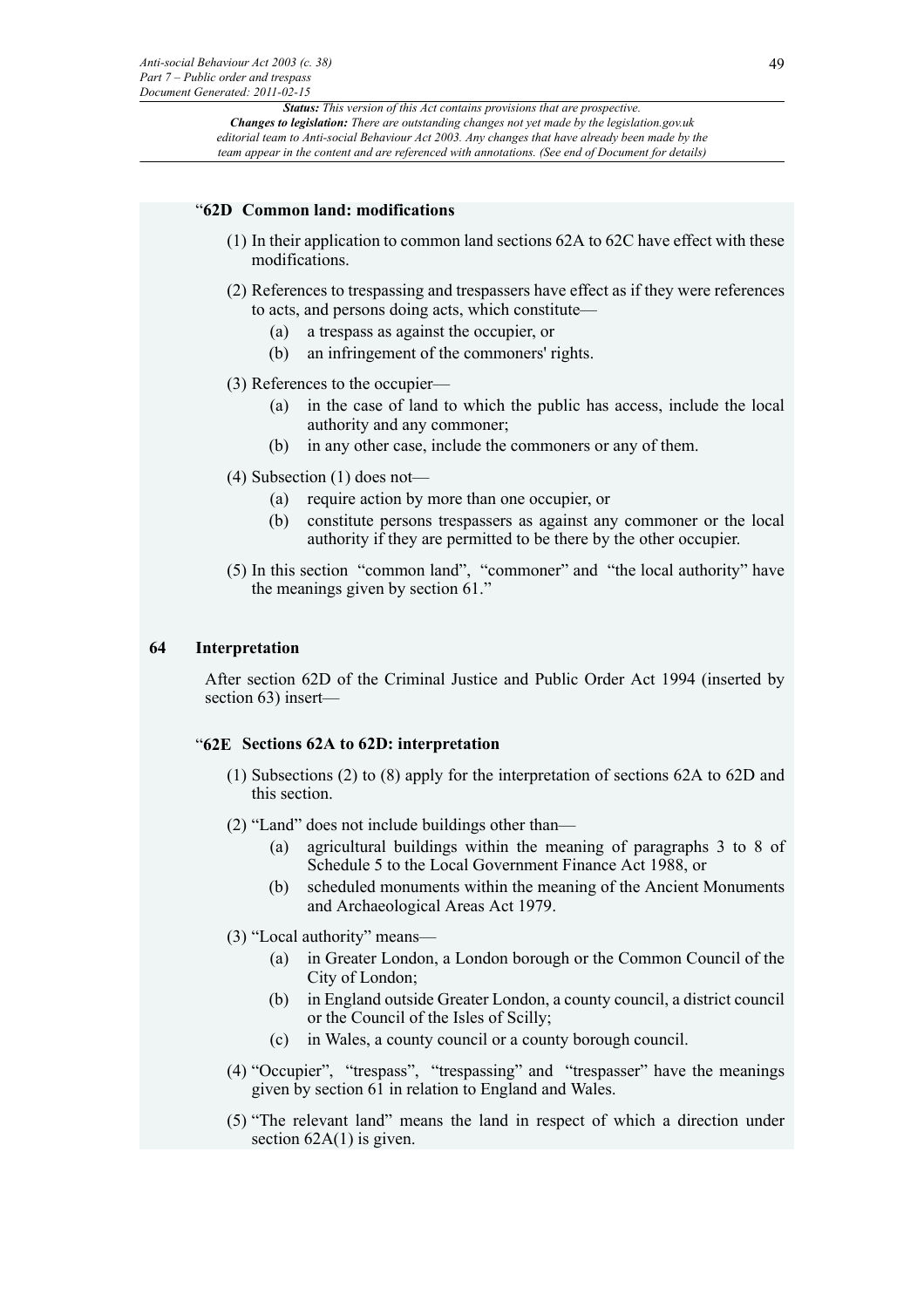**“62D Common land: modifications**

(1) In their application to common land sections 62A to 62C have effect with these modifications.

(2) References to trespassing and trespassers have effect as if they were references to acts, and persons doing acts, which constitute—

 (a) a trespass as against the occupier, or

 (b) an infringement of the commoners' rights.

(3) References to the occupier—

 (a) in the case of land to which the public has access, include the local authority and any commoner;

 (b) in any other case, include the commoners or any of them.

(4) Subsection (1) does not—

 (a) require action by more than one occupier, or

 (b) constitute persons trespassers as against any commoner or the local authority if they are permitted to be there by the other occupier.

(5) In this section “common land”, “commoner” and “the local authority” have the meanings given by section 61.”

## 64 Interpretation

After section 62D of the Criminal Justice and Public Order Act 1994 (inserted by section 63) insert—

**“62E Sections 62A to 62D: interpretation**

(1) Subsections (2) to (8) apply for the interpretation of sections 62A to 62D and this section.

(2) “Land” does not include buildings other than—

 (a) agricultural buildings within the meaning of paragraphs 3 to 8 of Schedule 5 to the Local Government Finance Act 1988, or

 (b) scheduled monuments within the meaning of the Ancient Monuments and Archaeological Areas Act 1979.

(3) “Local authority” means—

 (a) in Greater London, a London borough or the Common Council of the City of London;

 (b) in England outside Greater London, a county council, a district council or the Council of the Isles of Scilly;

 (c) in Wales, a county council or a county borough council.

(4) “Occupier”, “trespass”, “trespassing” and “trespasser” have the meanings given by section 61 in relation to England and Wales.

(5) “The relevant land” means the land in respect of which a direction under section 62A(1) is given.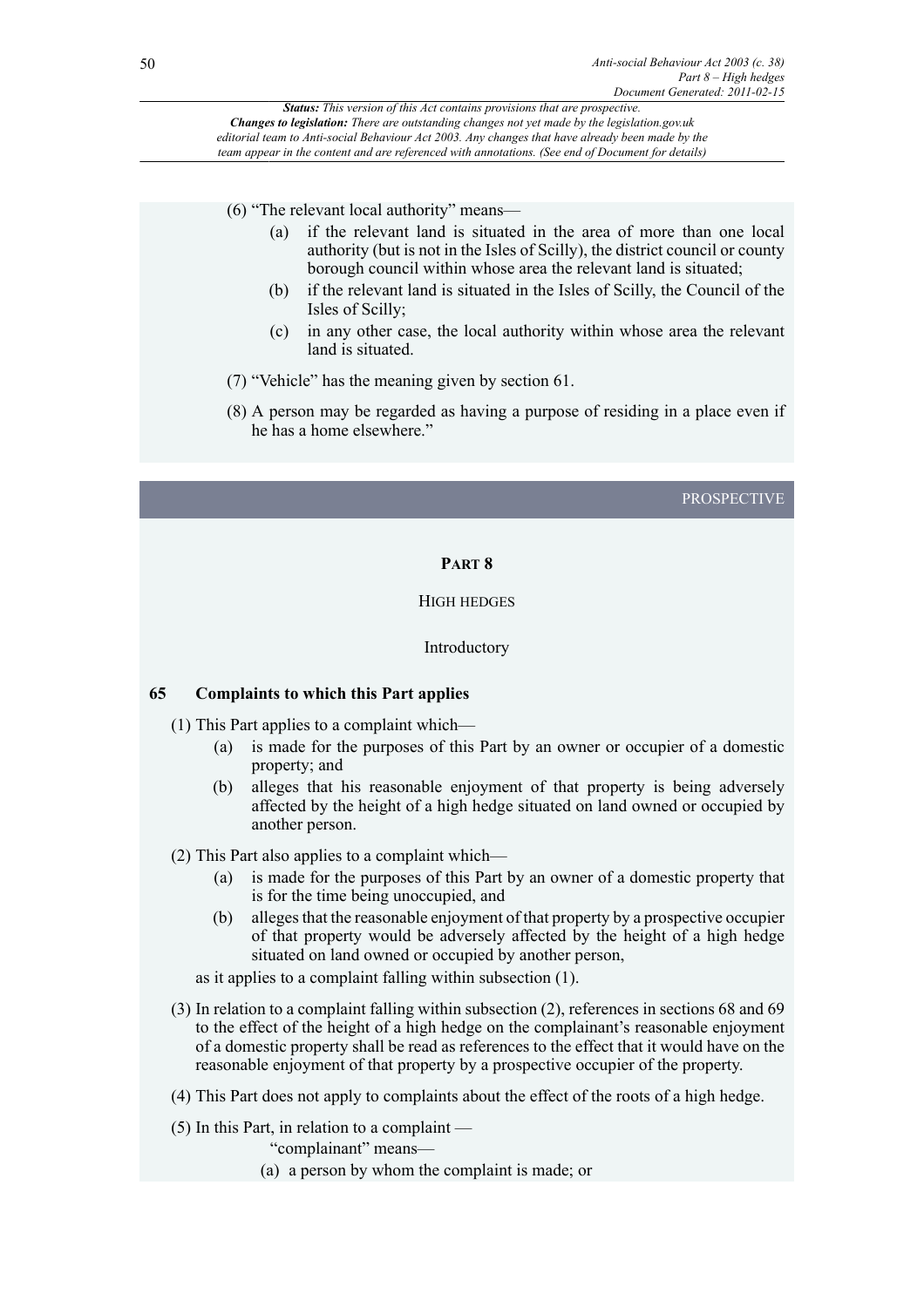(6) "The relevant local authority" means—

(a) if the relevant land is situated in the area of more than one local authority (but is not in the Isles of Scilly), the district council or county borough council within whose area the relevant land is situated;

(b) if the relevant land is situated in the Isles of Scilly, the Council of the Isles of Scilly;

(c) in any other case, the local authority within whose area the relevant land is situated.

(7) "Vehicle" has the meaning given by section 61.

(8) A person may be regarded as having a purpose of residing in a place even if he has a home elsewhere."

PROSPECTIVE

## PART 8

## HIGH HEDGES

### Introductory

### 65 Complaints to which this Part applies

(1) This Part applies to a complaint which—

(a) is made for the purposes of this Part by an owner or occupier of a domestic property; and

(b) alleges that his reasonable enjoyment of that property is being adversely affected by the height of a high hedge situated on land owned or occupied by another person.

(2) This Part also applies to a complaint which—

(a) is made for the purposes of this Part by an owner of a domestic property that is for the time being unoccupied, and

(b) alleges that the reasonable enjoyment of that property by a prospective occupier of that property would be adversely affected by the height of a high hedge situated on land owned or occupied by another person,

as it applies to a complaint falling within subsection (1).

(3) In relation to a complaint falling within subsection (2), references in sections 68 and 69 to the effect of the height of a high hedge on the complainant's reasonable enjoyment of a domestic property shall be read as references to the effect that it would have on the reasonable enjoyment of that property by a prospective occupier of the property.

(4) This Part does not apply to complaints about the effect of the roots of a high hedge.

(5) In this Part, in relation to a complaint —

"complainant" means—

(a) a person by whom the complaint is made; or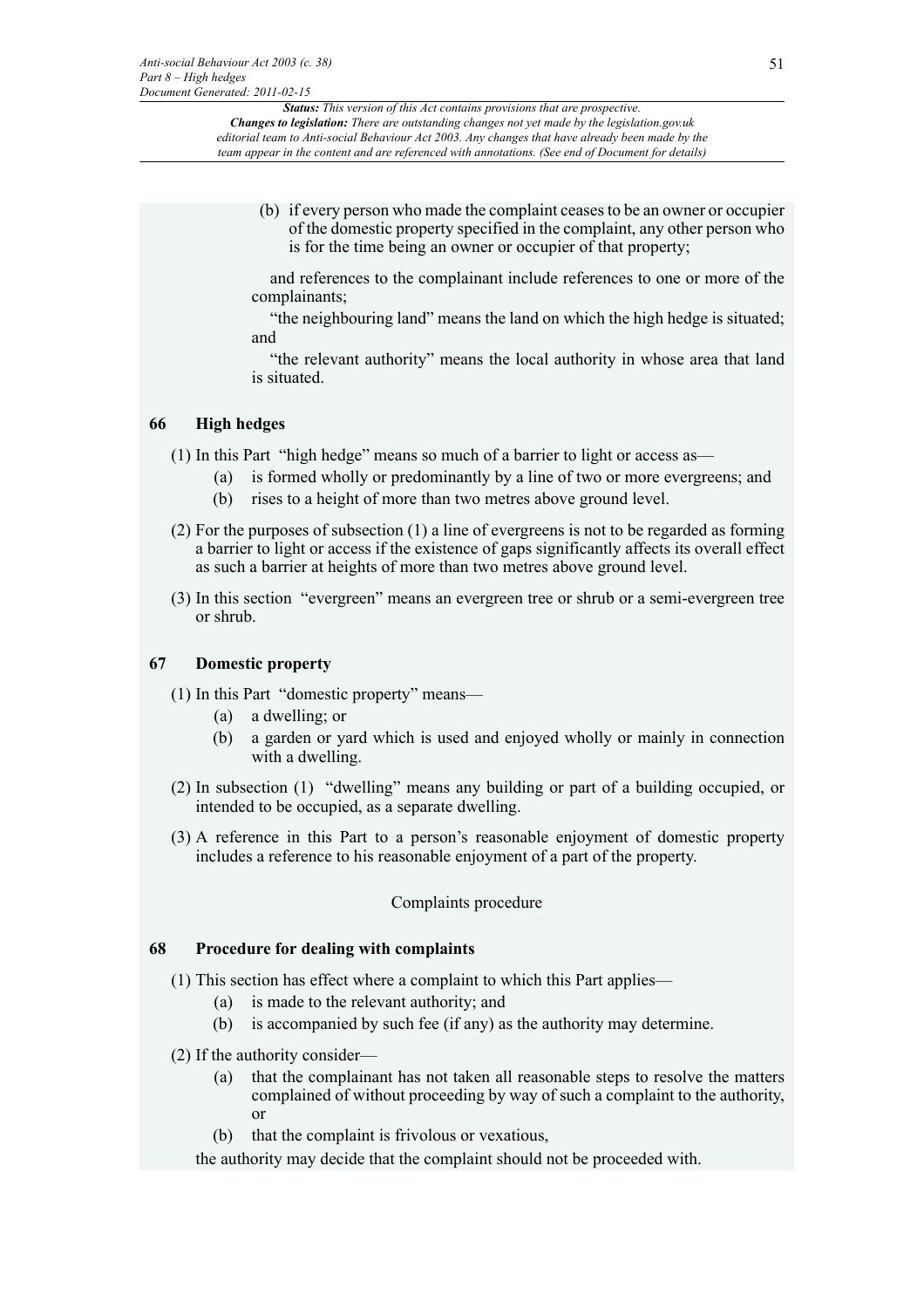(b) if every person who made the complaint ceases to be an owner or occupier of the domestic property specified in the complaint, any other person who is for the time being an owner or occupier of that property;

and references to the complainant include references to one or more of the complainants;

"the neighbouring land" means the land on which the high hedge is situated; and

"the relevant authority" means the local authority in whose area that land is situated.

### 66 High hedges

(1) In this Part "high hedge" means so much of a barrier to light or access as—

- (a) is formed wholly or predominantly by a line of two or more evergreens; and
- (b) rises to a height of more than two metres above ground level.

(2) For the purposes of subsection (1) a line of evergreens is not to be regarded as forming a barrier to light or access if the existence of gaps significantly affects its overall effect as such a barrier at heights of more than two metres above ground level.

(3) In this section "evergreen" means an evergreen tree or shrub or a semi-evergreen tree or shrub.

### 67 Domestic property

(1) In this Part "domestic property" means—

- (a) a dwelling; or
- (b) a garden or yard which is used and enjoyed wholly or mainly in connection with a dwelling.

(2) In subsection (1) "dwelling" means any building or part of a building occupied, or intended to be occupied, as a separate dwelling.

(3) A reference in this Part to a person's reasonable enjoyment of domestic property includes a reference to his reasonable enjoyment of a part of the property.

Complaints procedure

### 68 Procedure for dealing with complaints

(1) This section has effect where a complaint to which this Part applies—

- (a) is made to the relevant authority; and
- (b) is accompanied by such fee (if any) as the authority may determine.

(2) If the authority consider—

- (a) that the complainant has not taken all reasonable steps to resolve the matters complained of without proceeding by way of such a complaint to the authority, or
- (b) that the complaint is frivolous or vexatious,

the authority may decide that the complaint should not be proceeded with.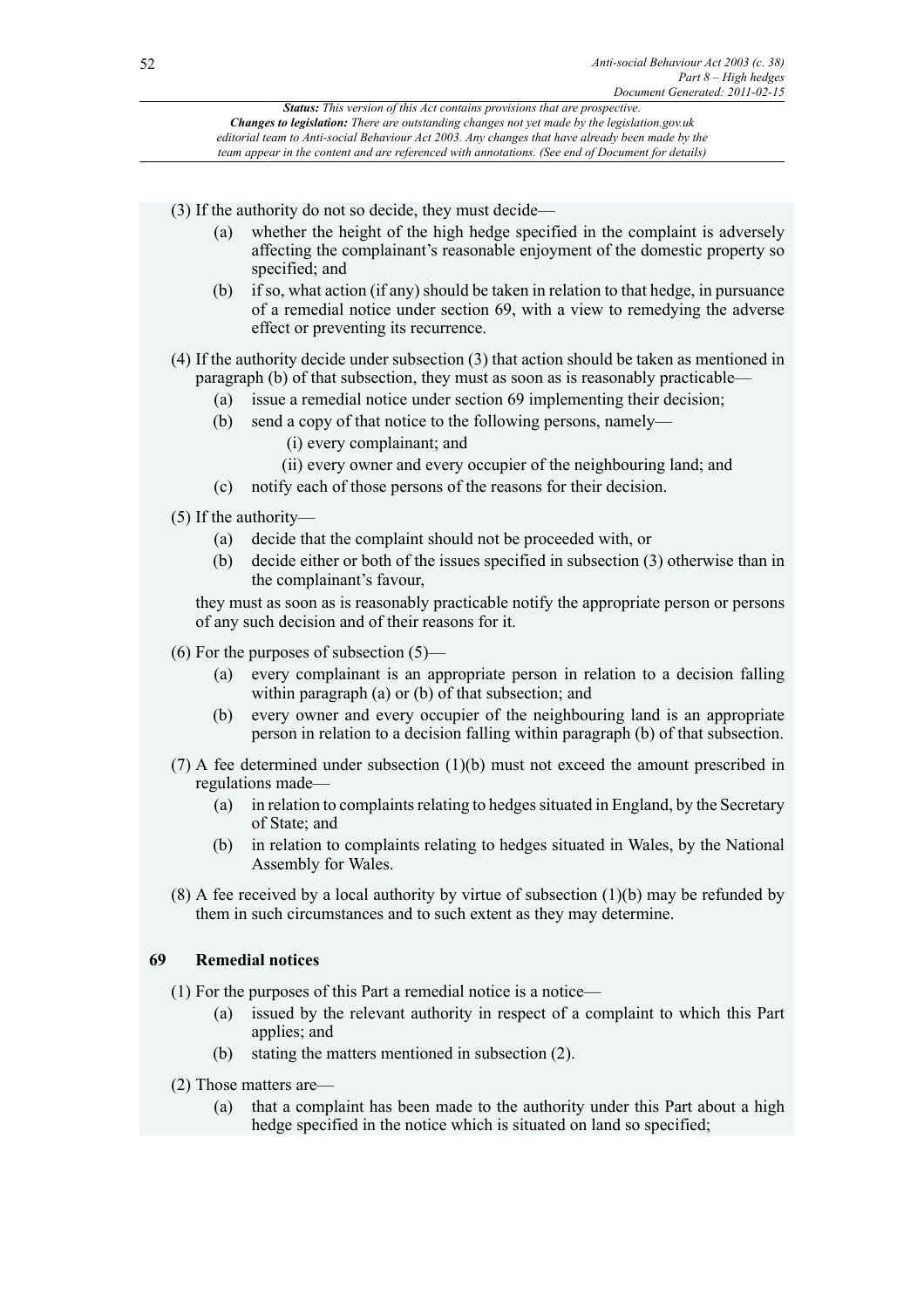(3) If the authority do not so decide, they must decide—

(a) whether the height of the high hedge specified in the complaint is adversely affecting the complainant's reasonable enjoyment of the domestic property so specified; and

(b) if so, what action (if any) should be taken in relation to that hedge, in pursuance of a remedial notice under section 69, with a view to remedying the adverse effect or preventing its recurrence.

(4) If the authority decide under subsection (3) that action should be taken as mentioned in paragraph (b) of that subsection, they must as soon as is reasonably practicable—

(a) issue a remedial notice under section 69 implementing their decision;

(b) send a copy of that notice to the following persons, namely—

(i) every complainant; and

(ii) every owner and every occupier of the neighbouring land; and

(c) notify each of those persons of the reasons for their decision.

(5) If the authority—

(a) decide that the complaint should not be proceeded with, or

(b) decide either or both of the issues specified in subsection (3) otherwise than in the complainant's favour,

they must as soon as is reasonably practicable notify the appropriate person or persons of any such decision and of their reasons for it.

(6) For the purposes of subsection (5)—

(a) every complainant is an appropriate person in relation to a decision falling within paragraph (a) or (b) of that subsection; and

(b) every owner and every occupier of the neighbouring land is an appropriate person in relation to a decision falling within paragraph (b) of that subsection.

(7) A fee determined under subsection (1)(b) must not exceed the amount prescribed in regulations made—

(a) in relation to complaints relating to hedges situated in England, by the Secretary of State; and

(b) in relation to complaints relating to hedges situated in Wales, by the National Assembly for Wales.

(8) A fee received by a local authority by virtue of subsection (1)(b) may be refunded by them in such circumstances and to such extent as they may determine.

### 69 Remedial notices

(1) For the purposes of this Part a remedial notice is a notice—

(a) issued by the relevant authority in respect of a complaint to which this Part applies; and

(b) stating the matters mentioned in subsection (2).

(2) Those matters are—

(a) that a complaint has been made to the authority under this Part about a high hedge specified in the notice which is situated on land so specified;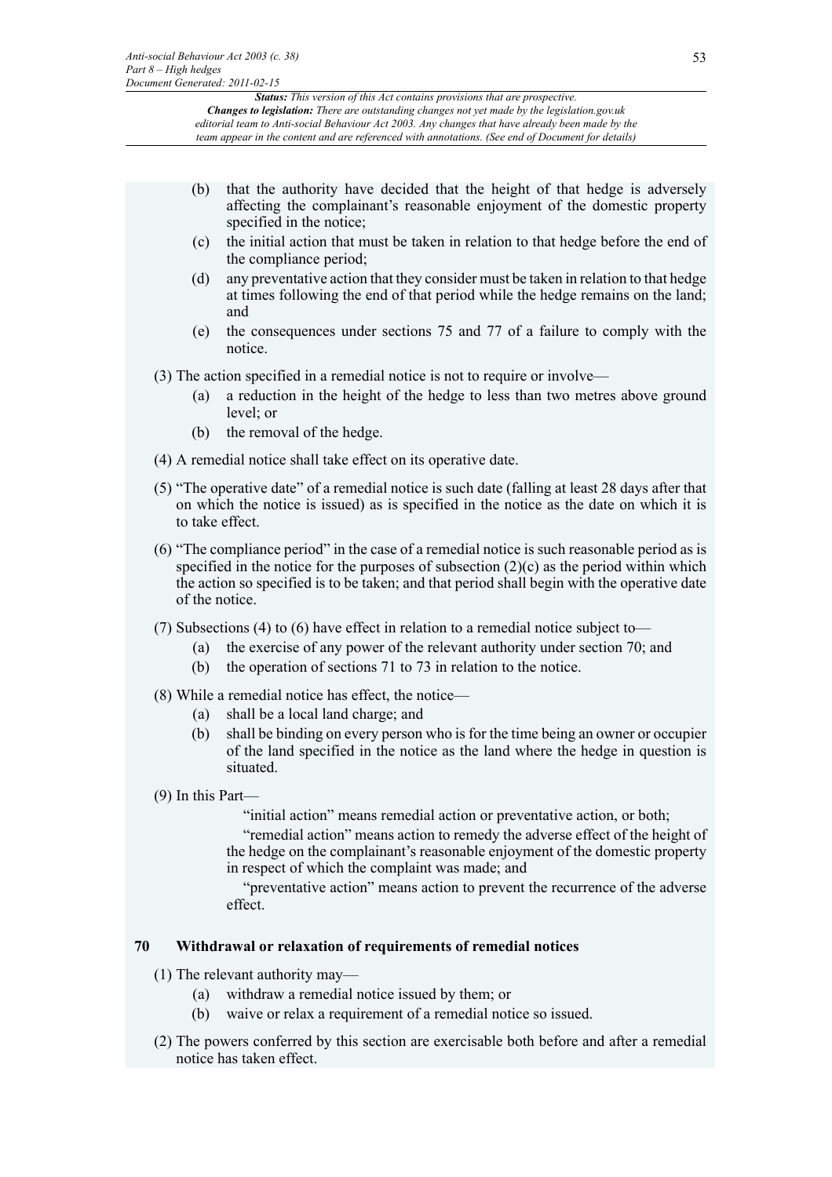(b) that the authority have decided that the height of that hedge is adversely affecting the complainant's reasonable enjoyment of the domestic property specified in the notice;

(c) the initial action that must be taken in relation to that hedge before the end of the compliance period;

(d) any preventative action that they consider must be taken in relation to that hedge at times following the end of that period while the hedge remains on the land; and

(e) the consequences under sections 75 and 77 of a failure to comply with the notice.

(3) The action specified in a remedial notice is not to require or involve—

(a) a reduction in the height of the hedge to less than two metres above ground level; or

(b) the removal of the hedge.

(4) A remedial notice shall take effect on its operative date.

(5) "The operative date" of a remedial notice is such date (falling at least 28 days after that on which the notice is issued) as is specified in the notice as the date on which it is to take effect.

(6) "The compliance period" in the case of a remedial notice is such reasonable period as is specified in the notice for the purposes of subsection (2)(c) as the period within which the action so specified is to be taken; and that period shall begin with the operative date of the notice.

(7) Subsections (4) to (6) have effect in relation to a remedial notice subject to—

(a) the exercise of any power of the relevant authority under section 70; and

(b) the operation of sections 71 to 73 in relation to the notice.

(8) While a remedial notice has effect, the notice—

(a) shall be a local land charge; and

(b) shall be binding on every person who is for the time being an owner or occupier of the land specified in the notice as the land where the hedge in question is situated.

(9) In this Part—

"initial action" means remedial action or preventative action, or both;

"remedial action" means action to remedy the adverse effect of the height of the hedge on the complainant's reasonable enjoyment of the domestic property in respect of which the complaint was made; and

"preventative action" means action to prevent the recurrence of the adverse effect.

## 70 Withdrawal or relaxation of requirements of remedial notices

(1) The relevant authority may—

(a) withdraw a remedial notice issued by them; or

(b) waive or relax a requirement of a remedial notice so issued.

(2) The powers conferred by this section are exercisable both before and after a remedial notice has taken effect.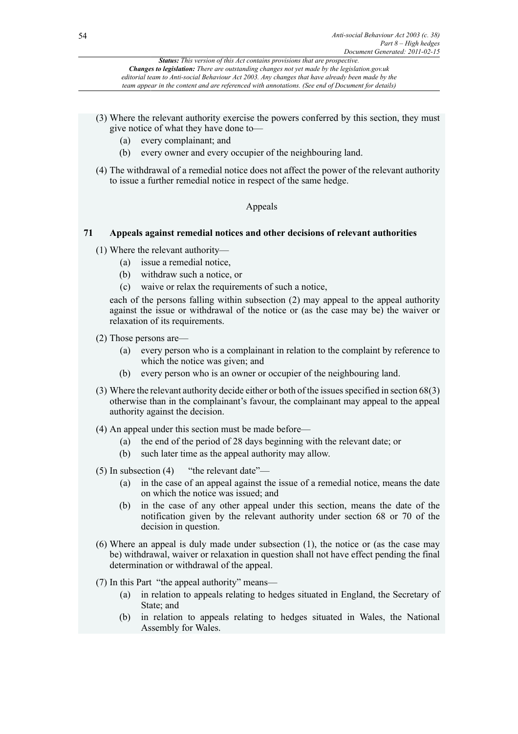(3) Where the relevant authority exercise the powers conferred by this section, they must give notice of what they have done to—

  (a) every complainant; and

  (b) every owner and every occupier of the neighbouring land.

(4) The withdrawal of a remedial notice does not affect the power of the relevant authority to issue a further remedial notice in respect of the same hedge.

Appeals

### 71 Appeals against remedial notices and other decisions of relevant authorities

(1) Where the relevant authority—

  (a) issue a remedial notice,

  (b) withdraw such a notice, or

  (c) waive or relax the requirements of such a notice,

each of the persons falling within subsection (2) may appeal to the appeal authority against the issue or withdrawal of the notice or (as the case may be) the waiver or relaxation of its requirements.

(2) Those persons are—

  (a) every person who is a complainant in relation to the complaint by reference to which the notice was given; and

  (b) every person who is an owner or occupier of the neighbouring land.

(3) Where the relevant authority decide either or both of the issues specified in section 68(3) otherwise than in the complainant's favour, the complainant may appeal to the appeal authority against the decision.

(4) An appeal under this section must be made before—

  (a) the end of the period of 28 days beginning with the relevant date; or

  (b) such later time as the appeal authority may allow.

(5) In subsection (4) "the relevant date"—

  (a) in the case of an appeal against the issue of a remedial notice, means the date on which the notice was issued; and

  (b) in the case of any other appeal under this section, means the date of the notification given by the relevant authority under section 68 or 70 of the decision in question.

(6) Where an appeal is duly made under subsection (1), the notice or (as the case may be) withdrawal, waiver or relaxation in question shall not have effect pending the final determination or withdrawal of the appeal.

(7) In this Part "the appeal authority" means—

  (a) in relation to appeals relating to hedges situated in England, the Secretary of State; and

  (b) in relation to appeals relating to hedges situated in Wales, the National Assembly for Wales.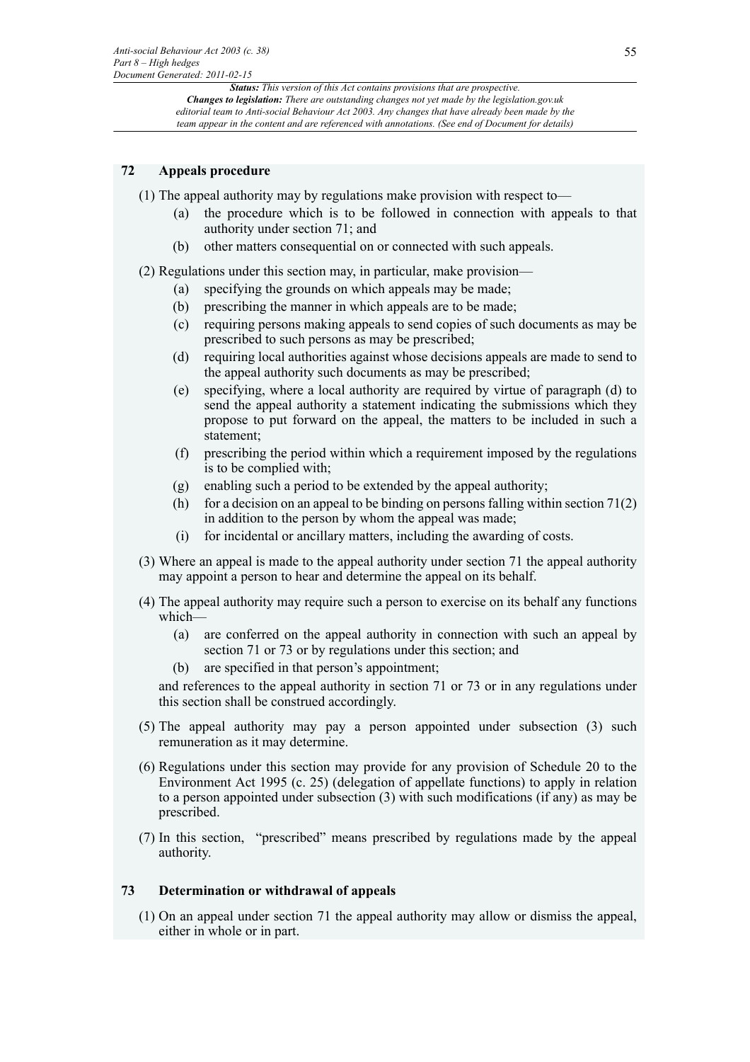## 72 Appeals procedure

(1) The appeal authority may by regulations make provision with respect to—

- (a) the procedure which is to be followed in connection with appeals to that authority under section 71; and
- (b) other matters consequential on or connected with such appeals.

(2) Regulations under this section may, in particular, make provision—

- (a) specifying the grounds on which appeals may be made;
- (b) prescribing the manner in which appeals are to be made;
- (c) requiring persons making appeals to send copies of such documents as may be prescribed to such persons as may be prescribed;
- (d) requiring local authorities against whose decisions appeals are made to send to the appeal authority such documents as may be prescribed;
- (e) specifying, where a local authority are required by virtue of paragraph (d) to send the appeal authority a statement indicating the submissions which they propose to put forward on the appeal, the matters to be included in such a statement;
- (f) prescribing the period within which a requirement imposed by the regulations is to be complied with;
- (g) enabling such a period to be extended by the appeal authority;
- (h) for a decision on an appeal to be binding on persons falling within section 71(2) in addition to the person by whom the appeal was made;
- (i) for incidental or ancillary matters, including the awarding of costs.

(3) Where an appeal is made to the appeal authority under section 71 the appeal authority may appoint a person to hear and determine the appeal on its behalf.

(4) The appeal authority may require such a person to exercise on its behalf any functions which—

- (a) are conferred on the appeal authority in connection with such an appeal by section 71 or 73 or by regulations under this section; and
- (b) are specified in that person's appointment;

and references to the appeal authority in section 71 or 73 or in any regulations under this section shall be construed accordingly.

(5) The appeal authority may pay a person appointed under subsection (3) such remuneration as it may determine.

(6) Regulations under this section may provide for any provision of Schedule 20 to the Environment Act 1995 (c. 25) (delegation of appellate functions) to apply in relation to a person appointed under subsection (3) with such modifications (if any) as may be prescribed.

(7) In this section, "prescribed" means prescribed by regulations made by the appeal authority.

## 73 Determination or withdrawal of appeals

(1) On an appeal under section 71 the appeal authority may allow or dismiss the appeal, either in whole or in part.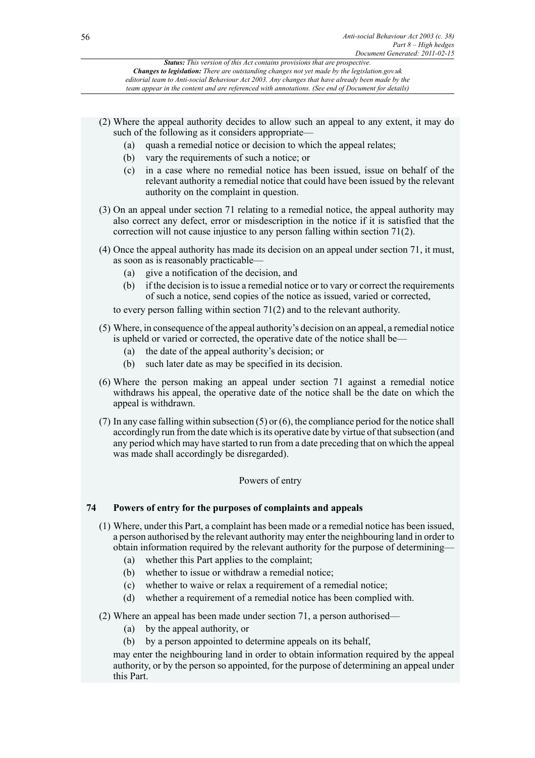(2) Where the appeal authority decides to allow such an appeal to any extent, it may do such of the following as it considers appropriate—

(a) quash a remedial notice or decision to which the appeal relates;

(b) vary the requirements of such a notice; or

(c) in a case where no remedial notice has been issued, issue on behalf of the relevant authority a remedial notice that could have been issued by the relevant authority on the complaint in question.

(3) On an appeal under section 71 relating to a remedial notice, the appeal authority may also correct any defect, error or misdescription in the notice if it is satisfied that the correction will not cause injustice to any person falling within section 71(2).

(4) Once the appeal authority has made its decision on an appeal under section 71, it must, as soon as is reasonably practicable—

(a) give a notification of the decision, and

(b) if the decision is to issue a remedial notice or to vary or correct the requirements of such a notice, send copies of the notice as issued, varied or corrected,

to every person falling within section 71(2) and to the relevant authority.

(5) Where, in consequence of the appeal authority's decision on an appeal, a remedial notice is upheld or varied or corrected, the operative date of the notice shall be—

(a) the date of the appeal authority's decision; or

(b) such later date as may be specified in its decision.

(6) Where the person making an appeal under section 71 against a remedial notice withdraws his appeal, the operative date of the notice shall be the date on which the appeal is withdrawn.

(7) In any case falling within subsection (5) or (6), the compliance period for the notice shall accordingly run from the date which is its operative date by virtue of that subsection (and any period which may have started to run from a date preceding that on which the appeal was made shall accordingly be disregarded).

Powers of entry

### 74 Powers of entry for the purposes of complaints and appeals

(1) Where, under this Part, a complaint has been made or a remedial notice has been issued, a person authorised by the relevant authority may enter the neighbouring land in order to obtain information required by the relevant authority for the purpose of determining—

(a) whether this Part applies to the complaint;

(b) whether to issue or withdraw a remedial notice;

(c) whether to waive or relax a requirement of a remedial notice;

(d) whether a requirement of a remedial notice has been complied with.

(2) Where an appeal has been made under section 71, a person authorised—

(a) by the appeal authority, or

(b) by a person appointed to determine appeals on its behalf,

may enter the neighbouring land in order to obtain information required by the appeal authority, or by the person so appointed, for the purpose of determining an appeal under this Part.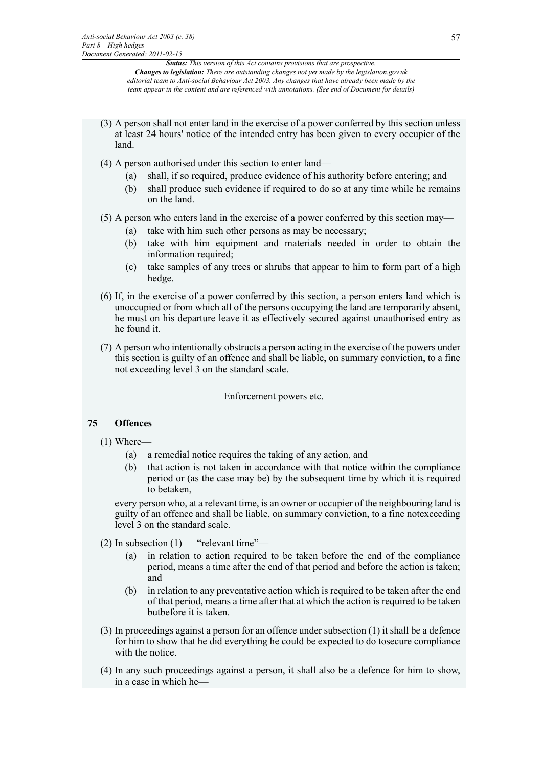(3) A person shall not enter land in the exercise of a power conferred by this section unless at least 24 hours' notice of the intended entry has been given to every occupier of the land.

(4) A person authorised under this section to enter land—

- (a) shall, if so required, produce evidence of his authority before entering; and
- (b) shall produce such evidence if required to do so at any time while he remains on the land.

(5) A person who enters land in the exercise of a power conferred by this section may—

- (a) take with him such other persons as may be necessary;
- (b) take with him equipment and materials needed in order to obtain the information required;
- (c) take samples of any trees or shrubs that appear to him to form part of a high hedge.

(6) If, in the exercise of a power conferred by this section, a person enters land which is unoccupied or from which all of the persons occupying the land are temporarily absent, he must on his departure leave it as effectively secured against unauthorised entry as he found it.

(7) A person who intentionally obstructs a person acting in the exercise of the powers under this section is guilty of an offence and shall be liable, on summary conviction, to a fine not exceeding level 3 on the standard scale.

Enforcement powers etc.

## 75 Offences

(1) Where—

- (a) a remedial notice requires the taking of any action, and
- (b) that action is not taken in accordance with that notice within the compliance period or (as the case may be) by the subsequent time by which it is required to betaken,

every person who, at a relevant time, is an owner or occupier of the neighbouring land is guilty of an offence and shall be liable, on summary conviction, to a fine notexceeding level 3 on the standard scale.

(2) In subsection (1) "relevant time"—

- (a) in relation to action required to be taken before the end of the compliance period, means a time after the end of that period and before the action is taken; and
- (b) in relation to any preventative action which is required to be taken after the end of that period, means a time after that at which the action is required to be taken butbefore it is taken.

(3) In proceedings against a person for an offence under subsection (1) it shall be a defence for him to show that he did everything he could be expected to do tosecure compliance with the notice.

(4) In any such proceedings against a person, it shall also be a defence for him to show, in a case in which he—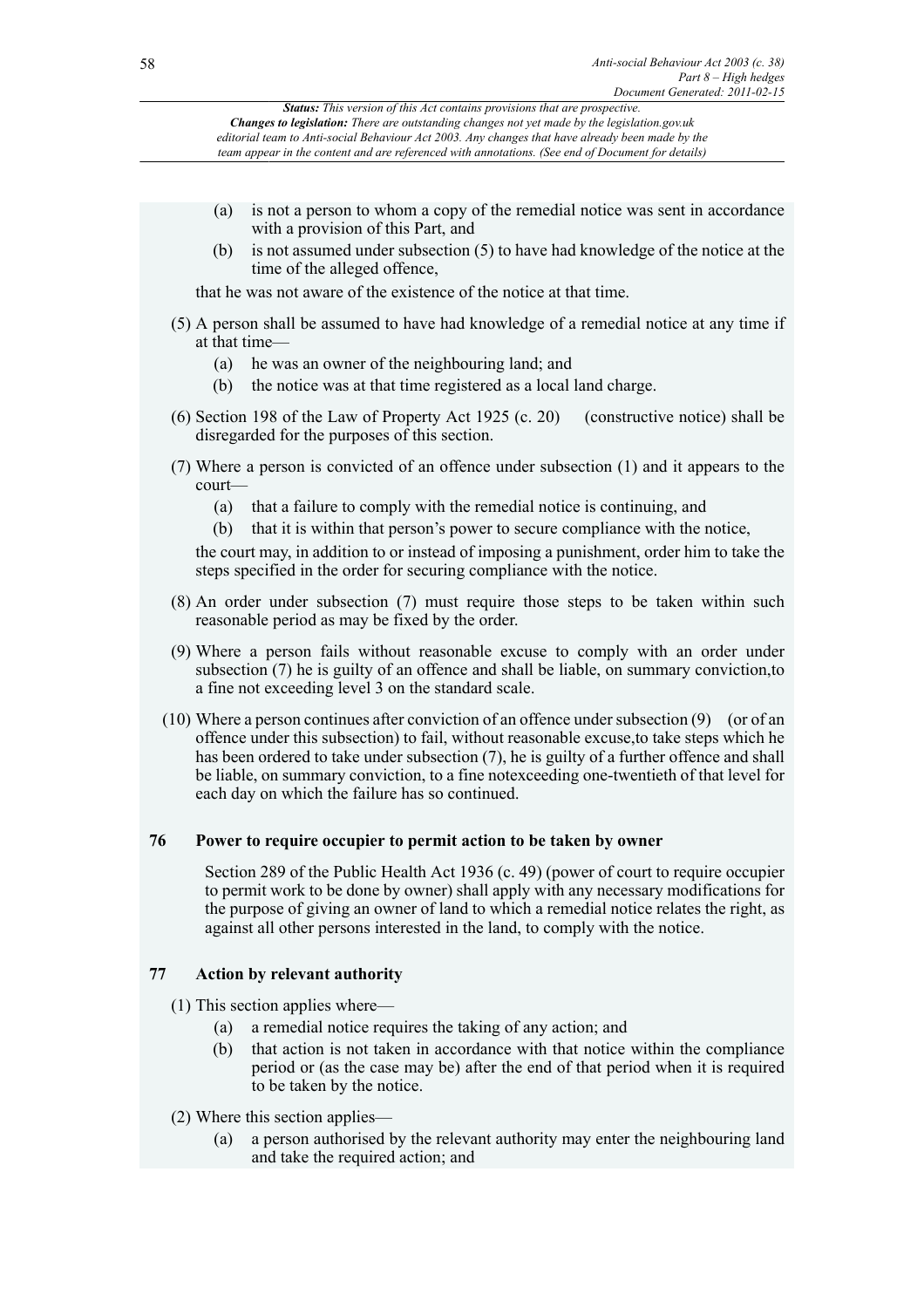(a) is not a person to whom a copy of the remedial notice was sent in accordance with a provision of this Part, and

(b) is not assumed under subsection (5) to have had knowledge of the notice at the time of the alleged offence,

that he was not aware of the existence of the notice at that time.

(5) A person shall be assumed to have had knowledge of a remedial notice at any time if at that time—

(a) he was an owner of the neighbouring land; and

(b) the notice was at that time registered as a local land charge.

(6) Section 198 of the Law of Property Act 1925 (c. 20) (constructive notice) shall be disregarded for the purposes of this section.

(7) Where a person is convicted of an offence under subsection (1) and it appears to the court—

(a) that a failure to comply with the remedial notice is continuing, and

(b) that it is within that person's power to secure compliance with the notice,

the court may, in addition to or instead of imposing a punishment, order him to take the steps specified in the order for securing compliance with the notice.

(8) An order under subsection (7) must require those steps to be taken within such reasonable period as may be fixed by the order.

(9) Where a person fails without reasonable excuse to comply with an order under subsection (7) he is guilty of an offence and shall be liable, on summary conviction,to a fine not exceeding level 3 on the standard scale.

(10) Where a person continues after conviction of an offence under subsection (9) (or of an offence under this subsection) to fail, without reasonable excuse,to take steps which he has been ordered to take under subsection (7), he is guilty of a further offence and shall be liable, on summary conviction, to a fine notexceeding one-twentieth of that level for each day on which the failure has so continued.

### 76 Power to require occupier to permit action to be taken by owner

Section 289 of the Public Health Act 1936 (c. 49) (power of court to require occupier to permit work to be done by owner) shall apply with any necessary modifications for the purpose of giving an owner of land to which a remedial notice relates the right, as against all other persons interested in the land, to comply with the notice.

### 77 Action by relevant authority

(1) This section applies where—

(a) a remedial notice requires the taking of any action; and

(b) that action is not taken in accordance with that notice within the compliance period or (as the case may be) after the end of that period when it is required to be taken by the notice.

(2) Where this section applies—

(a) a person authorised by the relevant authority may enter the neighbouring land and take the required action; and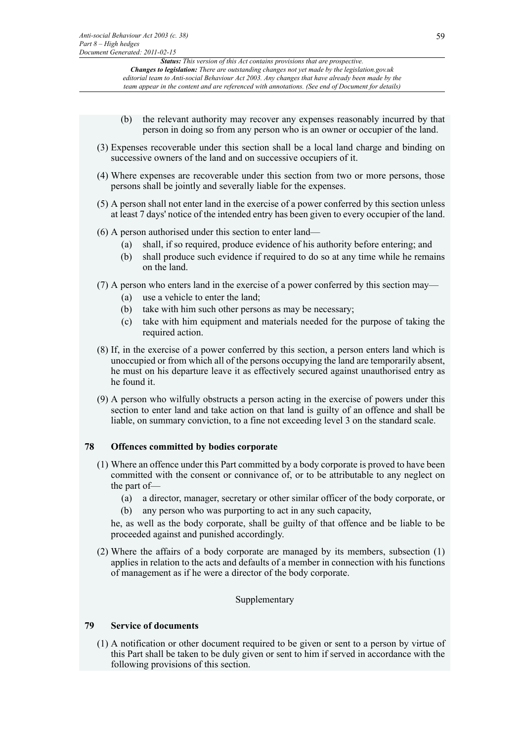(b) the relevant authority may recover any expenses reasonably incurred by that person in doing so from any person who is an owner or occupier of the land.

(3) Expenses recoverable under this section shall be a local land charge and binding on successive owners of the land and on successive occupiers of it.

(4) Where expenses are recoverable under this section from two or more persons, those persons shall be jointly and severally liable for the expenses.

(5) A person shall not enter land in the exercise of a power conferred by this section unless at least 7 days' notice of the intended entry has been given to every occupier of the land.

(6) A person authorised under this section to enter land—

(a) shall, if so required, produce evidence of his authority before entering; and

(b) shall produce such evidence if required to do so at any time while he remains on the land.

(7) A person who enters land in the exercise of a power conferred by this section may—

(a) use a vehicle to enter the land;

(b) take with him such other persons as may be necessary;

(c) take with him equipment and materials needed for the purpose of taking the required action.

(8) If, in the exercise of a power conferred by this section, a person enters land which is unoccupied or from which all of the persons occupying the land are temporarily absent, he must on his departure leave it as effectively secured against unauthorised entry as he found it.

(9) A person who wilfully obstructs a person acting in the exercise of powers under this section to enter land and take action on that land is guilty of an offence and shall be liable, on summary conviction, to a fine not exceeding level 3 on the standard scale.

### 78 Offences committed by bodies corporate

(1) Where an offence under this Part committed by a body corporate is proved to have been committed with the consent or connivance of, or to be attributable to any neglect on the part of—

(a) a director, manager, secretary or other similar officer of the body corporate, or

(b) any person who was purporting to act in any such capacity,

he, as well as the body corporate, shall be guilty of that offence and be liable to be proceeded against and punished accordingly.

(2) Where the affairs of a body corporate are managed by its members, subsection (1) applies in relation to the acts and defaults of a member in connection with his functions of management as if he were a director of the body corporate.

Supplementary

### 79 Service of documents

(1) A notification or other document required to be given or sent to a person by virtue of this Part shall be taken to be duly given or sent to him if served in accordance with the following provisions of this section.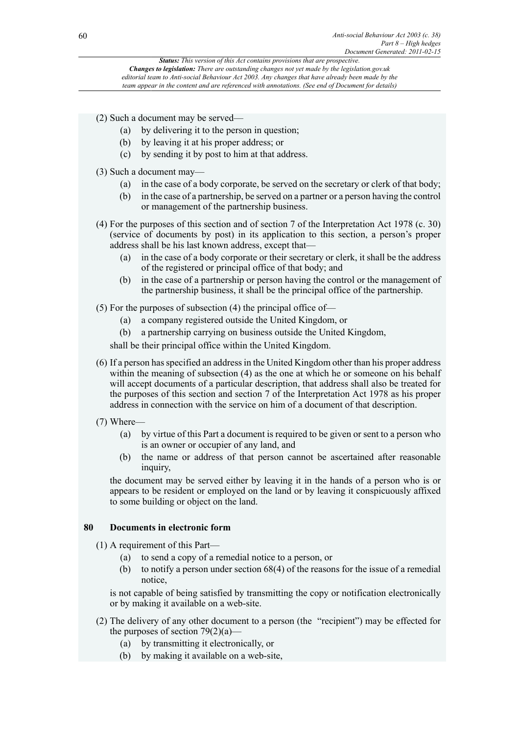(2) Such a document may be served—

(a) by delivering it to the person in question;

(b) by leaving it at his proper address; or

(c) by sending it by post to him at that address.

(3) Such a document may—

(a) in the case of a body corporate, be served on the secretary or clerk of that body;

(b) in the case of a partnership, be served on a partner or a person having the control or management of the partnership business.

(4) For the purposes of this section and of section 7 of the Interpretation Act 1978 (c. 30) (service of documents by post) in its application to this section, a person's proper address shall be his last known address, except that—

(a) in the case of a body corporate or their secretary or clerk, it shall be the address of the registered or principal office of that body; and

(b) in the case of a partnership or person having the control or the management of the partnership business, it shall be the principal office of the partnership.

(5) For the purposes of subsection (4) the principal office of—

(a) a company registered outside the United Kingdom, or

(b) a partnership carrying on business outside the United Kingdom,

shall be their principal office within the United Kingdom.

(6) If a person has specified an address in the United Kingdom other than his proper address within the meaning of subsection (4) as the one at which he or someone on his behalf will accept documents of a particular description, that address shall also be treated for the purposes of this section and section 7 of the Interpretation Act 1978 as his proper address in connection with the service on him of a document of that description.

(7) Where—

(a) by virtue of this Part a document is required to be given or sent to a person who is an owner or occupier of any land, and

(b) the name or address of that person cannot be ascertained after reasonable inquiry,

the document may be served either by leaving it in the hands of a person who is or appears to be resident or employed on the land or by leaving it conspicuously affixed to some building or object on the land.

### 80 Documents in electronic form

(1) A requirement of this Part—

(a) to send a copy of a remedial notice to a person, or

(b) to notify a person under section 68(4) of the reasons for the issue of a remedial notice,

is not capable of being satisfied by transmitting the copy or notification electronically or by making it available on a web-site.

(2) The delivery of any other document to a person (the "recipient") may be effected for the purposes of section 79(2)(a)—

(a) by transmitting it electronically, or

(b) by making it available on a web-site,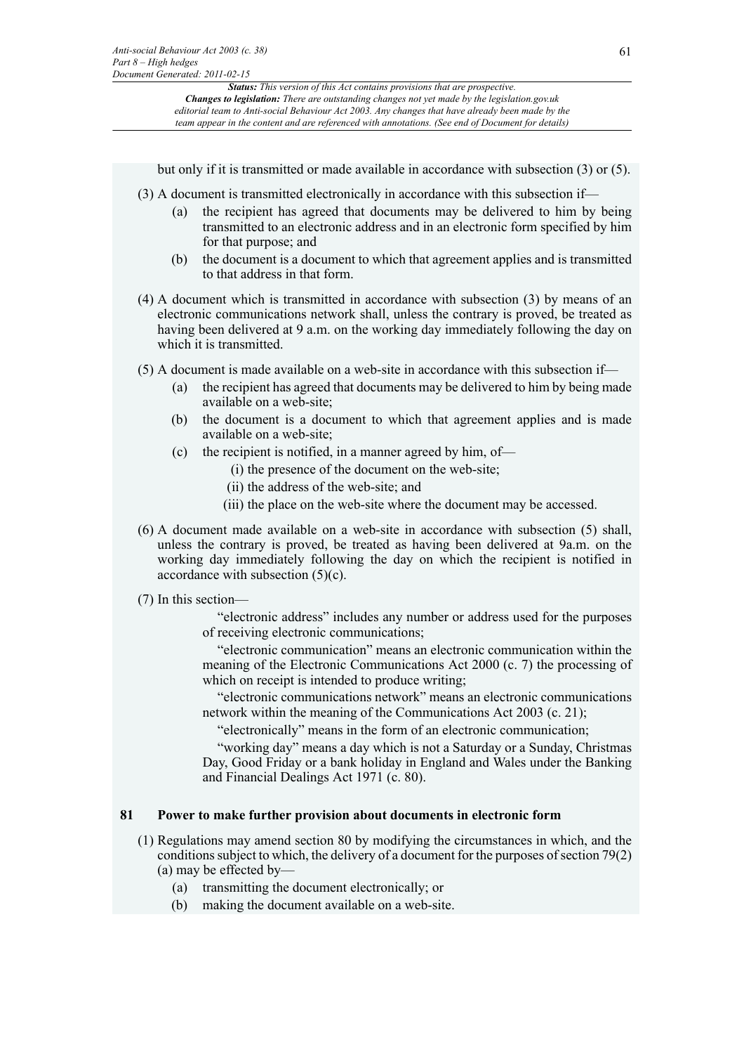but only if it is transmitted or made available in accordance with subsection (3) or (5).

(3) A document is transmitted electronically in accordance with this subsection if—

- (a) the recipient has agreed that documents may be delivered to him by being transmitted to an electronic address and in an electronic form specified by him for that purpose; and
- (b) the document is a document to which that agreement applies and is transmitted to that address in that form.

(4) A document which is transmitted in accordance with subsection (3) by means of an electronic communications network shall, unless the contrary is proved, be treated as having been delivered at 9 a.m. on the working day immediately following the day on which it is transmitted.

(5) A document is made available on a web-site in accordance with this subsection if—

- (a) the recipient has agreed that documents may be delivered to him by being made available on a web-site;
- (b) the document is a document to which that agreement applies and is made available on a web-site;
- (c) the recipient is notified, in a manner agreed by him, of—
  - (i) the presence of the document on the web-site;
  - (ii) the address of the web-site; and
  - (iii) the place on the web-site where the document may be accessed.

(6) A document made available on a web-site in accordance with subsection (5) shall, unless the contrary is proved, be treated as having been delivered at 9a.m. on the working day immediately following the day on which the recipient is notified in accordance with subsection (5)(c).

(7) In this section—

"electronic address" includes any number or address used for the purposes of receiving electronic communications;

"electronic communication" means an electronic communication within the meaning of the Electronic Communications Act 2000 (c. 7) the processing of which on receipt is intended to produce writing;

"electronic communications network" means an electronic communications network within the meaning of the Communications Act 2003 (c. 21);

"electronically" means in the form of an electronic communication;

"working day" means a day which is not a Saturday or a Sunday, Christmas Day, Good Friday or a bank holiday in England and Wales under the Banking and Financial Dealings Act 1971 (c. 80).

### 81 Power to make further provision about documents in electronic form

(1) Regulations may amend section 80 by modifying the circumstances in which, and the conditions subject to which, the delivery of a document for the purposes of section 79(2)(a) may be effected by—

- (a) transmitting the document electronically; or
- (b) making the document available on a web-site.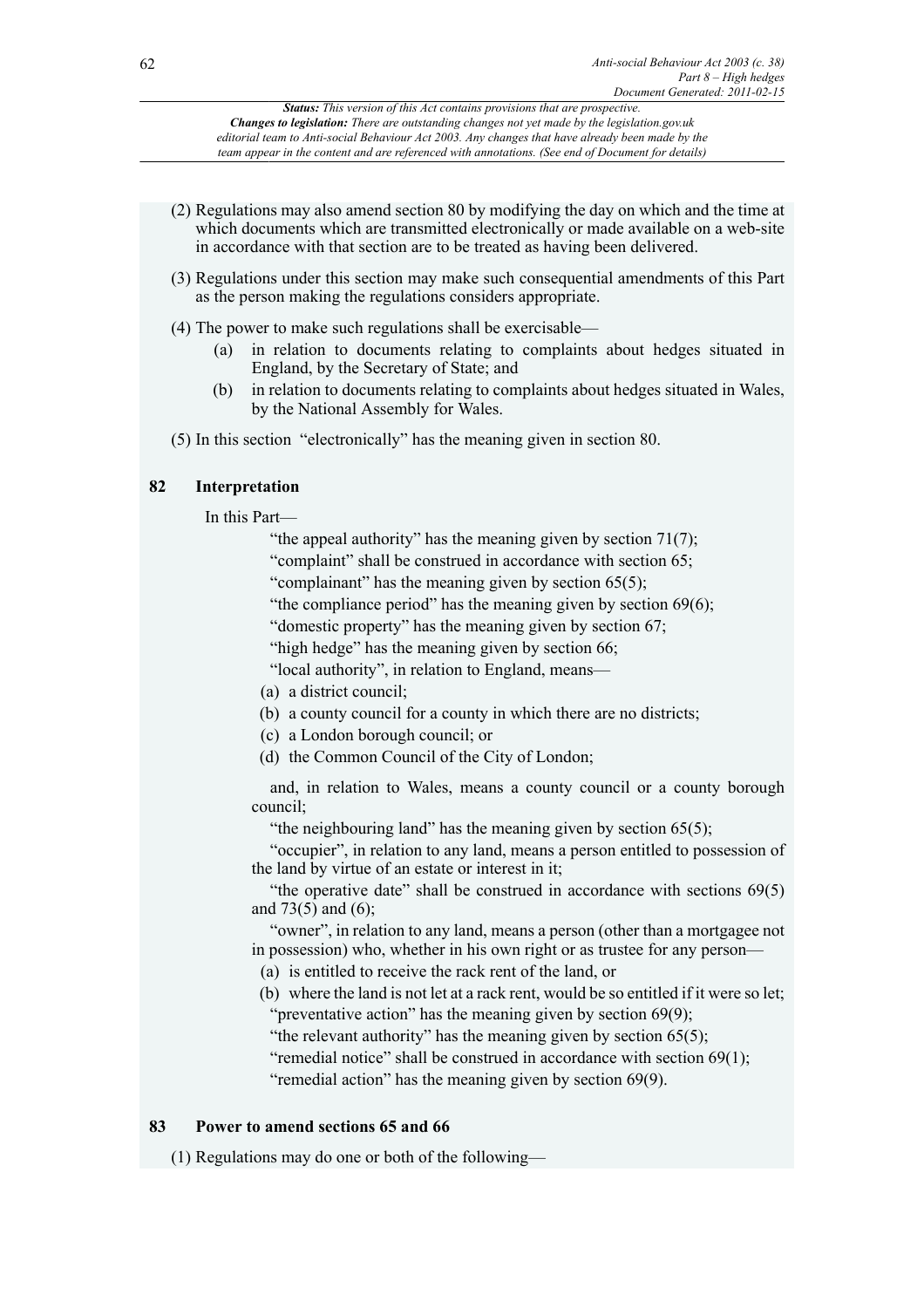(2) Regulations may also amend section 80 by modifying the day on which and the time at which documents which are transmitted electronically or made available on a web-site in accordance with that section are to be treated as having been delivered.

(3) Regulations under this section may make such consequential amendments of this Part as the person making the regulations considers appropriate.

(4) The power to make such regulations shall be exercisable—

- (a) in relation to documents relating to complaints about hedges situated in England, by the Secretary of State; and
- (b) in relation to documents relating to complaints about hedges situated in Wales, by the National Assembly for Wales.

(5) In this section "electronically" has the meaning given in section 80.

## 82 Interpretation

In this Part—

"the appeal authority" has the meaning given by section 71(7);

"complaint" shall be construed in accordance with section 65;

"complainant" has the meaning given by section 65(5);

"the compliance period" has the meaning given by section 69(6);

"domestic property" has the meaning given by section 67;

"high hedge" has the meaning given by section 66;

"local authority", in relation to England, means—

- (a) a district council;
- (b) a county council for a county in which there are no districts;
- (c) a London borough council; or
- (d) the Common Council of the City of London;

and, in relation to Wales, means a county council or a county borough council;

"the neighbouring land" has the meaning given by section 65(5);

"occupier", in relation to any land, means a person entitled to possession of the land by virtue of an estate or interest in it;

"the operative date" shall be construed in accordance with sections 69(5) and 73(5) and (6);

"owner", in relation to any land, means a person (other than a mortgagee not in possession) who, whether in his own right or as trustee for any person—

- (a) is entitled to receive the rack rent of the land, or
- (b) where the land is not let at a rack rent, would be so entitled if it were so let;

"preventative action" has the meaning given by section 69(9);

"the relevant authority" has the meaning given by section 65(5);

"remedial notice" shall be construed in accordance with section 69(1);

"remedial action" has the meaning given by section 69(9).

## 83 Power to amend sections 65 and 66

(1) Regulations may do one or both of the following—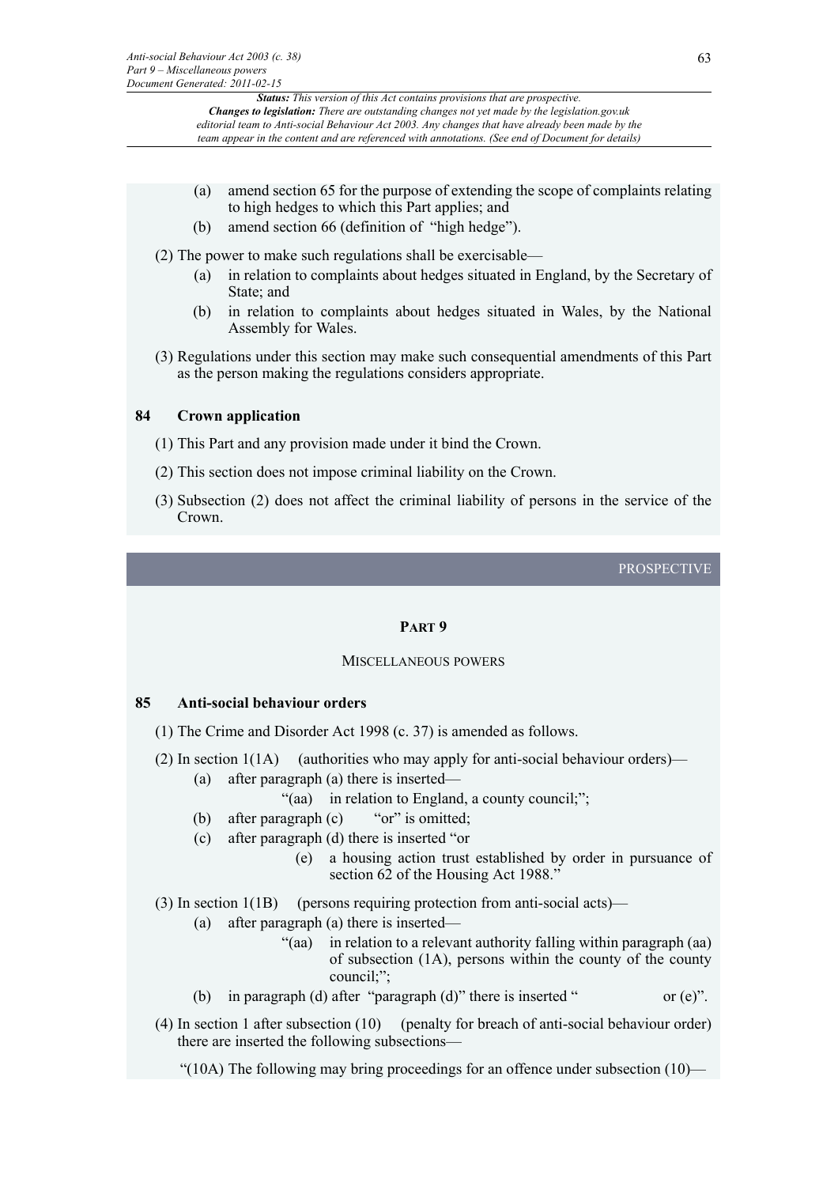(a) amend section 65 for the purpose of extending the scope of complaints relating to high hedges to which this Part applies; and

(b) amend section 66 (definition of "high hedge").

(2) The power to make such regulations shall be exercisable—

(a) in relation to complaints about hedges situated in England, by the Secretary of State; and

(b) in relation to complaints about hedges situated in Wales, by the National Assembly for Wales.

(3) Regulations under this section may make such consequential amendments of this Part as the person making the regulations considers appropriate.

### 84 Crown application

(1) This Part and any provision made under it bind the Crown.

(2) This section does not impose criminal liability on the Crown.

(3) Subsection (2) does not affect the criminal liability of persons in the service of the Crown.

PROSPECTIVE

## PART 9

## MISCELLANEOUS POWERS

### 85 Anti-social behaviour orders

(1) The Crime and Disorder Act 1998 (c. 37) is amended as follows.

(2) In section 1(1A) (authorities who may apply for anti-social behaviour orders)—

(a) after paragraph (a) there is inserted—

"(aa) in relation to England, a county council;";

(b) after paragraph (c) "or" is omitted;

(c) after paragraph (d) there is inserted "or

(e) a housing action trust established by order in pursuance of section 62 of the Housing Act 1988."

(3) In section 1(1B) (persons requiring protection from anti-social acts)—

(a) after paragraph (a) there is inserted—

"(aa) in relation to a relevant authority falling within paragraph (aa) of subsection (1A), persons within the county of the county council;";

(b) in paragraph (d) after "paragraph (d)" there is inserted " or (e)".

(4) In section 1 after subsection (10) (penalty for breach of anti-social behaviour order) there are inserted the following subsections—

"(10A) The following may bring proceedings for an offence under subsection (10)—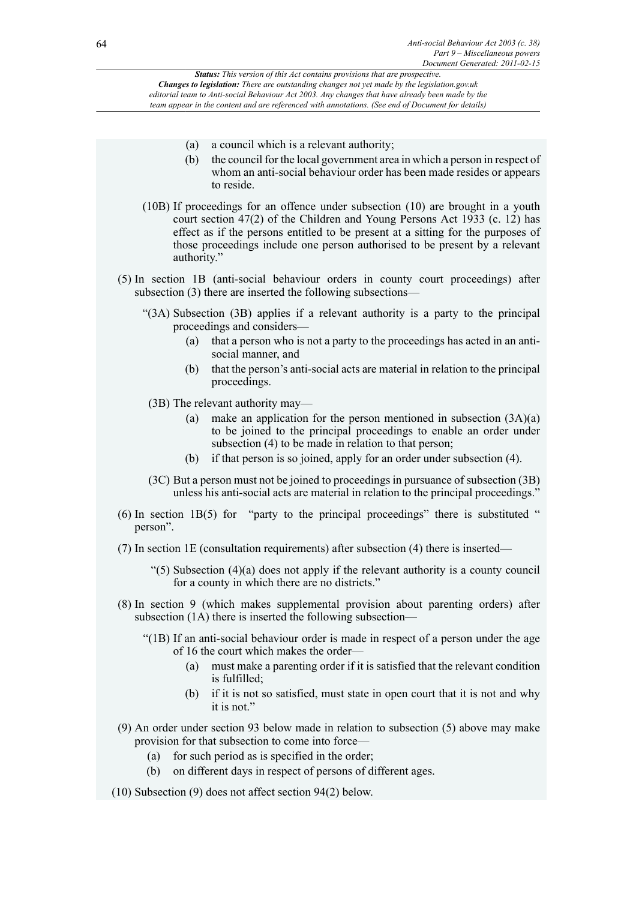*Status: This version of this Act contains provisions that are prospective.*
*Changes to legislation: There are outstanding changes not yet made by the legislation.gov.uk editorial team to Anti-social Behaviour Act 2003. Any changes that have already been made by the team appear in the content and are referenced with annotations. (See end of Document for details)*

(a) a council which is a relevant authority;

(b) the council for the local government area in which a person in respect of whom an anti-social behaviour order has been made resides or appears to reside.

(10B) If proceedings for an offence under subsection (10) are brought in a youth court section 47(2) of the Children and Young Persons Act 1933 (c. 12) has effect as if the persons entitled to be present at a sitting for the purposes of those proceedings include one person authorised to be present by a relevant authority."

(5) In section 1B (anti-social behaviour orders in county court proceedings) after subsection (3) there are inserted the following subsections—

"(3A) Subsection (3B) applies if a relevant authority is a party to the principal proceedings and considers—

(a) that a person who is not a party to the proceedings has acted in an anti-social manner, and

(b) that the person's anti-social acts are material in relation to the principal proceedings.

(3B) The relevant authority may—

(a) make an application for the person mentioned in subsection (3A)(a) to be joined to the principal proceedings to enable an order under subsection (4) to be made in relation to that person;

(b) if that person is so joined, apply for an order under subsection (4).

(3C) But a person must not be joined to proceedings in pursuance of subsection (3B) unless his anti-social acts are material in relation to the principal proceedings."

(6) In section 1B(5) for "party to the principal proceedings" there is substituted " person".

(7) In section 1E (consultation requirements) after subsection (4) there is inserted—

"(5) Subsection (4)(a) does not apply if the relevant authority is a county council for a county in which there are no districts."

(8) In section 9 (which makes supplemental provision about parenting orders) after subsection (1A) there is inserted the following subsection—

"(1B) If an anti-social behaviour order is made in respect of a person under the age of 16 the court which makes the order—

(a) must make a parenting order if it is satisfied that the relevant condition is fulfilled;

(b) if it is not so satisfied, must state in open court that it is not and why it is not."

(9) An order under section 93 below made in relation to subsection (5) above may make provision for that subsection to come into force—

(a) for such period as is specified in the order;

(b) on different days in respect of persons of different ages.

(10) Subsection (9) does not affect section 94(2) below.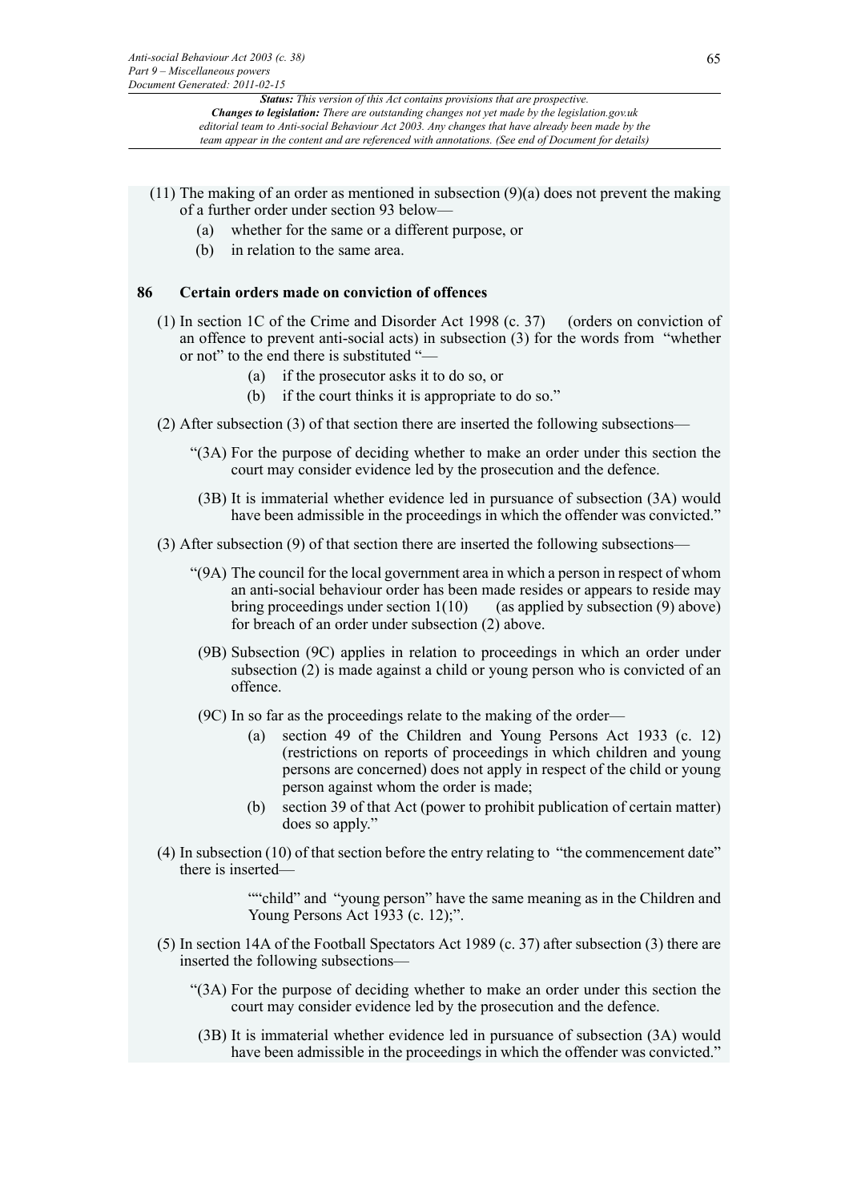(11) The making of an order as mentioned in subsection (9)(a) does not prevent the making of a further order under section 93 below—

(a) whether for the same or a different purpose, or

(b) in relation to the same area.

**86 Certain orders made on conviction of offences**

(1) In section 1C of the Crime and Disorder Act 1998 (c. 37) (orders on conviction of an offence to prevent anti-social acts) in subsection (3) for the words from "whether or not" to the end there is substituted "—

(a) if the prosecutor asks it to do so, or

(b) if the court thinks it is appropriate to do so."

(2) After subsection (3) of that section there are inserted the following subsections—

"(3A) For the purpose of deciding whether to make an order under this section the court may consider evidence led by the prosecution and the defence.

(3B) It is immaterial whether evidence led in pursuance of subsection (3A) would have been admissible in the proceedings in which the offender was convicted."

(3) After subsection (9) of that section there are inserted the following subsections—

"(9A) The council for the local government area in which a person in respect of whom an anti-social behaviour order has been made resides or appears to reside may bring proceedings under section 1(10) (as applied by subsection (9) above) for breach of an order under subsection (2) above.

(9B) Subsection (9C) applies in relation to proceedings in which an order under subsection (2) is made against a child or young person who is convicted of an offence.

(9C) In so far as the proceedings relate to the making of the order—

(a) section 49 of the Children and Young Persons Act 1933 (c. 12) (restrictions on reports of proceedings in which children and young persons are concerned) does not apply in respect of the child or young person against whom the order is made;

(b) section 39 of that Act (power to prohibit publication of certain matter) does so apply."

(4) In subsection (10) of that section before the entry relating to "the commencement date" there is inserted—

""child" and "young person" have the same meaning as in the Children and Young Persons Act 1933 (c. 12);".

(5) In section 14A of the Football Spectators Act 1989 (c. 37) after subsection (3) there are inserted the following subsections—

"(3A) For the purpose of deciding whether to make an order under this section the court may consider evidence led by the prosecution and the defence.

(3B) It is immaterial whether evidence led in pursuance of subsection (3A) would have been admissible in the proceedings in which the offender was convicted."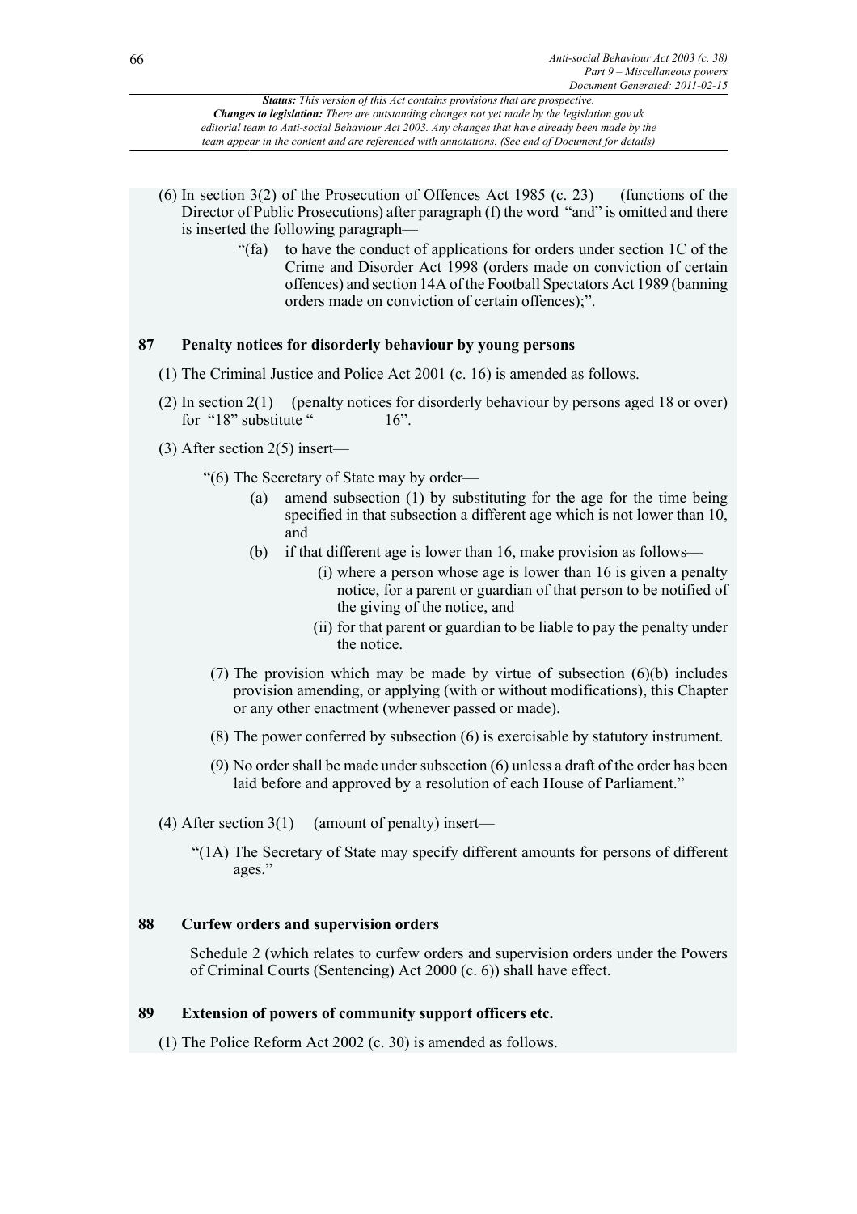(6) In section 3(2) of the Prosecution of Offences Act 1985 (c. 23) (functions of the Director of Public Prosecutions) after paragraph (f) the word "and" is omitted and there is inserted the following paragraph—

> "(fa) to have the conduct of applications for orders under section 1C of the Crime and Disorder Act 1998 (orders made on conviction of certain offences) and section 14A of the Football Spectators Act 1989 (banning orders made on conviction of certain offences);".

### 87 Penalty notices for disorderly behaviour by young persons

(1) The Criminal Justice and Police Act 2001 (c. 16) is amended as follows.

(2) In section 2(1) (penalty notices for disorderly behaviour by persons aged 18 or over) for "18" substitute " 16".

(3) After section 2(5) insert—

> "(6) The Secretary of State may by order—
>
> (a) amend subsection (1) by substituting for the age for the time being specified in that subsection a different age which is not lower than 10, and
>
> (b) if that different age is lower than 16, make provision as follows—
>
> (i) where a person whose age is lower than 16 is given a penalty notice, for a parent or guardian of that person to be notified of the giving of the notice, and
>
> (ii) for that parent or guardian to be liable to pay the penalty under the notice.
>
> (7) The provision which may be made by virtue of subsection (6)(b) includes provision amending, or applying (with or without modifications), this Chapter or any other enactment (whenever passed or made).
>
> (8) The power conferred by subsection (6) is exercisable by statutory instrument.
>
> (9) No order shall be made under subsection (6) unless a draft of the order has been laid before and approved by a resolution of each House of Parliament."

(4) After section 3(1) (amount of penalty) insert—

> "(1A) The Secretary of State may specify different amounts for persons of different ages."

### 88 Curfew orders and supervision orders

Schedule 2 (which relates to curfew orders and supervision orders under the Powers of Criminal Courts (Sentencing) Act 2000 (c. 6)) shall have effect.

### 89 Extension of powers of community support officers etc.

(1) The Police Reform Act 2002 (c. 30) is amended as follows.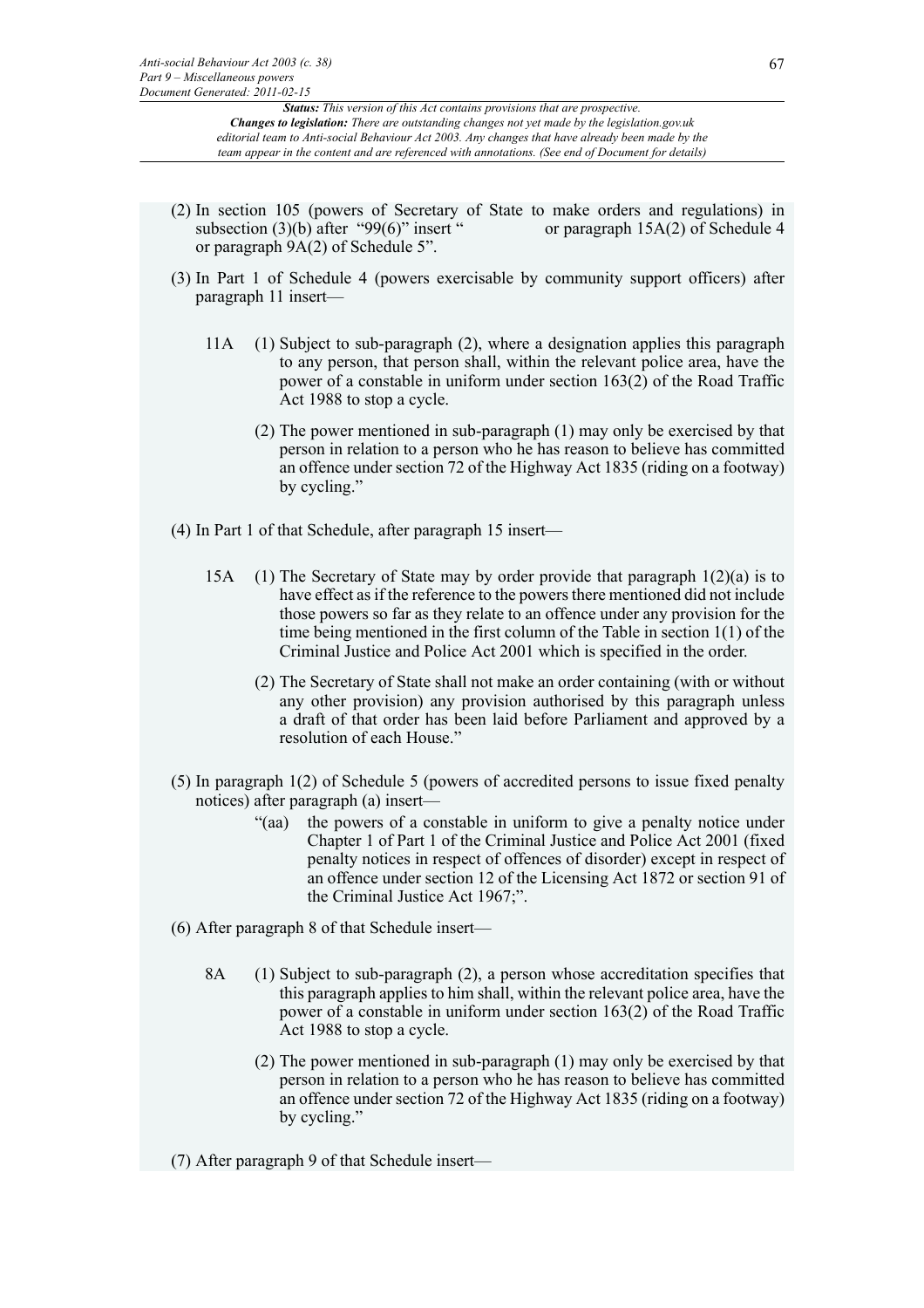(2) In section 105 (powers of Secretary of State to make orders and regulations) in subsection (3)(b) after "99(6)" insert " or paragraph 15A(2) of Schedule 4 or paragraph 9A(2) of Schedule 5".

(3) In Part 1 of Schedule 4 (powers exercisable by community support officers) after paragraph 11 insert—

11A (1) Subject to sub-paragraph (2), where a designation applies this paragraph to any person, that person shall, within the relevant police area, have the power of a constable in uniform under section 163(2) of the Road Traffic Act 1988 to stop a cycle.

(2) The power mentioned in sub-paragraph (1) may only be exercised by that person in relation to a person who he has reason to believe has committed an offence under section 72 of the Highway Act 1835 (riding on a footway) by cycling."

(4) In Part 1 of that Schedule, after paragraph 15 insert—

15A (1) The Secretary of State may by order provide that paragraph 1(2)(a) is to have effect as if the reference to the powers there mentioned did not include those powers so far as they relate to an offence under any provision for the time being mentioned in the first column of the Table in section 1(1) of the Criminal Justice and Police Act 2001 which is specified in the order.

(2) The Secretary of State shall not make an order containing (with or without any other provision) any provision authorised by this paragraph unless a draft of that order has been laid before Parliament and approved by a resolution of each House."

(5) In paragraph 1(2) of Schedule 5 (powers of accredited persons to issue fixed penalty notices) after paragraph (a) insert—

"(aa) the powers of a constable in uniform to give a penalty notice under Chapter 1 of Part 1 of the Criminal Justice and Police Act 2001 (fixed penalty notices in respect of offences of disorder) except in respect of an offence under section 12 of the Licensing Act 1872 or section 91 of the Criminal Justice Act 1967;".

(6) After paragraph 8 of that Schedule insert—

8A (1) Subject to sub-paragraph (2), a person whose accreditation specifies that this paragraph applies to him shall, within the relevant police area, have the power of a constable in uniform under section 163(2) of the Road Traffic Act 1988 to stop a cycle.

(2) The power mentioned in sub-paragraph (1) may only be exercised by that person in relation to a person who he has reason to believe has committed an offence under section 72 of the Highway Act 1835 (riding on a footway) by cycling."

(7) After paragraph 9 of that Schedule insert—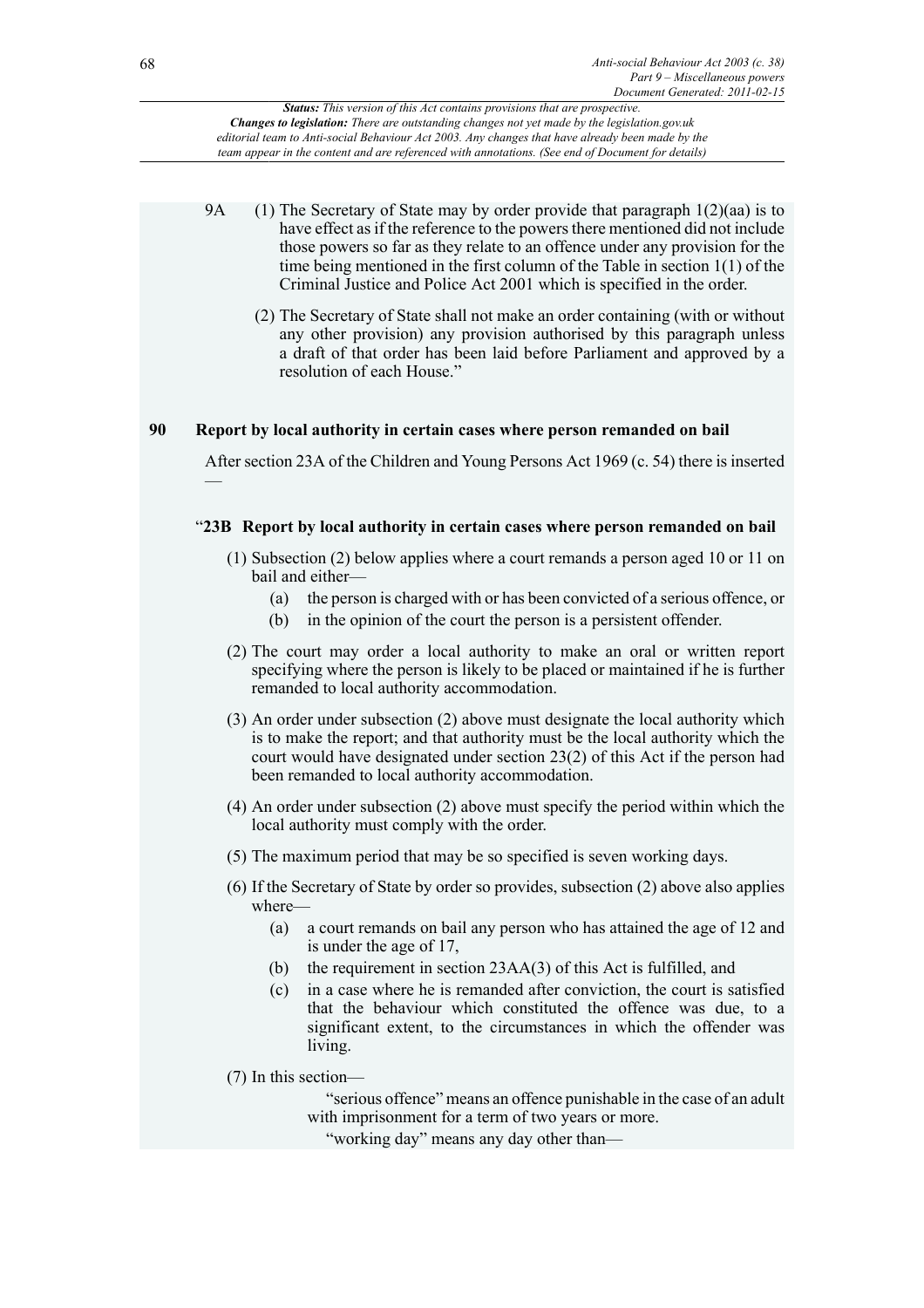9A (1) The Secretary of State may by order provide that paragraph 1(2)(aa) is to have effect as if the reference to the powers there mentioned did not include those powers so far as they relate to an offence under any provision for the time being mentioned in the first column of the Table in section 1(1) of the Criminal Justice and Police Act 2001 which is specified in the order.

(2) The Secretary of State shall not make an order containing (with or without any other provision) any provision authorised by this paragraph unless a draft of that order has been laid before Parliament and approved by a resolution of each House."

## 90 Report by local authority in certain cases where person remanded on bail

After section 23A of the Children and Young Persons Act 1969 (c. 54) there is inserted —

### "23B Report by local authority in certain cases where person remanded on bail

(1) Subsection (2) below applies where a court remands a person aged 10 or 11 on bail and either—

- (a) the person is charged with or has been convicted of a serious offence, or
- (b) in the opinion of the court the person is a persistent offender.

(2) The court may order a local authority to make an oral or written report specifying where the person is likely to be placed or maintained if he is further remanded to local authority accommodation.

(3) An order under subsection (2) above must designate the local authority which is to make the report; and that authority must be the local authority which the court would have designated under section 23(2) of this Act if the person had been remanded to local authority accommodation.

(4) An order under subsection (2) above must specify the period within which the local authority must comply with the order.

(5) The maximum period that may be so specified is seven working days.

(6) If the Secretary of State by order so provides, subsection (2) above also applies where—

- (a) a court remands on bail any person who has attained the age of 12 and is under the age of 17,
- (b) the requirement in section 23AA(3) of this Act is fulfilled, and
- (c) in a case where he is remanded after conviction, the court is satisfied that the behaviour which constituted the offence was due, to a significant extent, to the circumstances in which the offender was living.

(7) In this section—

"serious offence" means an offence punishable in the case of an adult with imprisonment for a term of two years or more.

"working day" means any day other than—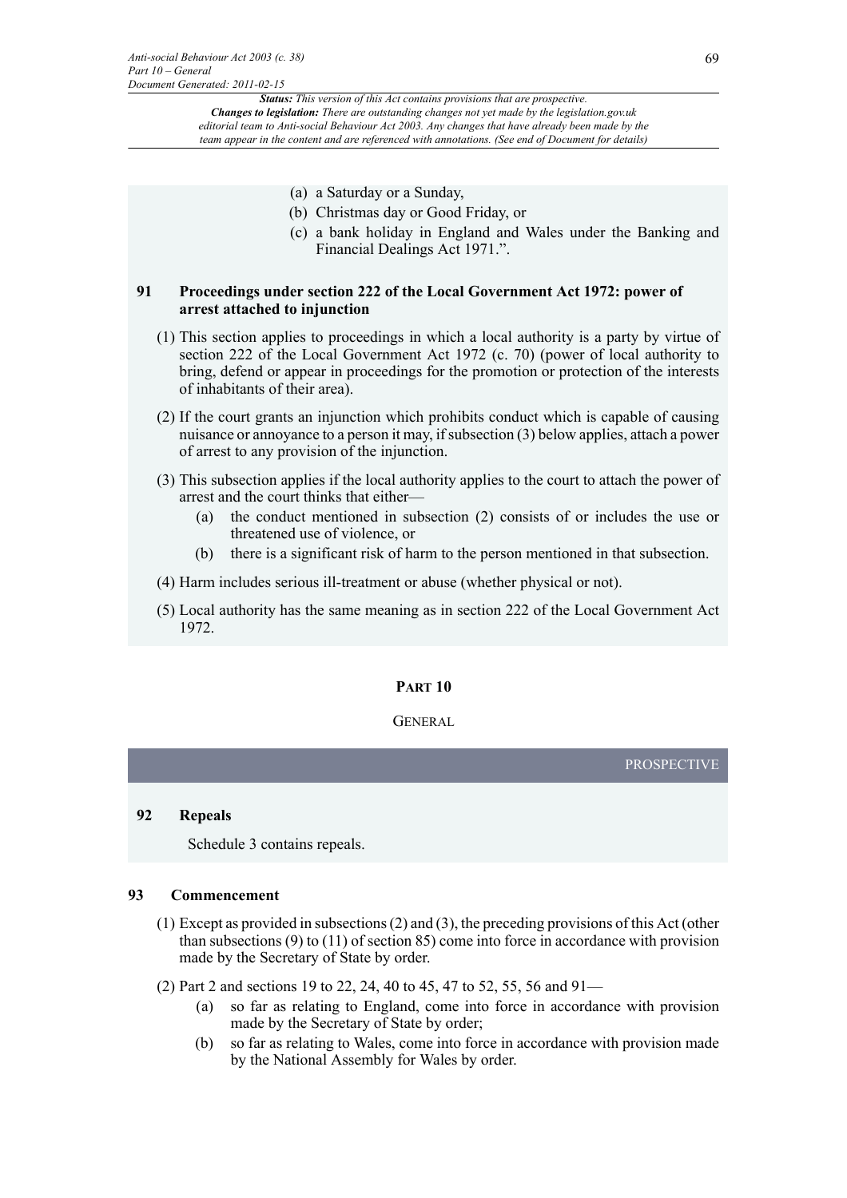(a) a Saturday or a Sunday,

(b) Christmas day or Good Friday, or

(c) a bank holiday in England and Wales under the Banking and Financial Dealings Act 1971.".

**91 Proceedings under section 222 of the Local Government Act 1972: power of arrest attached to injunction**

(1) This section applies to proceedings in which a local authority is a party by virtue of section 222 of the Local Government Act 1972 (c. 70) (power of local authority to bring, defend or appear in proceedings for the promotion or protection of the interests of inhabitants of their area).

(2) If the court grants an injunction which prohibits conduct which is capable of causing nuisance or annoyance to a person it may, if subsection (3) below applies, attach a power of arrest to any provision of the injunction.

(3) This subsection applies if the local authority applies to the court to attach the power of arrest and the court thinks that either—

(a) the conduct mentioned in subsection (2) consists of or includes the use or threatened use of violence, or

(b) there is a significant risk of harm to the person mentioned in that subsection.

(4) Harm includes serious ill-treatment or abuse (whether physical or not).

(5) Local authority has the same meaning as in section 222 of the Local Government Act 1972.

## PART 10

## GENERAL

PROSPECTIVE

**92 Repeals**

Schedule 3 contains repeals.

**93 Commencement**

(1) Except as provided in subsections (2) and (3), the preceding provisions of this Act (other than subsections (9) to (11) of section 85) come into force in accordance with provision made by the Secretary of State by order.

(2) Part 2 and sections 19 to 22, 24, 40 to 45, 47 to 52, 55, 56 and 91—

(a) so far as relating to England, come into force in accordance with provision made by the Secretary of State by order;

(b) so far as relating to Wales, come into force in accordance with provision made by the National Assembly for Wales by order.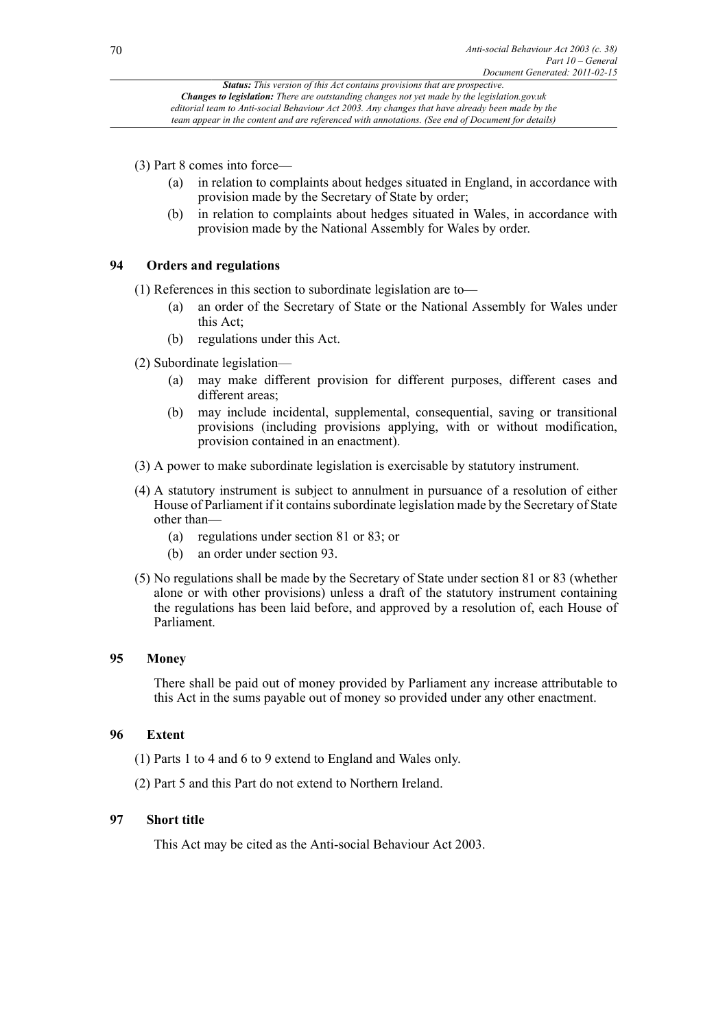(3) Part 8 comes into force—

(a) in relation to complaints about hedges situated in England, in accordance with provision made by the Secretary of State by order;

(b) in relation to complaints about hedges situated in Wales, in accordance with provision made by the National Assembly for Wales by order.

## 94 Orders and regulations

(1) References in this section to subordinate legislation are to—

(a) an order of the Secretary of State or the National Assembly for Wales under this Act;

(b) regulations under this Act.

(2) Subordinate legislation—

(a) may make different provision for different purposes, different cases and different areas;

(b) may include incidental, supplemental, consequential, saving or transitional provisions (including provisions applying, with or without modification, provision contained in an enactment).

(3) A power to make subordinate legislation is exercisable by statutory instrument.

(4) A statutory instrument is subject to annulment in pursuance of a resolution of either House of Parliament if it contains subordinate legislation made by the Secretary of State other than—

(a) regulations under section 81 or 83; or

(b) an order under section 93.

(5) No regulations shall be made by the Secretary of State under section 81 or 83 (whether alone or with other provisions) unless a draft of the statutory instrument containing the regulations has been laid before, and approved by a resolution of, each House of Parliament.

## 95 Money

There shall be paid out of money provided by Parliament any increase attributable to this Act in the sums payable out of money so provided under any other enactment.

## 96 Extent

(1) Parts 1 to 4 and 6 to 9 extend to England and Wales only.

(2) Part 5 and this Part do not extend to Northern Ireland.

## 97 Short title

This Act may be cited as the Anti-social Behaviour Act 2003.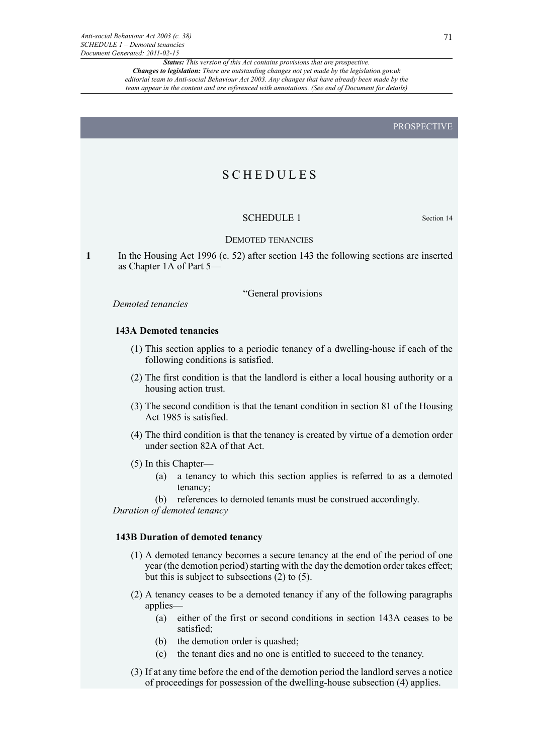PROSPECTIVE

# SCHEDULES

## SCHEDULE 1

Section 14

### DEMOTED TENANCIES

**1** In the Housing Act 1996 (c. 52) after section 143 the following sections are inserted as Chapter 1A of Part 5—

"General provisions

*Demoted tenancies*

**143A Demoted tenancies**

(1) This section applies to a periodic tenancy of a dwelling-house if each of the following conditions is satisfied.

(2) The first condition is that the landlord is either a local housing authority or a housing action trust.

(3) The second condition is that the tenant condition in section 81 of the Housing Act 1985 is satisfied.

(4) The third condition is that the tenancy is created by virtue of a demotion order under section 82A of that Act.

(5) In this Chapter—

(a) a tenancy to which this section applies is referred to as a demoted tenancy;

(b) references to demoted tenants must be construed accordingly.

*Duration of demoted tenancy*

**143B Duration of demoted tenancy**

(1) A demoted tenancy becomes a secure tenancy at the end of the period of one year (the demotion period) starting with the day the demotion order takes effect; but this is subject to subsections (2) to (5).

(2) A tenancy ceases to be a demoted tenancy if any of the following paragraphs applies—

(a) either of the first or second conditions in section 143A ceases to be satisfied;

(b) the demotion order is quashed;

(c) the tenant dies and no one is entitled to succeed to the tenancy.

(3) If at any time before the end of the demotion period the landlord serves a notice of proceedings for possession of the dwelling-house subsection (4) applies.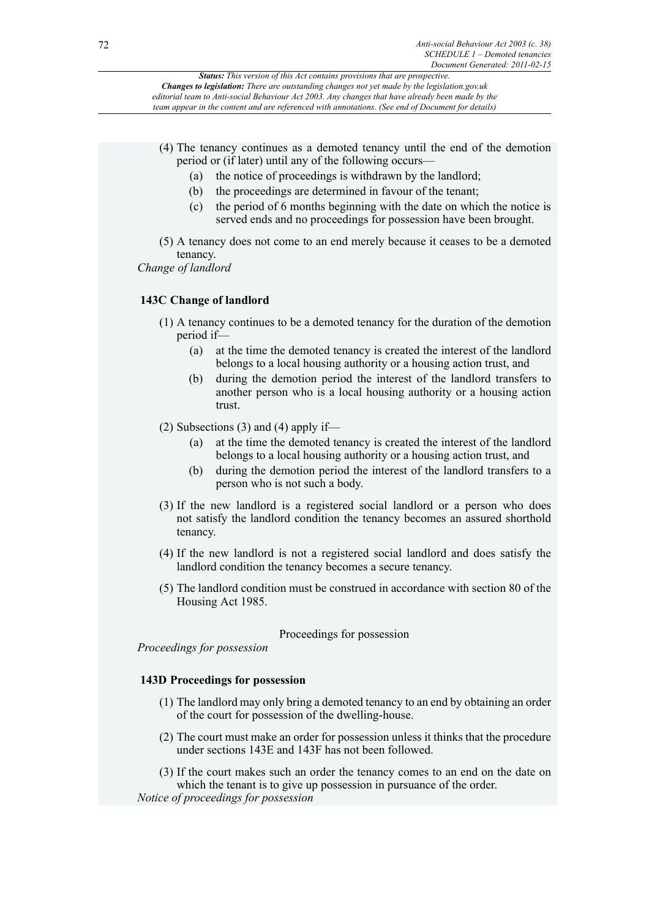(4) The tenancy continues as a demoted tenancy until the end of the demotion period or (if later) until any of the following occurs—

(a) the notice of proceedings is withdrawn by the landlord;

(b) the proceedings are determined in favour of the tenant;

(c) the period of 6 months beginning with the date on which the notice is served ends and no proceedings for possession have been brought.

(5) A tenancy does not come to an end merely because it ceases to be a demoted tenancy.

*Change of landlord*

**143C Change of landlord**

(1) A tenancy continues to be a demoted tenancy for the duration of the demotion period if—

(a) at the time the demoted tenancy is created the interest of the landlord belongs to a local housing authority or a housing action trust, and

(b) during the demotion period the interest of the landlord transfers to another person who is a local housing authority or a housing action trust.

(2) Subsections (3) and (4) apply if—

(a) at the time the demoted tenancy is created the interest of the landlord belongs to a local housing authority or a housing action trust, and

(b) during the demotion period the interest of the landlord transfers to a person who is not such a body.

(3) If the new landlord is a registered social landlord or a person who does not satisfy the landlord condition the tenancy becomes an assured shorthold tenancy.

(4) If the new landlord is not a registered social landlord and does satisfy the landlord condition the tenancy becomes a secure tenancy.

(5) The landlord condition must be construed in accordance with section 80 of the Housing Act 1985.

Proceedings for possession

*Proceedings for possession*

**143D Proceedings for possession**

(1) The landlord may only bring a demoted tenancy to an end by obtaining an order of the court for possession of the dwelling-house.

(2) The court must make an order for possession unless it thinks that the procedure under sections 143E and 143F has not been followed.

(3) If the court makes such an order the tenancy comes to an end on the date on which the tenant is to give up possession in pursuance of the order.

*Notice of proceedings for possession*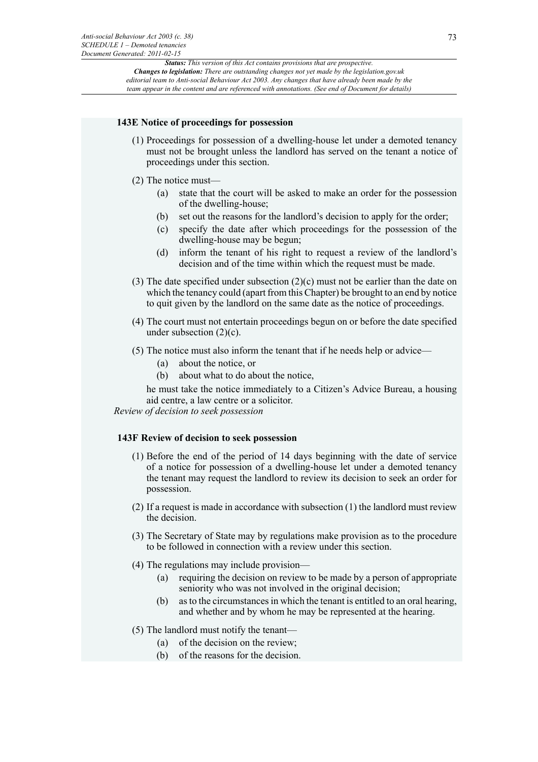### 143E Notice of proceedings for possession

(1) Proceedings for possession of a dwelling-house let under a demoted tenancy must not be brought unless the landlord has served on the tenant a notice of proceedings under this section.

(2) The notice must—

- (a) state that the court will be asked to make an order for the possession of the dwelling-house;
- (b) set out the reasons for the landlord's decision to apply for the order;
- (c) specify the date after which proceedings for the possession of the dwelling-house may be begun;
- (d) inform the tenant of his right to request a review of the landlord's decision and of the time within which the request must be made.

(3) The date specified under subsection (2)(c) must not be earlier than the date on which the tenancy could (apart from this Chapter) be brought to an end by notice to quit given by the landlord on the same date as the notice of proceedings.

(4) The court must not entertain proceedings begun on or before the date specified under subsection (2)(c).

(5) The notice must also inform the tenant that if he needs help or advice—

- (a) about the notice, or
- (b) about what to do about the notice,

he must take the notice immediately to a Citizen's Advice Bureau, a housing aid centre, a law centre or a solicitor.

*Review of decision to seek possession*

### 143F Review of decision to seek possession

(1) Before the end of the period of 14 days beginning with the date of service of a notice for possession of a dwelling-house let under a demoted tenancy the tenant may request the landlord to review its decision to seek an order for possession.

(2) If a request is made in accordance with subsection (1) the landlord must review the decision.

(3) The Secretary of State may by regulations make provision as to the procedure to be followed in connection with a review under this section.

(4) The regulations may include provision—

- (a) requiring the decision on review to be made by a person of appropriate seniority who was not involved in the original decision;
- (b) as to the circumstances in which the tenant is entitled to an oral hearing, and whether and by whom he may be represented at the hearing.

(5) The landlord must notify the tenant—

- (a) of the decision on the review;
- (b) of the reasons for the decision.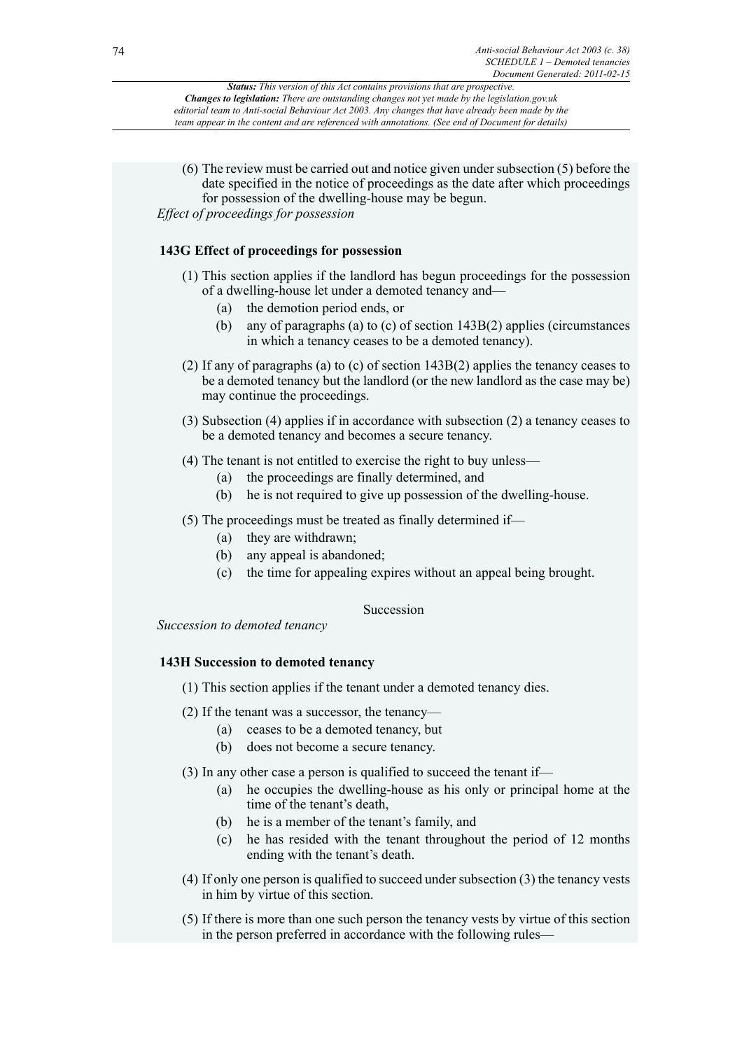(6) The review must be carried out and notice given under subsection (5) before the date specified in the notice of proceedings as the date after which proceedings for possession of the dwelling-house may be begun.

*Effect of proceedings for possession*

### 143G Effect of proceedings for possession

(1) This section applies if the landlord has begun proceedings for the possession of a dwelling-house let under a demoted tenancy and—

- (a) the demotion period ends, or
- (b) any of paragraphs (a) to (c) of section 143B(2) applies (circumstances in which a tenancy ceases to be a demoted tenancy).

(2) If any of paragraphs (a) to (c) of section 143B(2) applies the tenancy ceases to be a demoted tenancy but the landlord (or the new landlord as the case may be) may continue the proceedings.

(3) Subsection (4) applies if in accordance with subsection (2) a tenancy ceases to be a demoted tenancy and becomes a secure tenancy.

(4) The tenant is not entitled to exercise the right to buy unless—

- (a) the proceedings are finally determined, and
- (b) he is not required to give up possession of the dwelling-house.

(5) The proceedings must be treated as finally determined if—

- (a) they are withdrawn;
- (b) any appeal is abandoned;
- (c) the time for appealing expires without an appeal being brought.

## Succession

*Succession to demoted tenancy*

### 143H Succession to demoted tenancy

(1) This section applies if the tenant under a demoted tenancy dies.

(2) If the tenant was a successor, the tenancy—

- (a) ceases to be a demoted tenancy, but
- (b) does not become a secure tenancy.

(3) In any other case a person is qualified to succeed the tenant if—

- (a) he occupies the dwelling-house as his only or principal home at the time of the tenant's death,
- (b) he is a member of the tenant's family, and
- (c) he has resided with the tenant throughout the period of 12 months ending with the tenant's death.

(4) If only one person is qualified to succeed under subsection (3) the tenancy vests in him by virtue of this section.

(5) If there is more than one such person the tenancy vests by virtue of this section in the person preferred in accordance with the following rules—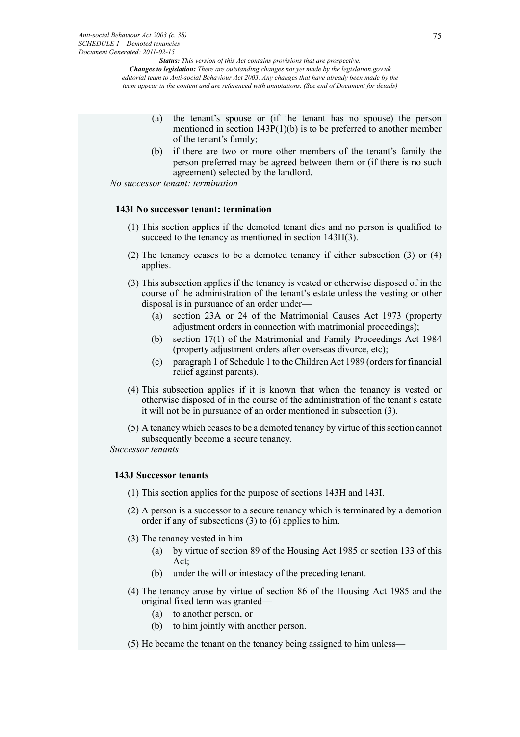- (a) the tenant's spouse or (if the tenant has no spouse) the person mentioned in section 143P(1)(b) is to be preferred to another member of the tenant's family;
- (b) if there are two or more other members of the tenant's family the person preferred may be agreed between them or (if there is no such agreement) selected by the landlord.

*No successor tenant: termination*

### 143I No successor tenant: termination

(1) This section applies if the demoted tenant dies and no person is qualified to succeed to the tenancy as mentioned in section 143H(3).

(2) The tenancy ceases to be a demoted tenancy if either subsection (3) or (4) applies.

(3) This subsection applies if the tenancy is vested or otherwise disposed of in the course of the administration of the tenant's estate unless the vesting or other disposal is in pursuance of an order under—

- (a) section 23A or 24 of the Matrimonial Causes Act 1973 (property adjustment orders in connection with matrimonial proceedings);
- (b) section 17(1) of the Matrimonial and Family Proceedings Act 1984 (property adjustment orders after overseas divorce, etc);
- (c) paragraph 1 of Schedule 1 to the Children Act 1989 (orders for financial relief against parents).

(4) This subsection applies if it is known that when the tenancy is vested or otherwise disposed of in the course of the administration of the tenant's estate it will not be in pursuance of an order mentioned in subsection (3).

(5) A tenancy which ceases to be a demoted tenancy by virtue of this section cannot subsequently become a secure tenancy.

*Successor tenants*

### 143J Successor tenants

(1) This section applies for the purpose of sections 143H and 143I.

(2) A person is a successor to a secure tenancy which is terminated by a demotion order if any of subsections (3) to (6) applies to him.

(3) The tenancy vested in him—

- (a) by virtue of section 89 of the Housing Act 1985 or section 133 of this Act;
- (b) under the will or intestacy of the preceding tenant.

(4) The tenancy arose by virtue of section 86 of the Housing Act 1985 and the original fixed term was granted—

- (a) to another person, or
- (b) to him jointly with another person.

(5) He became the tenant on the tenancy being assigned to him unless—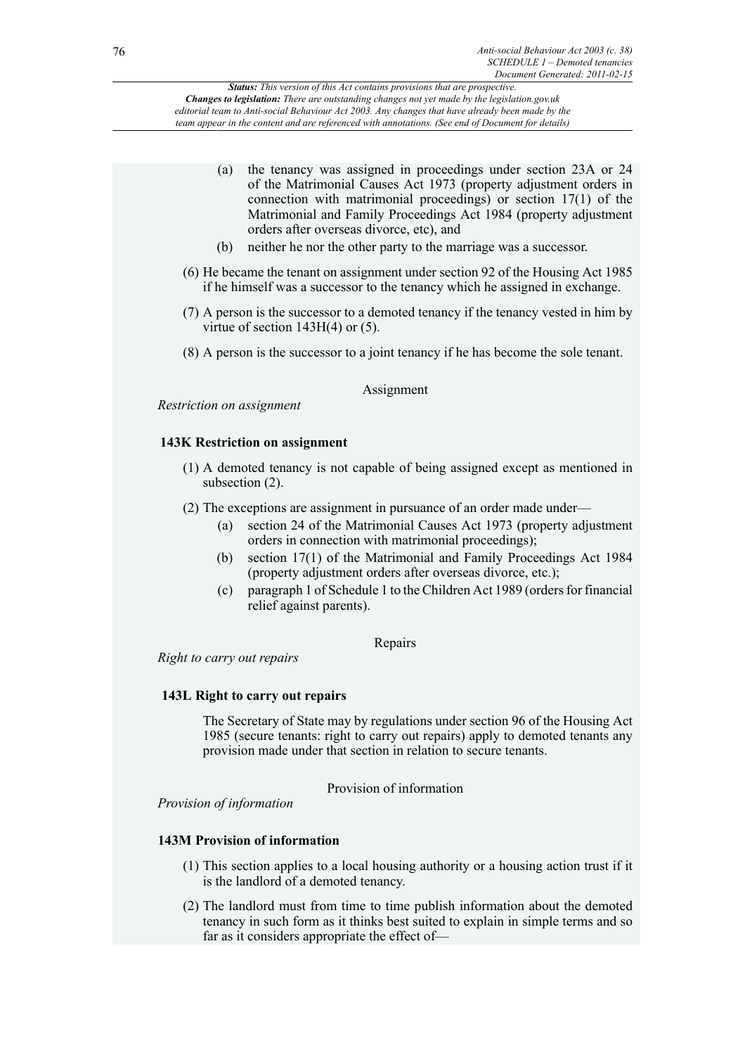(a) the tenancy was assigned in proceedings under section 23A or 24 of the Matrimonial Causes Act 1973 (property adjustment orders in connection with matrimonial proceedings) or section 17(1) of the Matrimonial and Family Proceedings Act 1984 (property adjustment orders after overseas divorce, etc), and

(b) neither he nor the other party to the marriage was a successor.

(6) He became the tenant on assignment under section 92 of the Housing Act 1985 if he himself was a successor to the tenancy which he assigned in exchange.

(7) A person is the successor to a demoted tenancy if the tenancy vested in him by virtue of section 143H(4) or (5).

(8) A person is the successor to a joint tenancy if he has become the sole tenant.

Assignment

*Restriction on assignment*

**143K Restriction on assignment**

(1) A demoted tenancy is not capable of being assigned except as mentioned in subsection (2).

(2) The exceptions are assignment in pursuance of an order made under—

(a) section 24 of the Matrimonial Causes Act 1973 (property adjustment orders in connection with matrimonial proceedings);

(b) section 17(1) of the Matrimonial and Family Proceedings Act 1984 (property adjustment orders after overseas divorce, etc.);

(c) paragraph 1 of Schedule 1 to the Children Act 1989 (orders for financial relief against parents).

Repairs

*Right to carry out repairs*

**143L Right to carry out repairs**

The Secretary of State may by regulations under section 96 of the Housing Act 1985 (secure tenants: right to carry out repairs) apply to demoted tenants any provision made under that section in relation to secure tenants.

Provision of information

*Provision of information*

**143M Provision of information**

(1) This section applies to a local housing authority or a housing action trust if it is the landlord of a demoted tenancy.

(2) The landlord must from time to time publish information about the demoted tenancy in such form as it thinks best suited to explain in simple terms and so far as it considers appropriate the effect of—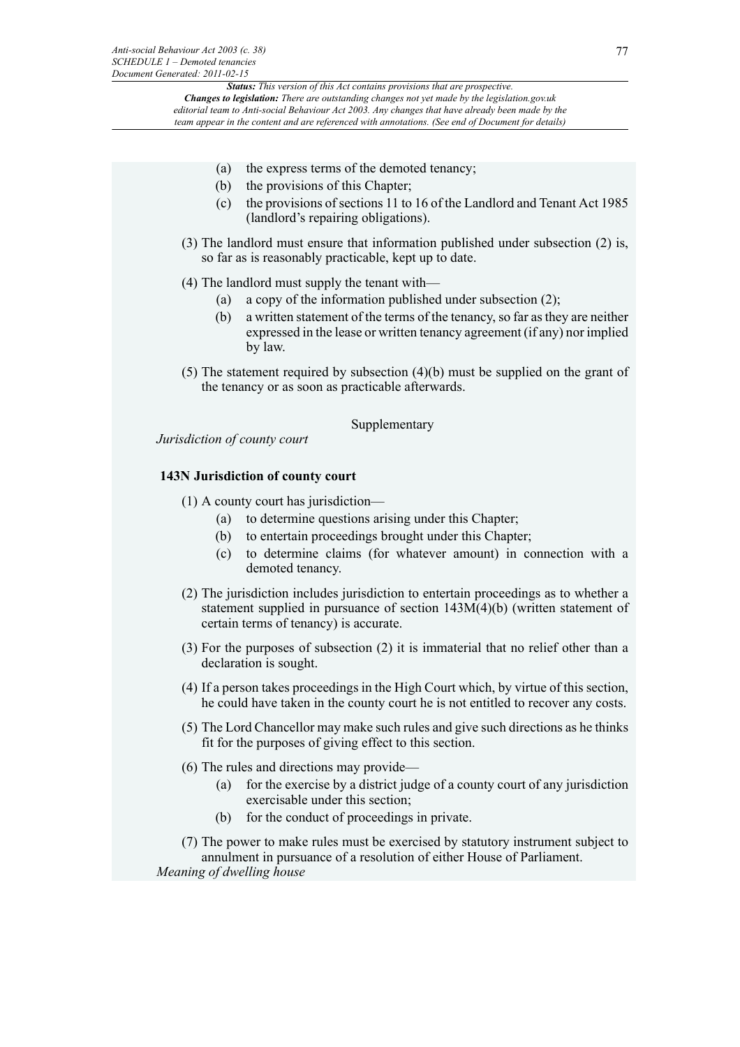- (a) the express terms of the demoted tenancy;
- (b) the provisions of this Chapter;
- (c) the provisions of sections 11 to 16 of the Landlord and Tenant Act 1985 (landlord's repairing obligations).

(3) The landlord must ensure that information published under subsection (2) is, so far as is reasonably practicable, kept up to date.

(4) The landlord must supply the tenant with—

- (a) a copy of the information published under subsection (2);
- (b) a written statement of the terms of the tenancy, so far as they are neither expressed in the lease or written tenancy agreement (if any) nor implied by law.

(5) The statement required by subsection (4)(b) must be supplied on the grant of the tenancy or as soon as practicable afterwards.

Supplementary

*Jurisdiction of county court*

**143N Jurisdiction of county court**

(1) A county court has jurisdiction—

- (a) to determine questions arising under this Chapter;
- (b) to entertain proceedings brought under this Chapter;
- (c) to determine claims (for whatever amount) in connection with a demoted tenancy.

(2) The jurisdiction includes jurisdiction to entertain proceedings as to whether a statement supplied in pursuance of section 143M(4)(b) (written statement of certain terms of tenancy) is accurate.

(3) For the purposes of subsection (2) it is immaterial that no relief other than a declaration is sought.

(4) If a person takes proceedings in the High Court which, by virtue of this section, he could have taken in the county court he is not entitled to recover any costs.

(5) The Lord Chancellor may make such rules and give such directions as he thinks fit for the purposes of giving effect to this section.

(6) The rules and directions may provide—

- (a) for the exercise by a district judge of a county court of any jurisdiction exercisable under this section;
- (b) for the conduct of proceedings in private.

(7) The power to make rules must be exercised by statutory instrument subject to annulment in pursuance of a resolution of either House of Parliament.

*Meaning of dwelling house*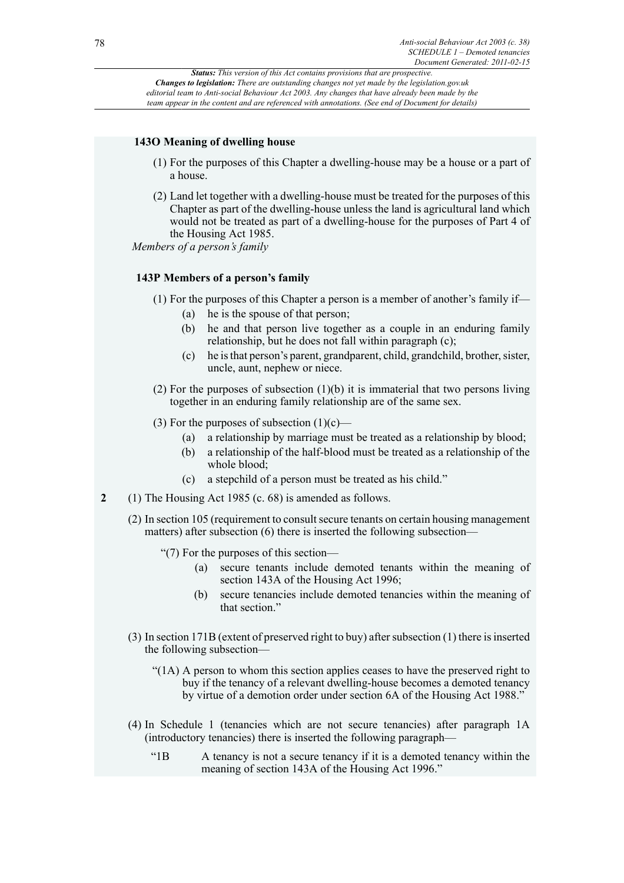### 143O Meaning of dwelling house

(1) For the purposes of this Chapter a dwelling-house may be a house or a part of a house.

(2) Land let together with a dwelling-house must be treated for the purposes of this Chapter as part of the dwelling-house unless the land is agricultural land which would not be treated as part of a dwelling-house for the purposes of Part 4 of the Housing Act 1985.

*Members of a person's family*

### 143P Members of a person's family

(1) For the purposes of this Chapter a person is a member of another's family if—

(a) he is the spouse of that person;

(b) he and that person live together as a couple in an enduring family relationship, but he does not fall within paragraph (c);

(c) he is that person's parent, grandparent, child, grandchild, brother, sister, uncle, aunt, nephew or niece.

(2) For the purposes of subsection (1)(b) it is immaterial that two persons living together in an enduring family relationship are of the same sex.

(3) For the purposes of subsection (1)(c)—

(a) a relationship by marriage must be treated as a relationship by blood;

(b) a relationship of the half-blood must be treated as a relationship of the whole blood;

(c) a stepchild of a person must be treated as his child."

**2** (1) The Housing Act 1985 (c. 68) is amended as follows.

(2) In section 105 (requirement to consult secure tenants on certain housing management matters) after subsection (6) there is inserted the following subsection—

"(7) For the purposes of this section—

(a) secure tenants include demoted tenants within the meaning of section 143A of the Housing Act 1996;

(b) secure tenancies include demoted tenancies within the meaning of that section."

(3) In section 171B (extent of preserved right to buy) after subsection (1) there is inserted the following subsection—

"(1A) A person to whom this section applies ceases to have the preserved right to buy if the tenancy of a relevant dwelling-house becomes a demoted tenancy by virtue of a demotion order under section 6A of the Housing Act 1988."

(4) In Schedule 1 (tenancies which are not secure tenancies) after paragraph 1A (introductory tenancies) there is inserted the following paragraph—

"1B A tenancy is not a secure tenancy if it is a demoted tenancy within the meaning of section 143A of the Housing Act 1996."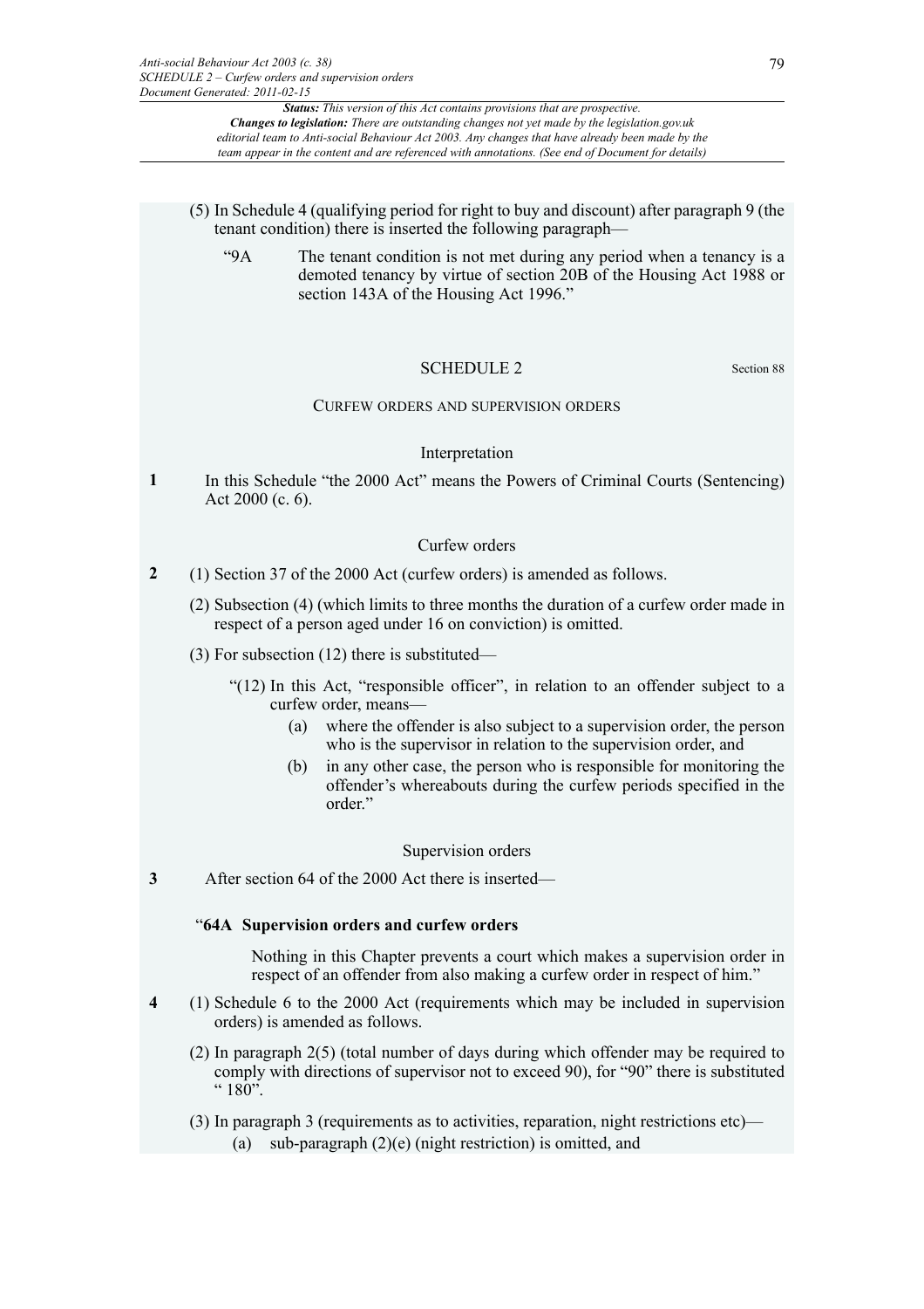(5) In Schedule 4 (qualifying period for right to buy and discount) after paragraph 9 (the tenant condition) there is inserted the following paragraph—

"9A The tenant condition is not met during any period when a tenancy is a demoted tenancy by virtue of section 20B of the Housing Act 1988 or section 143A of the Housing Act 1996."

## SCHEDULE 2

Section 88

### CURFEW ORDERS AND SUPERVISION ORDERS

#### Interpretation

**1** In this Schedule "the 2000 Act" means the Powers of Criminal Courts (Sentencing) Act 2000 (c. 6).

#### Curfew orders

**2** (1) Section 37 of the 2000 Act (curfew orders) is amended as follows.

(2) Subsection (4) (which limits to three months the duration of a curfew order made in respect of a person aged under 16 on conviction) is omitted.

(3) For subsection (12) there is substituted—

"(12) In this Act, "responsible officer", in relation to an offender subject to a curfew order, means—

(a) where the offender is also subject to a supervision order, the person who is the supervisor in relation to the supervision order, and

(b) in any other case, the person who is responsible for monitoring the offender's whereabouts during the curfew periods specified in the order."

#### Supervision orders

**3** After section 64 of the 2000 Act there is inserted—

"**64A Supervision orders and curfew orders**

Nothing in this Chapter prevents a court which makes a supervision order in respect of an offender from also making a curfew order in respect of him."

**4** (1) Schedule 6 to the 2000 Act (requirements which may be included in supervision orders) is amended as follows.

(2) In paragraph 2(5) (total number of days during which offender may be required to comply with directions of supervisor not to exceed 90), for "90" there is substituted " 180".

(3) In paragraph 3 (requirements as to activities, reparation, night restrictions etc)—

(a) sub-paragraph (2)(e) (night restriction) is omitted, and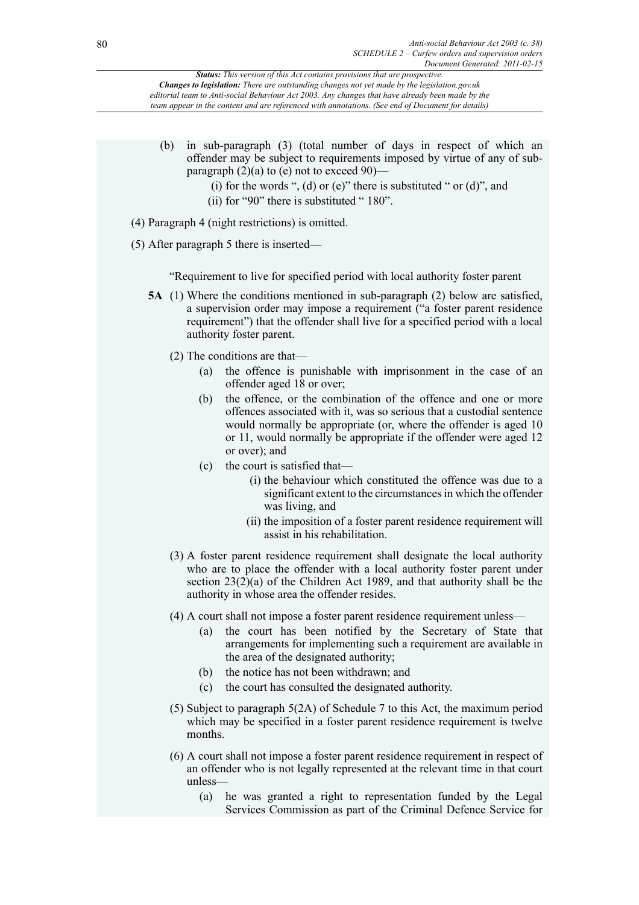(b) in sub-paragraph (3) (total number of days in respect of which an offender may be subject to requirements imposed by virtue of any of sub-paragraph (2)(a) to (e) not to exceed 90)—

   (i) for the words ", (d) or (e)" there is substituted " or (d)", and

   (ii) for "90" there is substituted " 180".

(4) Paragraph 4 (night restrictions) is omitted.

(5) After paragraph 5 there is inserted—

"Requirement to live for specified period with local authority foster parent

**5A** (1) Where the conditions mentioned in sub-paragraph (2) below are satisfied, a supervision order may impose a requirement ("a foster parent residence requirement") that the offender shall live for a specified period with a local authority foster parent.

(2) The conditions are that—

(a) the offence is punishable with imprisonment in the case of an offender aged 18 or over;

(b) the offence, or the combination of the offence and one or more offences associated with it, was so serious that a custodial sentence would normally be appropriate (or, where the offender is aged 10 or 11, would normally be appropriate if the offender were aged 12 or over); and

(c) the court is satisfied that—

   (i) the behaviour which constituted the offence was due to a significant extent to the circumstances in which the offender was living, and

   (ii) the imposition of a foster parent residence requirement will assist in his rehabilitation.

(3) A foster parent residence requirement shall designate the local authority who are to place the offender with a local authority foster parent under section 23(2)(a) of the Children Act 1989, and that authority shall be the authority in whose area the offender resides.

(4) A court shall not impose a foster parent residence requirement unless—

(a) the court has been notified by the Secretary of State that arrangements for implementing such a requirement are available in the area of the designated authority;

(b) the notice has not been withdrawn; and

(c) the court has consulted the designated authority.

(5) Subject to paragraph 5(2A) of Schedule 7 to this Act, the maximum period which may be specified in a foster parent residence requirement is twelve months.

(6) A court shall not impose a foster parent residence requirement in respect of an offender who is not legally represented at the relevant time in that court unless—

(a) he was granted a right to representation funded by the Legal Services Commission as part of the Criminal Defence Service for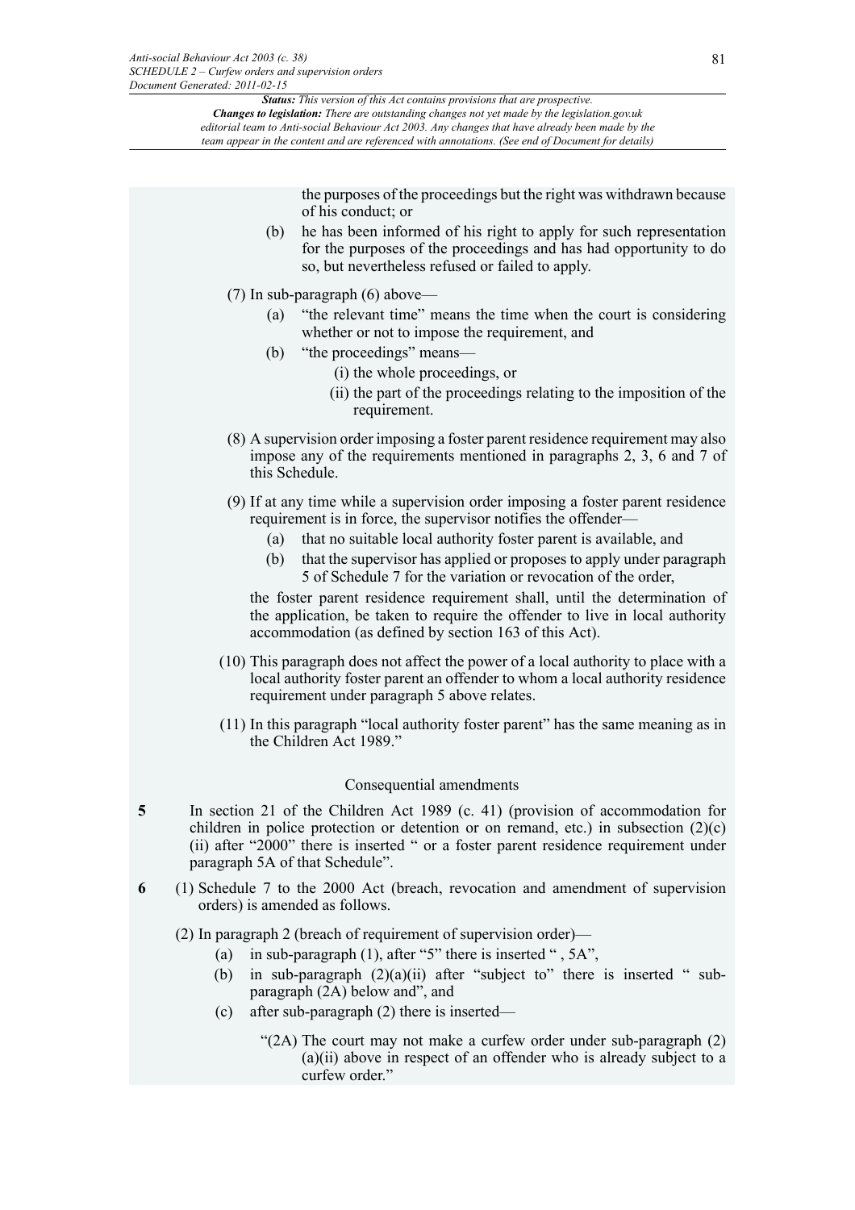the purposes of the proceedings but the right was withdrawn because of his conduct; or

(b) he has been informed of his right to apply for such representation for the purposes of the proceedings and has had opportunity to do so, but nevertheless refused or failed to apply.

(7) In sub-paragraph (6) above—

(a) "the relevant time" means the time when the court is considering whether or not to impose the requirement, and

(b) "the proceedings" means—

(i) the whole proceedings, or

(ii) the part of the proceedings relating to the imposition of the requirement.

(8) A supervision order imposing a foster parent residence requirement may also impose any of the requirements mentioned in paragraphs 2, 3, 6 and 7 of this Schedule.

(9) If at any time while a supervision order imposing a foster parent residence requirement is in force, the supervisor notifies the offender—

(a) that no suitable local authority foster parent is available, and

(b) that the supervisor has applied or proposes to apply under paragraph 5 of Schedule 7 for the variation or revocation of the order,

the foster parent residence requirement shall, until the determination of the application, be taken to require the offender to live in local authority accommodation (as defined by section 163 of this Act).

(10) This paragraph does not affect the power of a local authority to place with a local authority foster parent an offender to whom a local authority residence requirement under paragraph 5 above relates.

(11) In this paragraph "local authority foster parent" has the same meaning as in the Children Act 1989."

### Consequential amendments

**5** In section 21 of the Children Act 1989 (c. 41) (provision of accommodation for children in police protection or detention or on remand, etc.) in subsection (2)(c)(ii) after "2000" there is inserted " or a foster parent residence requirement under paragraph 5A of that Schedule".

**6** (1) Schedule 7 to the 2000 Act (breach, revocation and amendment of supervision orders) is amended as follows.

(2) In paragraph 2 (breach of requirement of supervision order)—

(a) in sub-paragraph (1), after "5" there is inserted " , 5A",

(b) in sub-paragraph (2)(a)(ii) after "subject to" there is inserted " sub-paragraph (2A) below and", and

(c) after sub-paragraph (2) there is inserted—

"(2A) The court may not make a curfew order under sub-paragraph (2)(a)(ii) above in respect of an offender who is already subject to a curfew order."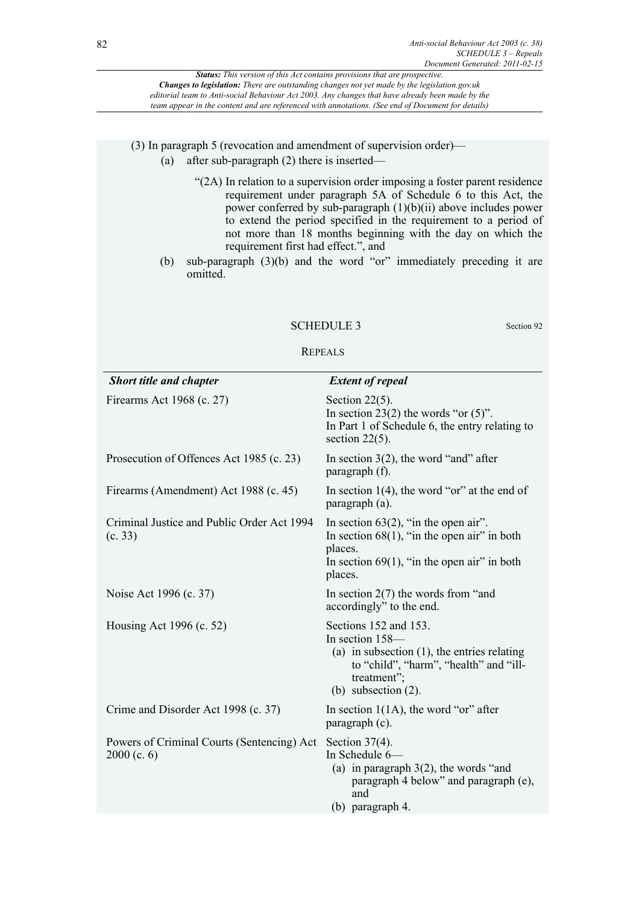(3) In paragraph 5 (revocation and amendment of supervision order)—

(a) after sub-paragraph (2) there is inserted—

"(2A) In relation to a supervision order imposing a foster parent residence requirement under paragraph 5A of Schedule 6 to this Act, the power conferred by sub-paragraph (1)(b)(ii) above includes power to extend the period specified in the requirement to a period of not more than 18 months beginning with the day on which the requirement first had effect.", and

(b) sub-paragraph (3)(b) and the word "or" immediately preceding it are omitted.

## SCHEDULE 3

Section 92

REPEALS

| *Short title and chapter* | *Extent of repeal* |
|---|---|
| Firearms Act 1968 (c. 27) | Section 22(5).<br>In section 23(2) the words "or (5)".<br>In Part 1 of Schedule 6, the entry relating to section 22(5). |
| Prosecution of Offences Act 1985 (c. 23) | In section 3(2), the word "and" after paragraph (f). |
| Firearms (Amendment) Act 1988 (c. 45) | In section 1(4), the word "or" at the end of paragraph (a). |
| Criminal Justice and Public Order Act 1994 (c. 33) | In section 63(2), "in the open air".<br>In section 68(1), "in the open air" in both places.<br>In section 69(1), "in the open air" in both places. |
| Noise Act 1996 (c. 37) | In section 2(7) the words from "and accordingly" to the end. |
| Housing Act 1996 (c. 52) | Sections 152 and 153.<br>In section 158—<br>(a) in subsection (1), the entries relating to "child", "harm", "health" and "ill-treatment";<br>(b) subsection (2). |
| Crime and Disorder Act 1998 (c. 37) | In section 1(1A), the word "or" after paragraph (c). |
| Powers of Criminal Courts (Sentencing) Act 2000 (c. 6) | Section 37(4).<br>In Schedule 6—<br>(a) in paragraph 3(2), the words "and paragraph 4 below" and paragraph (e), and<br>(b) paragraph 4. |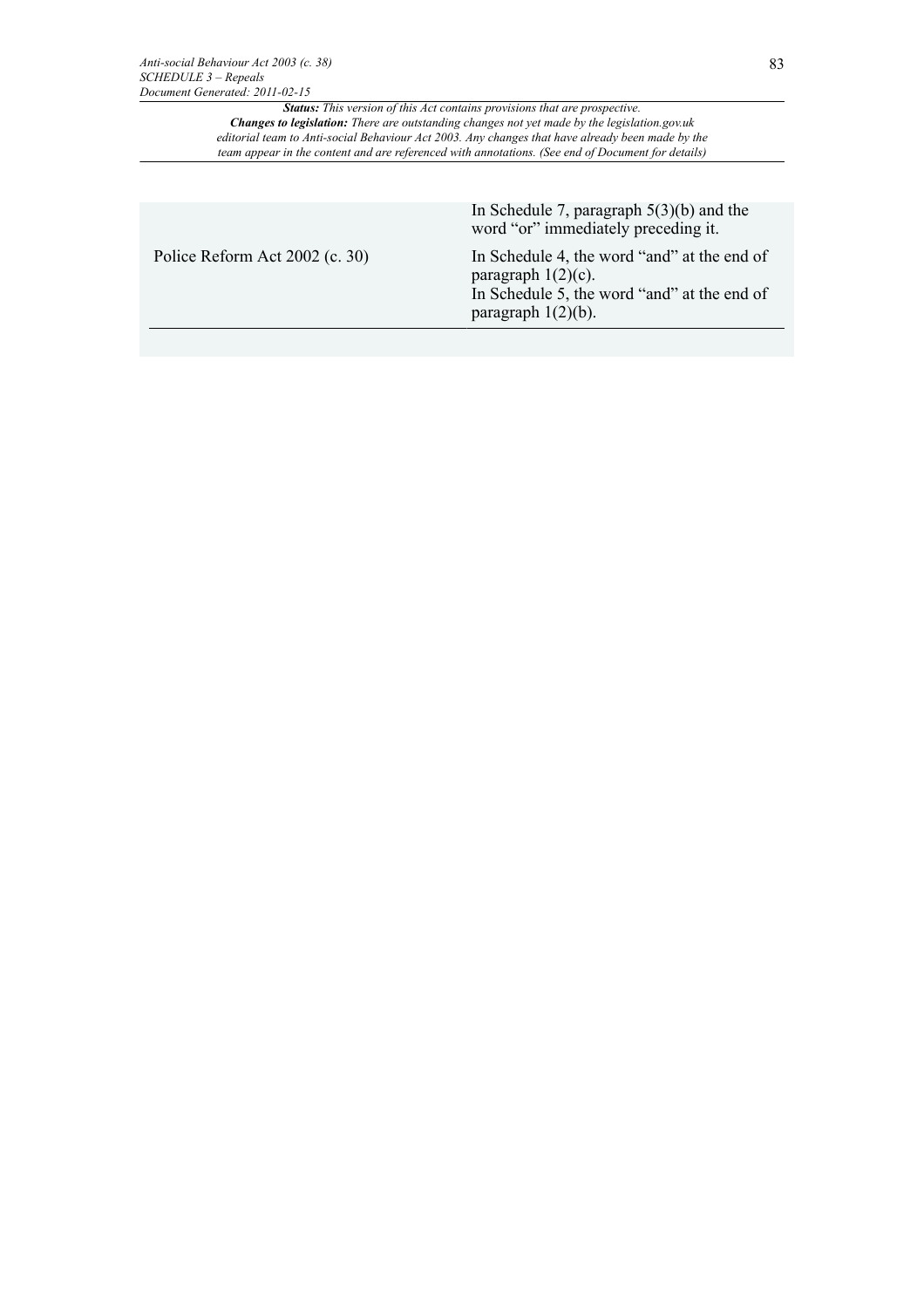| | |
|---|---|
| | In Schedule 7, paragraph 5(3)(b) and the word "or" immediately preceding it. |
| Police Reform Act 2002 (c. 30) | In Schedule 4, the word "and" at the end of paragraph 1(2)(c).<br>In Schedule 5, the word "and" at the end of paragraph 1(2)(b). |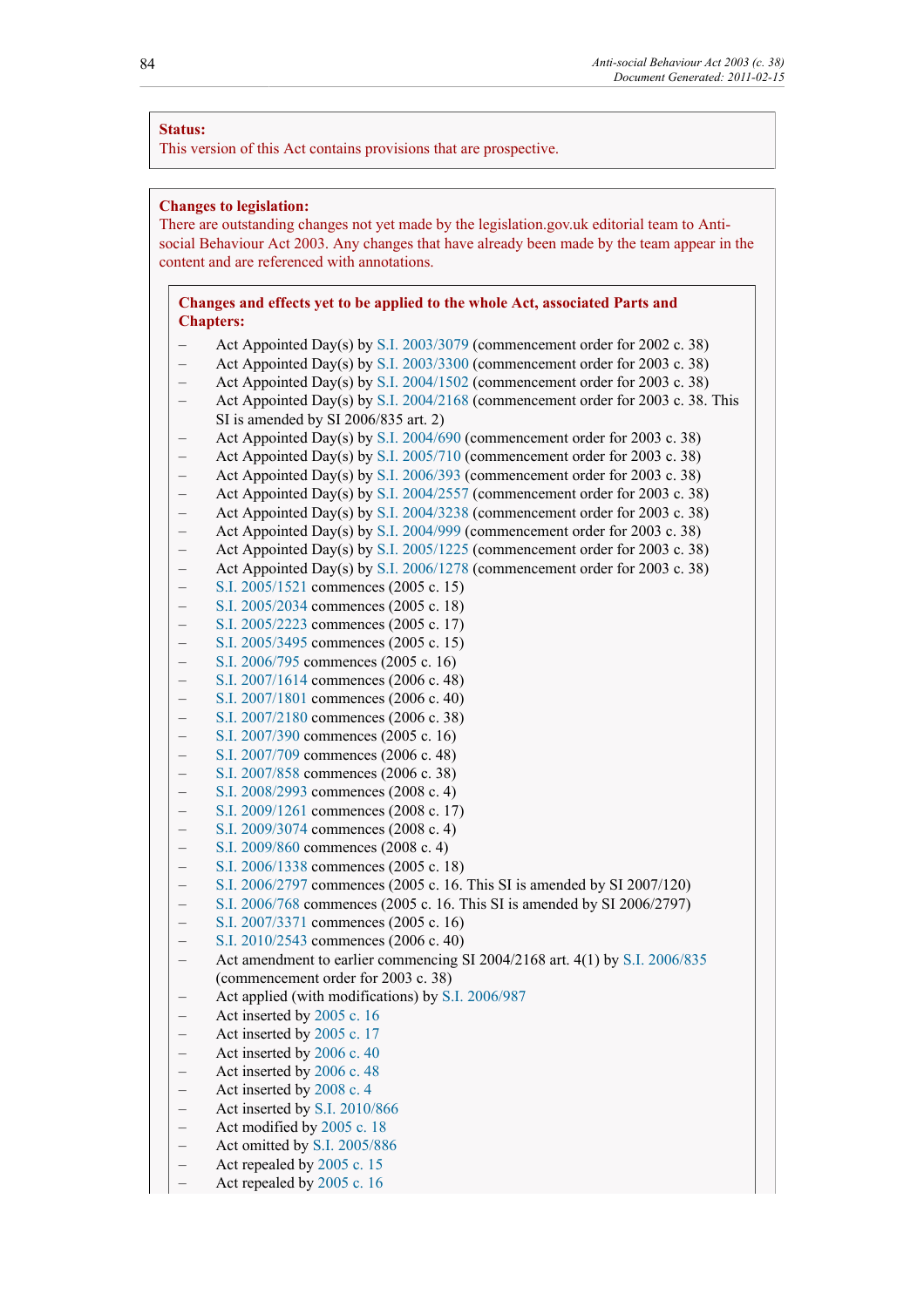**Status:**
This version of this Act contains provisions that are prospective.

**Changes to legislation:**
There are outstanding changes not yet made by the legislation.gov.uk editorial team to Anti-social Behaviour Act 2003. Any changes that have already been made by the team appear in the content and are referenced with annotations.

**Changes and effects yet to be applied to the whole Act, associated Parts and Chapters:**

- Act Appointed Day(s) by S.I. 2003/3079 (commencement order for 2002 c. 38)
- Act Appointed Day(s) by S.I. 2003/3300 (commencement order for 2003 c. 38)
- Act Appointed Day(s) by S.I. 2004/1502 (commencement order for 2003 c. 38)
- Act Appointed Day(s) by S.I. 2004/2168 (commencement order for 2003 c. 38. This SI is amended by SI 2006/835 art. 2)
- Act Appointed Day(s) by S.I. 2004/690 (commencement order for 2003 c. 38)
- Act Appointed Day(s) by S.I. 2005/710 (commencement order for 2003 c. 38)
- Act Appointed Day(s) by S.I. 2006/393 (commencement order for 2003 c. 38)
- Act Appointed Day(s) by S.I. 2004/2557 (commencement order for 2003 c. 38)
- Act Appointed Day(s) by S.I. 2004/3238 (commencement order for 2003 c. 38)
- Act Appointed Day(s) by S.I. 2004/999 (commencement order for 2003 c. 38)
- Act Appointed Day(s) by S.I. 2005/1225 (commencement order for 2003 c. 38)
- Act Appointed Day(s) by S.I. 2006/1278 (commencement order for 2003 c. 38)
- S.I. 2005/1521 commences (2005 c. 15)
- S.I. 2005/2034 commences (2005 c. 18)
- S.I. 2005/2223 commences (2005 c. 17)
- S.I. 2005/3495 commences (2005 c. 15)
- S.I. 2006/795 commences (2005 c. 16)
- S.I. 2007/1614 commences (2006 c. 48)
- S.I. 2007/1801 commences (2006 c. 40)
- S.I. 2007/2180 commences (2006 c. 38)
- S.I. 2007/390 commences (2005 c. 16)
- S.I. 2007/709 commences (2006 c. 48)
- S.I. 2007/858 commences (2006 c. 38)
- S.I. 2008/2993 commences (2008 c. 4)
- S.I. 2009/1261 commences (2008 c. 17)
- S.I. 2009/3074 commences (2008 c. 4)
- S.I. 2009/860 commences (2008 c. 4)
- S.I. 2006/1338 commences (2005 c. 18)
- S.I. 2006/2797 commences (2005 c. 16. This SI is amended by SI 2007/120)
- S.I. 2006/768 commences (2005 c. 16. This SI is amended by SI 2006/2797)
- S.I. 2007/3371 commences (2005 c. 16)
- S.I. 2010/2543 commences (2006 c. 40)
- Act amendment to earlier commencing SI 2004/2168 art. 4(1) by S.I. 2006/835 (commencement order for 2003 c. 38)
- Act applied (with modifications) by S.I. 2006/987
- Act inserted by 2005 c. 16
- Act inserted by 2005 c. 17
- Act inserted by 2006 c. 40
- Act inserted by 2006 c. 48
- Act inserted by 2008 c. 4
- Act inserted by S.I. 2010/866
- Act modified by 2005 c. 18
- Act omitted by S.I. 2005/886
- Act repealed by 2005 c. 15
- Act repealed by 2005 c. 16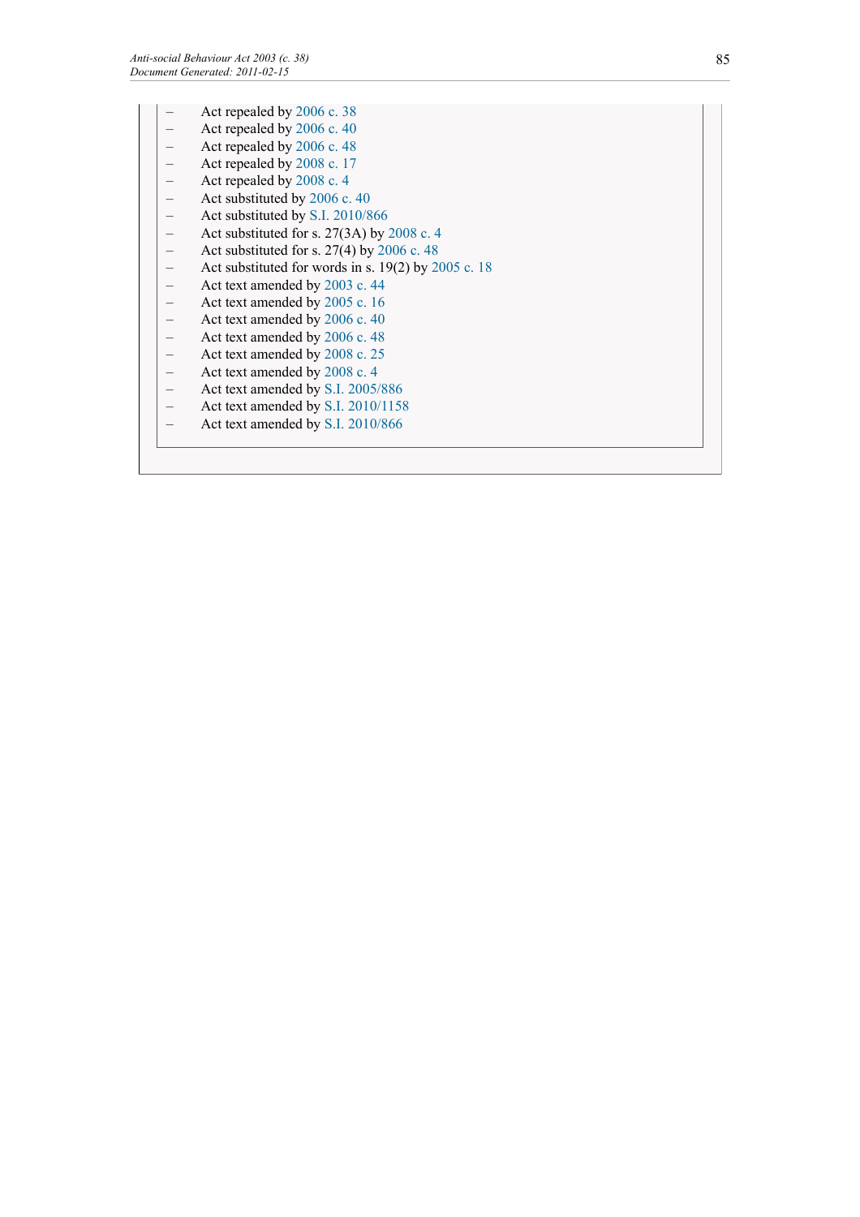- Act repealed by 2006 c. 38
- Act repealed by 2006 c. 40
- Act repealed by 2006 c. 48
- Act repealed by 2008 c. 17
- Act repealed by 2008 c. 4
- Act substituted by 2006 c. 40
- Act substituted by S.I. 2010/866
- Act substituted for s. 27(3A) by 2008 c. 4
- Act substituted for s. 27(4) by 2006 c. 48
- Act substituted for words in s. 19(2) by 2005 c. 18
- Act text amended by 2003 c. 44
- Act text amended by 2005 c. 16
- Act text amended by 2006 c. 40
- Act text amended by 2006 c. 48
- Act text amended by 2008 c. 25
- Act text amended by 2008 c. 4
- Act text amended by S.I. 2005/886
- Act text amended by S.I. 2010/1158
- Act text amended by S.I. 2010/866